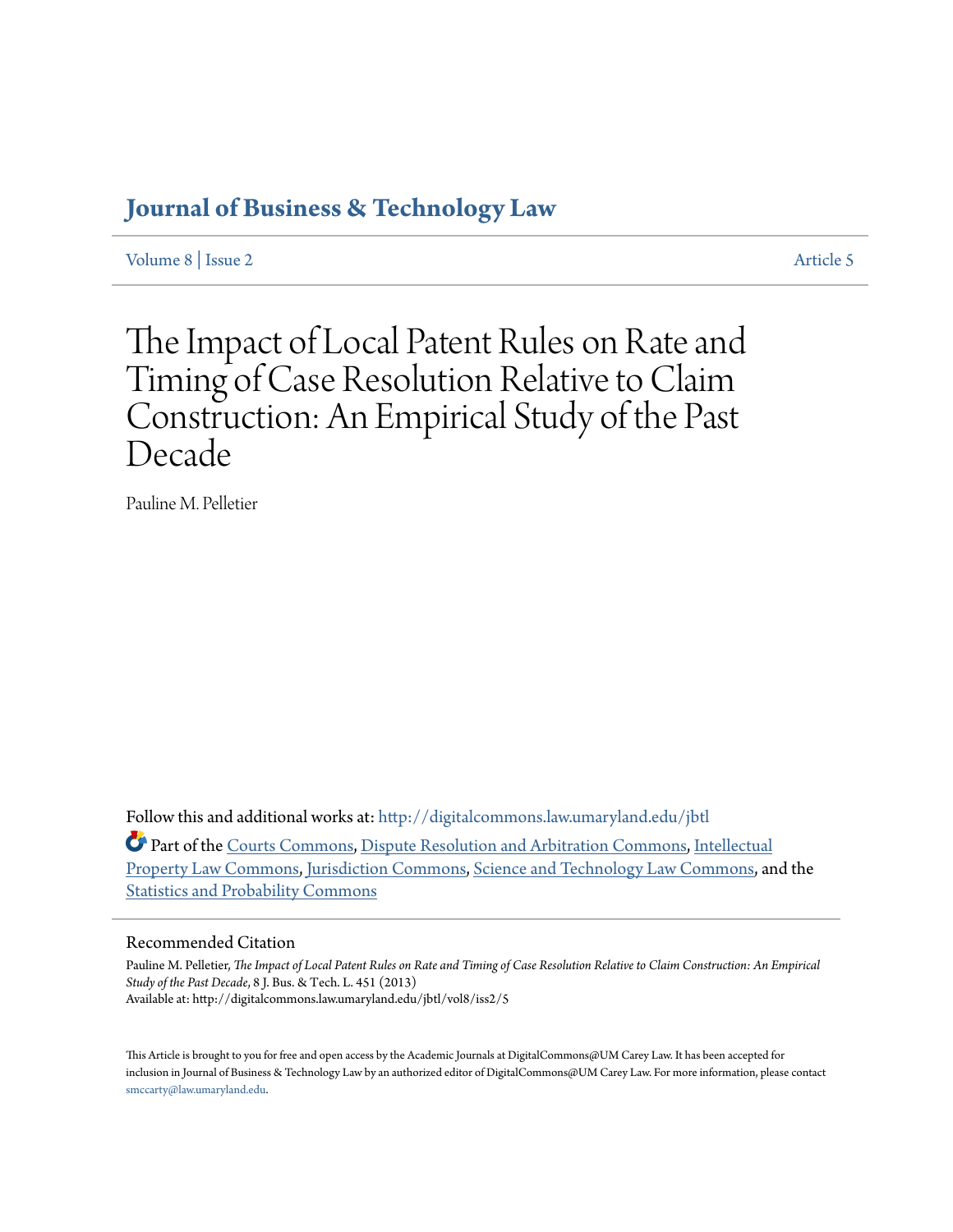# Journal of Business & Technology Law

Volume 8 | Issue 2 Article 5

# The Impact of Local Patent Rules on Rate and Timing of Case Resolution Relative to Claim Construction: An Empirical Study of the Past Decade

Pauline M. Pelletier

Follow this and additional works at: http://digitalcommons.law.umaryland.edu/jbtl

Part of the Courts Commons, Dispute Resolution and Arbitration Commons, Intellectual Property Law Commons, Jurisdiction Commons, Science and Technology Law Commons, and the Statistics and Probability Commons

## Recommended Citation

Pauline M. Pelletier, *The Impact of Local Patent Rules on Rate and Timing of Case Resolution Relative to Claim Construction: An Empirical Study of the Past Decade*, 8 J. Bus. & Tech. L. 451 (2013)
Available at: http://digitalcommons.law.umaryland.edu/jbtl/vol8/iss2/5

This Article is brought to you for free and open access by the Academic Journals at DigitalCommons@UM Carey Law. It has been accepted for inclusion in Journal of Business & Technology Law by an authorized editor of DigitalCommons@UM Carey Law. For more information, please contact smccarty@law.umaryland.edu.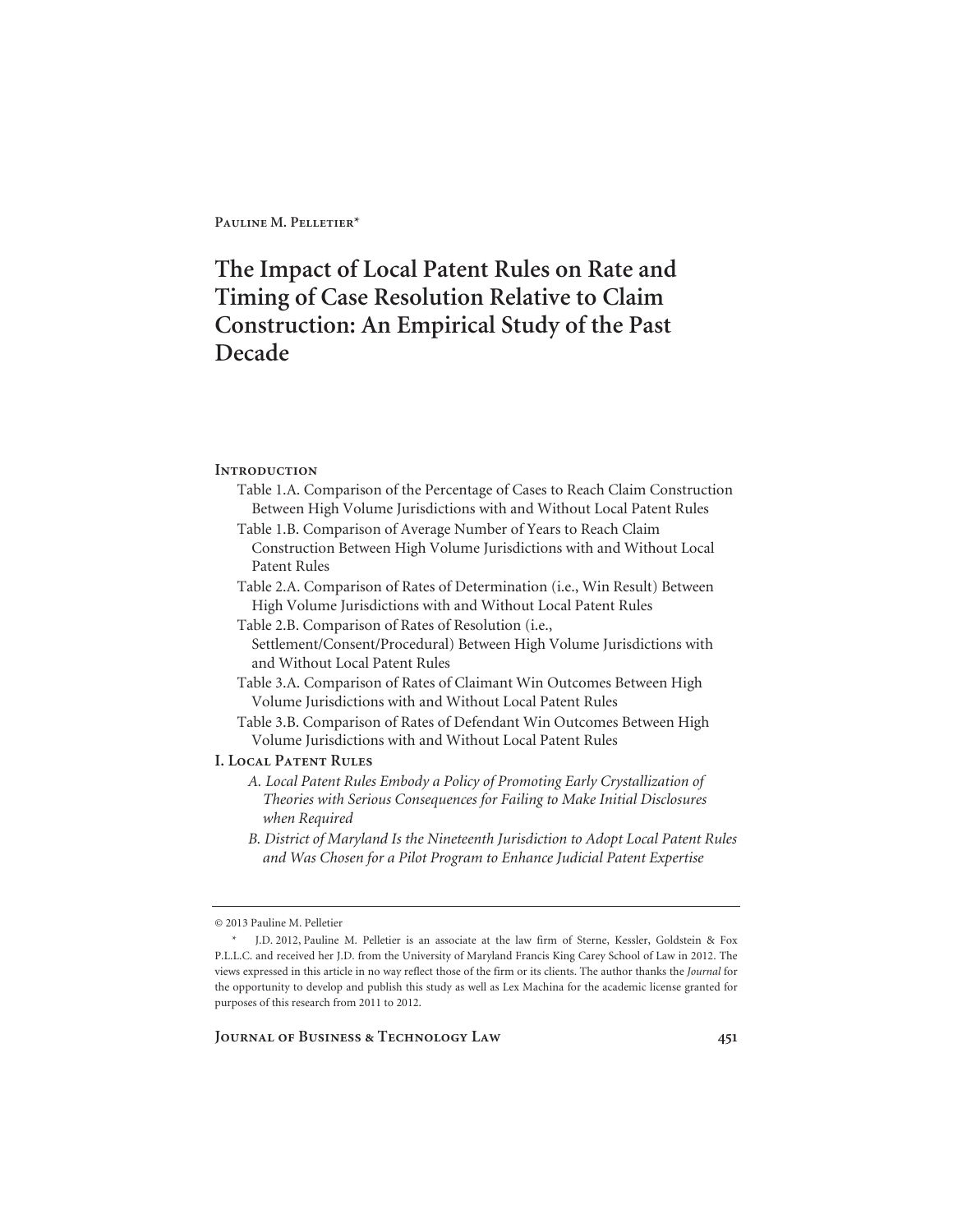Pauline M. Pelletier*

# The Impact of Local Patent Rules on Rate and Timing of Case Resolution Relative to Claim Construction: An Empirical Study of the Past Decade

**Introduction**

- Table 1.A. Comparison of the Percentage of Cases to Reach Claim Construction Between High Volume Jurisdictions with and Without Local Patent Rules
- Table 1.B. Comparison of Average Number of Years to Reach Claim Construction Between High Volume Jurisdictions with and Without Local Patent Rules
- Table 2.A. Comparison of Rates of Determination (i.e., Win Result) Between High Volume Jurisdictions with and Without Local Patent Rules
- Table 2.B. Comparison of Rates of Resolution (i.e., Settlement/Consent/Procedural) Between High Volume Jurisdictions with and Without Local Patent Rules
- Table 3.A. Comparison of Rates of Claimant Win Outcomes Between High Volume Jurisdictions with and Without Local Patent Rules
- Table 3.B. Comparison of Rates of Defendant Win Outcomes Between High Volume Jurisdictions with and Without Local Patent Rules

**I. Local Patent Rules**

- *A. Local Patent Rules Embody a Policy of Promoting Early Crystallization of Theories with Serious Consequences for Failing to Make Initial Disclosures when Required*
- *B. District of Maryland Is the Nineteenth Jurisdiction to Adopt Local Patent Rules and Was Chosen for a Pilot Program to Enhance Judicial Patent Expertise*

---

© 2013 Pauline M. Pelletier

\* J.D. 2012, Pauline M. Pelletier is an associate at the law firm of Sterne, Kessler, Goldstein & Fox P.L.L.C. and received her J.D. from the University of Maryland Francis King Carey School of Law in 2012. The views expressed in this article in no way reflect those of the firm or its clients. The author thanks the *Journal* for the opportunity to develop and publish this study as well as Lex Machina for the academic license granted for purposes of this research from 2011 to 2012.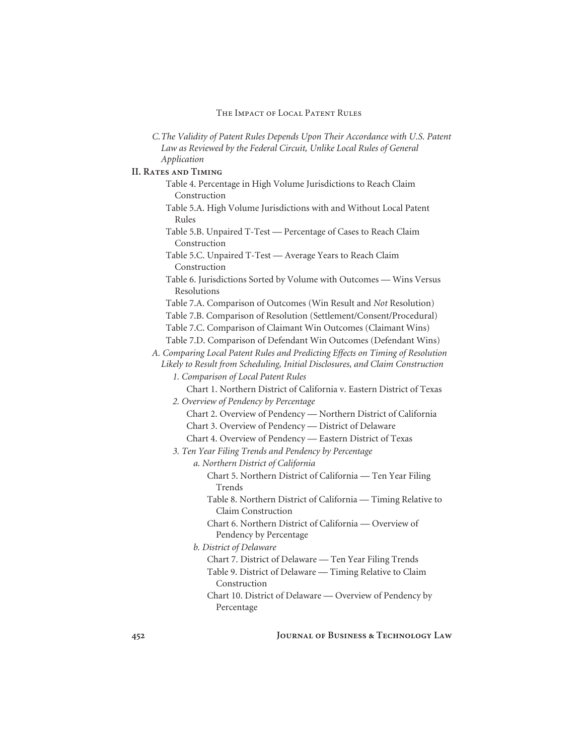*C. The Validity of Patent Rules Depends Upon Their Accordance with U.S. Patent Law as Reviewed by the Federal Circuit, Unlike Local Rules of General Application*

**II. Rates and Timing**

- Table 4. Percentage in High Volume Jurisdictions to Reach Claim Construction
- Table 5.A. High Volume Jurisdictions with and Without Local Patent Rules
- Table 5.B. Unpaired T-Test — Percentage of Cases to Reach Claim Construction
- Table 5.C. Unpaired T-Test — Average Years to Reach Claim Construction
- Table 6. Jurisdictions Sorted by Volume with Outcomes — Wins Versus Resolutions
- Table 7.A. Comparison of Outcomes (Win Result and *Not* Resolution)
- Table 7.B. Comparison of Resolution (Settlement/Consent/Procedural)
- Table 7.C. Comparison of Claimant Win Outcomes (Claimant Wins)
- Table 7.D. Comparison of Defendant Win Outcomes (Defendant Wins)

*A. Comparing Local Patent Rules and Predicting Effects on Timing of Resolution Likely to Result from Scheduling, Initial Disclosures, and Claim Construction*

*1. Comparison of Local Patent Rules*

- Chart 1. Northern District of California v. Eastern District of Texas

*2. Overview of Pendency by Percentage*

- Chart 2. Overview of Pendency — Northern District of California
- Chart 3. Overview of Pendency — District of Delaware
- Chart 4. Overview of Pendency — Eastern District of Texas

*3. Ten Year Filing Trends and Pendency by Percentage*

*a. Northern District of California*

- Chart 5. Northern District of California — Ten Year Filing Trends
- Table 8. Northern District of California — Timing Relative to Claim Construction
- Chart 6. Northern District of California — Overview of Pendency by Percentage

*b. District of Delaware*

- Chart 7. District of Delaware — Ten Year Filing Trends
- Table 9. District of Delaware — Timing Relative to Claim Construction
- Chart 10. District of Delaware — Overview of Pendency by Percentage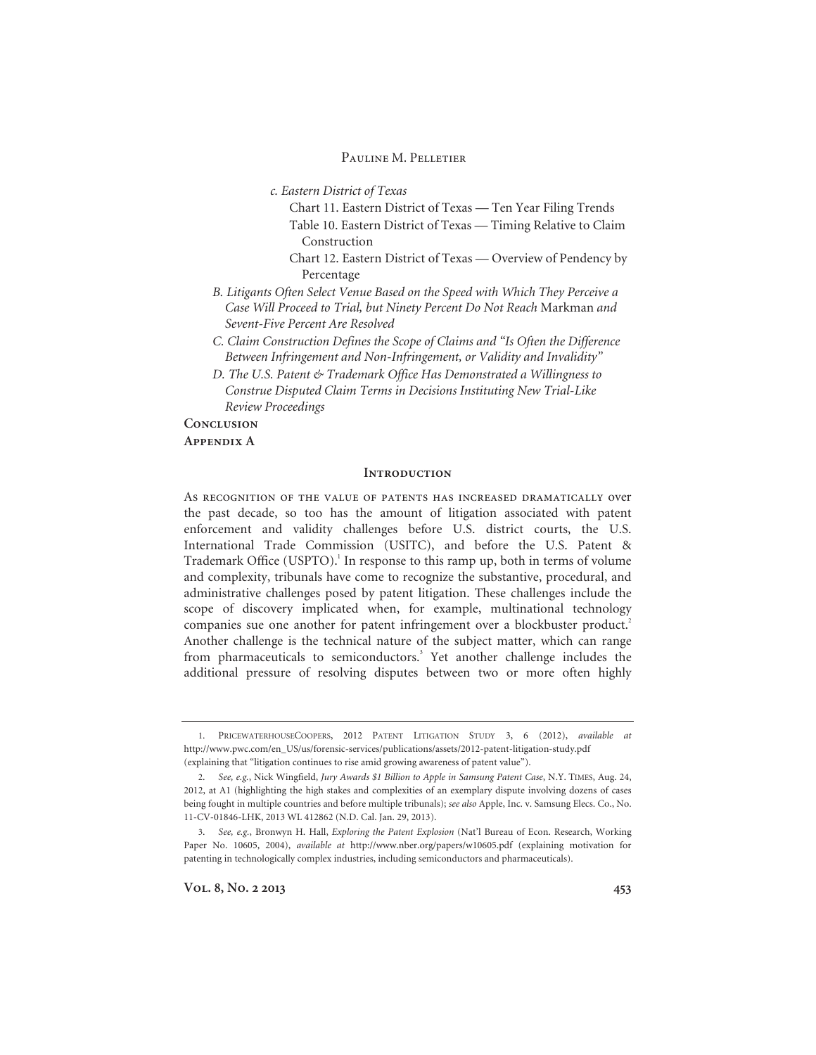c. *Eastern District of Texas*

Chart 11. Eastern District of Texas — Ten Year Filing Trends

Table 10. Eastern District of Texas — Timing Relative to Claim Construction

Chart 12. Eastern District of Texas — Overview of Pendency by Percentage

B. *Litigants Often Select Venue Based on the Speed with Which They Perceive a Case Will Proceed to Trial, but Ninety Percent Do Not Reach* Markman *and Sevent-Five Percent Are Resolved*

C. *Claim Construction Defines the Scope of Claims and "Is Often the Difference Between Infringement and Non-Infringement, or Validity and Invalidity"*

D. *The U.S. Patent & Trademark Office Has Demonstrated a Willingness to Construe Disputed Claim Terms in Decisions Instituting New Trial-Like Review Proceedings*

**Conclusion**

**Appendix A**

## Introduction

As recognition of the value of patents has increased dramatically over the past decade, so too has the amount of litigation associated with patent enforcement and validity challenges before U.S. district courts, the U.S. International Trade Commission (USITC), and before the U.S. Patent & Trademark Office (USPTO).[1] In response to this ramp up, both in terms of volume and complexity, tribunals have come to recognize the substantive, procedural, and administrative challenges posed by patent litigation. These challenges include the scope of discovery implicated when, for example, multinational technology companies sue one another for patent infringement over a blockbuster product.[2] Another challenge is the technical nature of the subject matter, which can range from pharmaceuticals to semiconductors.[3] Yet another challenge includes the additional pressure of resolving disputes between two or more often highly

---

1. PricewaterhouseCoopers, 2012 Patent Litigation Study 3, 6 (2012), *available at* http://www.pwc.com/en_US/us/forensic-services/publications/assets/2012-patent-litigation-study.pdf (explaining that "litigation continues to rise amid growing awareness of patent value").

2. *See, e.g.*, Nick Wingfield, *Jury Awards $1 Billion to Apple in Samsung Patent Case*, N.Y. Times, Aug. 24, 2012, at A1 (highlighting the high stakes and complexities of an exemplary dispute involving dozens of cases being fought in multiple countries and before multiple tribunals); *see also* Apple, Inc. v. Samsung Elecs. Co., No. 11-CV-01846-LHK, 2013 WL 412862 (N.D. Cal. Jan. 29, 2013).

3. *See, e.g.*, Bronwyn H. Hall, *Exploring the Patent Explosion* (Nat'l Bureau of Econ. Research, Working Paper No. 10605, 2004), *available at* http://www.nber.org/papers/w10605.pdf (explaining motivation for patenting in technologically complex industries, including semiconductors and pharmaceuticals).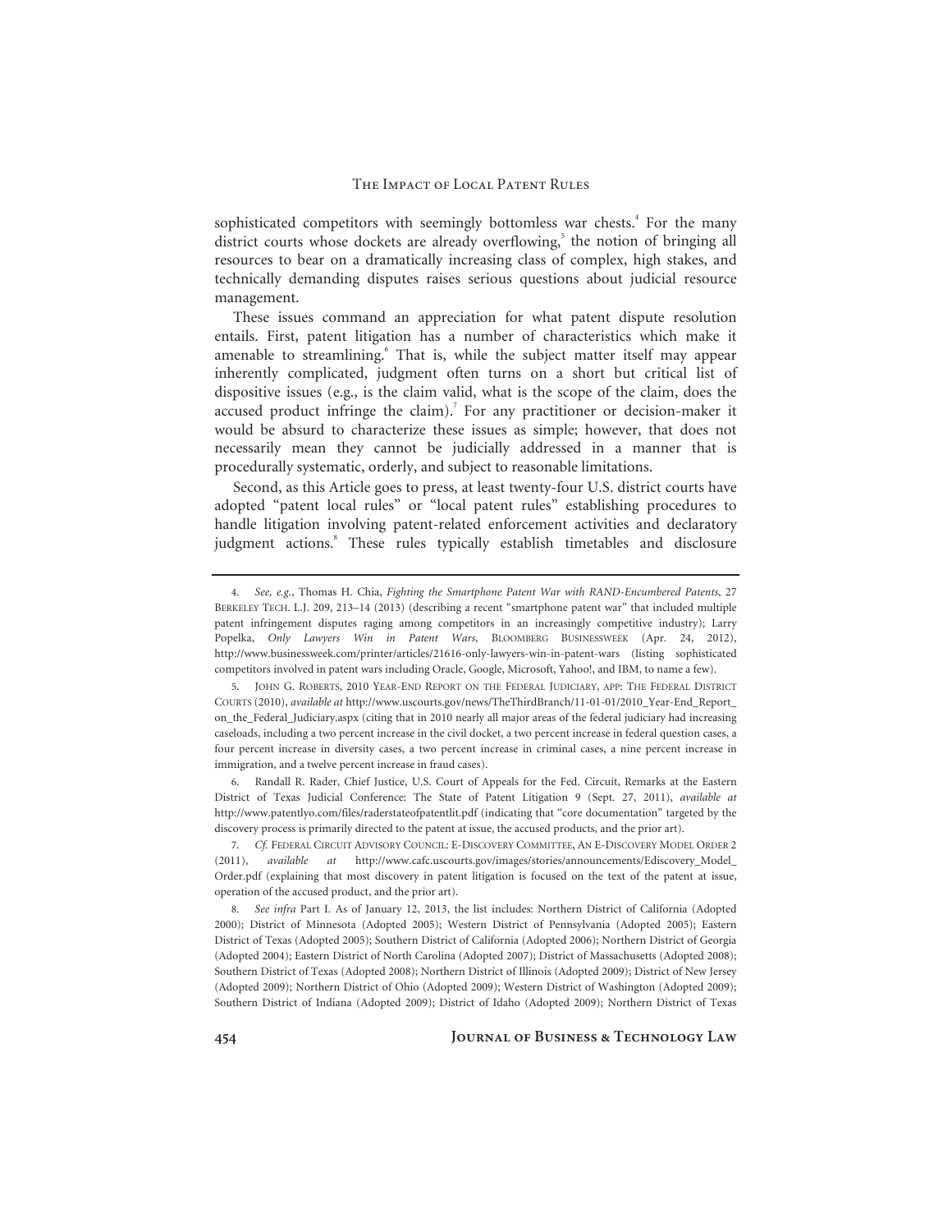sophisticated competitors with seemingly bottomless war chests.[4] For the many district courts whose dockets are already overflowing,[5] the notion of bringing all resources to bear on a dramatically increasing class of complex, high stakes, and technically demanding disputes raises serious questions about judicial resource management.

These issues command an appreciation for what patent dispute resolution entails. First, patent litigation has a number of characteristics which make it amenable to streamlining.[6] That is, while the subject matter itself may appear inherently complicated, judgment often turns on a short but critical list of dispositive issues (e.g., is the claim valid, what is the scope of the claim, does the accused product infringe the claim).[7] For any practitioner or decision-maker it would be absurd to characterize these issues as simple; however, that does not necessarily mean they cannot be judicially addressed in a manner that is procedurally systematic, orderly, and subject to reasonable limitations.

Second, as this Article goes to press, at least twenty-four U.S. district courts have adopted "patent local rules" or "local patent rules" establishing procedures to handle litigation involving patent-related enforcement activities and declaratory judgment actions.[8] These rules typically establish timetables and disclosure

---

4. *See, e.g.*, Thomas H. Chia, *Fighting the Smartphone Patent War with RAND-Encumbered Patents*, 27 BERKELEY TECH. L.J. 209, 213–14 (2013) (describing a recent "smartphone patent war" that included multiple patent infringement disputes raging among competitors in an increasingly competitive industry); Larry Popelka, *Only Lawyers Win in Patent Wars*, BLOOMBERG BUSINESSWEEK (Apr. 24, 2012), http://www.businessweek.com/printer/articles/21616-only-lawyers-win-in-patent-wars (listing sophisticated competitors involved in patent wars including Oracle, Google, Microsoft, Yahoo!, and IBM, to name a few).

5. JOHN G. ROBERTS, 2010 YEAR-END REPORT ON THE FEDERAL JUDICIARY, APP: THE FEDERAL DISTRICT COURTS (2010), *available at* http://www.uscourts.gov/news/TheThirdBranch/11-01-01/2010_Year-End_Report_on_the_Federal_Judiciary.aspx (citing that in 2010 nearly all major areas of the federal judiciary had increasing caseloads, including a two percent increase in the civil docket, a two percent increase in federal question cases, a four percent increase in diversity cases, a two percent increase in criminal cases, a nine percent increase in immigration, and a twelve percent increase in fraud cases).

6. Randall R. Rader, Chief Justice, U.S. Court of Appeals for the Fed. Circuit, Remarks at the Eastern District of Texas Judicial Conference: The State of Patent Litigation 9 (Sept. 27, 2011), *available at* http://www.patentlyo.com/files/raderstateofpatentlit.pdf (indicating that "core documentation" targeted by the discovery process is primarily directed to the patent at issue, the accused products, and the prior art).

7. *Cf.* FEDERAL CIRCUIT ADVISORY COUNCIL: E-DISCOVERY COMMITTEE, AN E-DISCOVERY MODEL ORDER 2 (2011), *available at* http://www.cafc.uscourts.gov/images/stories/announcements/Ediscovery_Model_Order.pdf (explaining that most discovery in patent litigation is focused on the text of the patent at issue, operation of the accused product, and the prior art).

8. *See infra* Part I. As of January 12, 2013, the list includes: Northern District of California (Adopted 2000); District of Minnesota (Adopted 2005); Western District of Pennsylvania (Adopted 2005); Eastern District of Texas (Adopted 2005); Southern District of California (Adopted 2006); Northern District of Georgia (Adopted 2004); Eastern District of North Carolina (Adopted 2007); District of Massachusetts (Adopted 2008); Southern District of Texas (Adopted 2008); Northern District of Illinois (Adopted 2009); District of New Jersey (Adopted 2009); Northern District of Ohio (Adopted 2009); Western District of Washington (Adopted 2009); Southern District of Indiana (Adopted 2009); District of Idaho (Adopted 2009); Northern District of Texas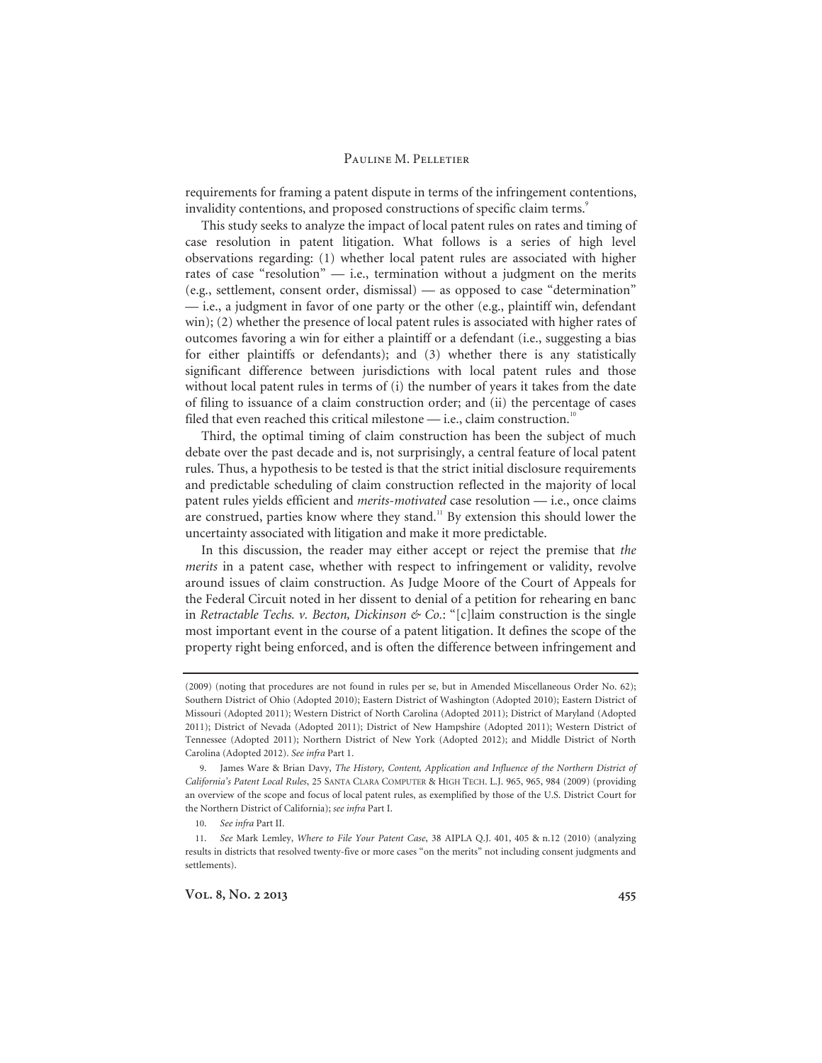requirements for framing a patent dispute in terms of the infringement contentions, invalidity contentions, and proposed constructions of specific claim terms.[9]

This study seeks to analyze the impact of local patent rules on rates and timing of case resolution in patent litigation. What follows is a series of high level observations regarding: (1) whether local patent rules are associated with higher rates of case "resolution" — i.e., termination without a judgment on the merits (e.g., settlement, consent order, dismissal) — as opposed to case "determination" — i.e., a judgment in favor of one party or the other (e.g., plaintiff win, defendant win); (2) whether the presence of local patent rules is associated with higher rates of outcomes favoring a win for either a plaintiff or a defendant (i.e., suggesting a bias for either plaintiffs or defendants); and (3) whether there is any statistically significant difference between jurisdictions with local patent rules and those without local patent rules in terms of (i) the number of years it takes from the date of filing to issuance of a claim construction order; and (ii) the percentage of cases filed that even reached this critical milestone — i.e., claim construction.[10]

Third, the optimal timing of claim construction has been the subject of much debate over the past decade and is, not surprisingly, a central feature of local patent rules. Thus, a hypothesis to be tested is that the strict initial disclosure requirements and predictable scheduling of claim construction reflected in the majority of local patent rules yields efficient and *merits-motivated* case resolution — i.e., once claims are construed, parties know where they stand.[11] By extension this should lower the uncertainty associated with litigation and make it more predictable.

In this discussion, the reader may either accept or reject the premise that *the merits* in a patent case, whether with respect to infringement or validity, revolve around issues of claim construction. As Judge Moore of the Court of Appeals for the Federal Circuit noted in her dissent to denial of a petition for rehearing en banc in *Retractable Techs. v. Becton, Dickinson & Co.*: "[c]laim construction is the single most important event in the course of a patent litigation. It defines the scope of the property right being enforced, and is often the difference between infringement and

---

(2009) (noting that procedures are not found in rules per se, but in Amended Miscellaneous Order No. 62); Southern District of Ohio (Adopted 2010); Eastern District of Washington (Adopted 2010); Eastern District of Missouri (Adopted 2011); Western District of North Carolina (Adopted 2011); District of Maryland (Adopted 2011); District of Nevada (Adopted 2011); District of New Hampshire (Adopted 2011); Western District of Tennessee (Adopted 2011); Northern District of New York (Adopted 2012); and Middle District of North Carolina (Adopted 2012). *See infra* Part 1.

9. James Ware & Brian Davy, *The History, Content, Application and Influence of the Northern District of California's Patent Local Rules*, 25 SANTA CLARA COMPUTER & HIGH TECH. L.J. 965, 965, 984 (2009) (providing an overview of the scope and focus of local patent rules, as exemplified by those of the U.S. District Court for the Northern District of California); *see infra* Part I.

10. *See infra* Part II.

11. *See* Mark Lemley, *Where to File Your Patent Case*, 38 AIPLA Q.J. 401, 405 & n.12 (2010) (analyzing results in districts that resolved twenty-five or more cases "on the merits" not including consent judgments and settlements).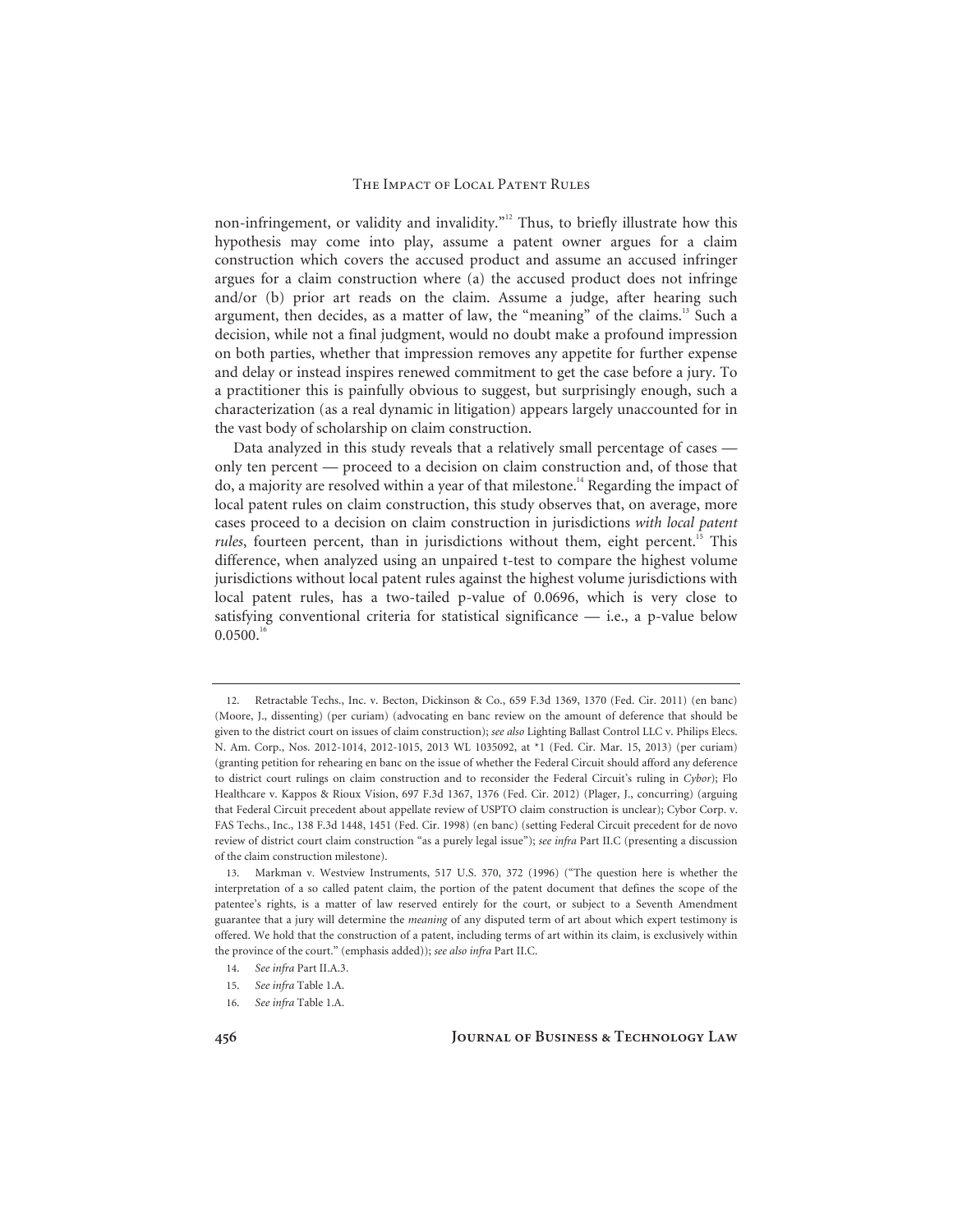non-infringement, or validity and invalidity."[12] Thus, to briefly illustrate how this hypothesis may come into play, assume a patent owner argues for a claim construction which covers the accused product and assume an accused infringer argues for a claim construction where (a) the accused product does not infringe and/or (b) prior art reads on the claim. Assume a judge, after hearing such argument, then decides, as a matter of law, the "meaning" of the claims.[13] Such a decision, while not a final judgment, would no doubt make a profound impression on both parties, whether that impression removes any appetite for further expense and delay or instead inspires renewed commitment to get the case before a jury. To a practitioner this is painfully obvious to suggest, but surprisingly enough, such a characterization (as a real dynamic in litigation) appears largely unaccounted for in the vast body of scholarship on claim construction.

Data analyzed in this study reveals that a relatively small percentage of cases — only ten percent — proceed to a decision on claim construction and, of those that do, a majority are resolved within a year of that milestone.[14] Regarding the impact of local patent rules on claim construction, this study observes that, on average, more cases proceed to a decision on claim construction in jurisdictions *with local patent rules*, fourteen percent, than in jurisdictions without them, eight percent.[15] This difference, when analyzed using an unpaired t-test to compare the highest volume jurisdictions without local patent rules against the highest volume jurisdictions with local patent rules, has a two-tailed p-value of 0.0696, which is very close to satisfying conventional criteria for statistical significance — i.e., a p-value below 0.0500.[16]

---

12. Retractable Techs., Inc. v. Becton, Dickinson & Co., 659 F.3d 1369, 1370 (Fed. Cir. 2011) (en banc) (Moore, J., dissenting) (per curiam) (advocating en banc review on the amount of deference that should be given to the district court on issues of claim construction); *see also* Lighting Ballast Control LLC v. Philips Elecs. N. Am. Corp., Nos. 2012-1014, 2012-1015, 2013 WL 1035092, at *1 (Fed. Cir. Mar. 15, 2013) (per curiam) (granting petition for rehearing en banc on the issue of whether the Federal Circuit should afford any deference to district court rulings on claim construction and to reconsider the Federal Circuit's ruling in *Cybor*); Flo Healthcare v. Kappos & Rioux Vision, 697 F.3d 1367, 1376 (Fed. Cir. 2012) (Plager, J., concurring) (arguing that Federal Circuit precedent about appellate review of USPTO claim construction is unclear); Cybor Corp. v. FAS Techs., Inc., 138 F.3d 1448, 1451 (Fed. Cir. 1998) (en banc) (setting Federal Circuit precedent for de novo review of district court claim construction "as a purely legal issue"); *see infra* Part II.C (presenting a discussion of the claim construction milestone).

13. Markman v. Westview Instruments, 517 U.S. 370, 372 (1996) ("The question here is whether the interpretation of a so called patent claim, the portion of the patent document that defines the scope of the patentee's rights, is a matter of law reserved entirely for the court, or subject to a Seventh Amendment guarantee that a jury will determine the *meaning* of any disputed term of art about which expert testimony is offered. We hold that the construction of a patent, including terms of art within its claim, is exclusively within the province of the court." (emphasis added)); *see also infra* Part II.C.

14. *See infra* Part II.A.3.

15. *See infra* Table 1.A.

16. *See infra* Table 1.A.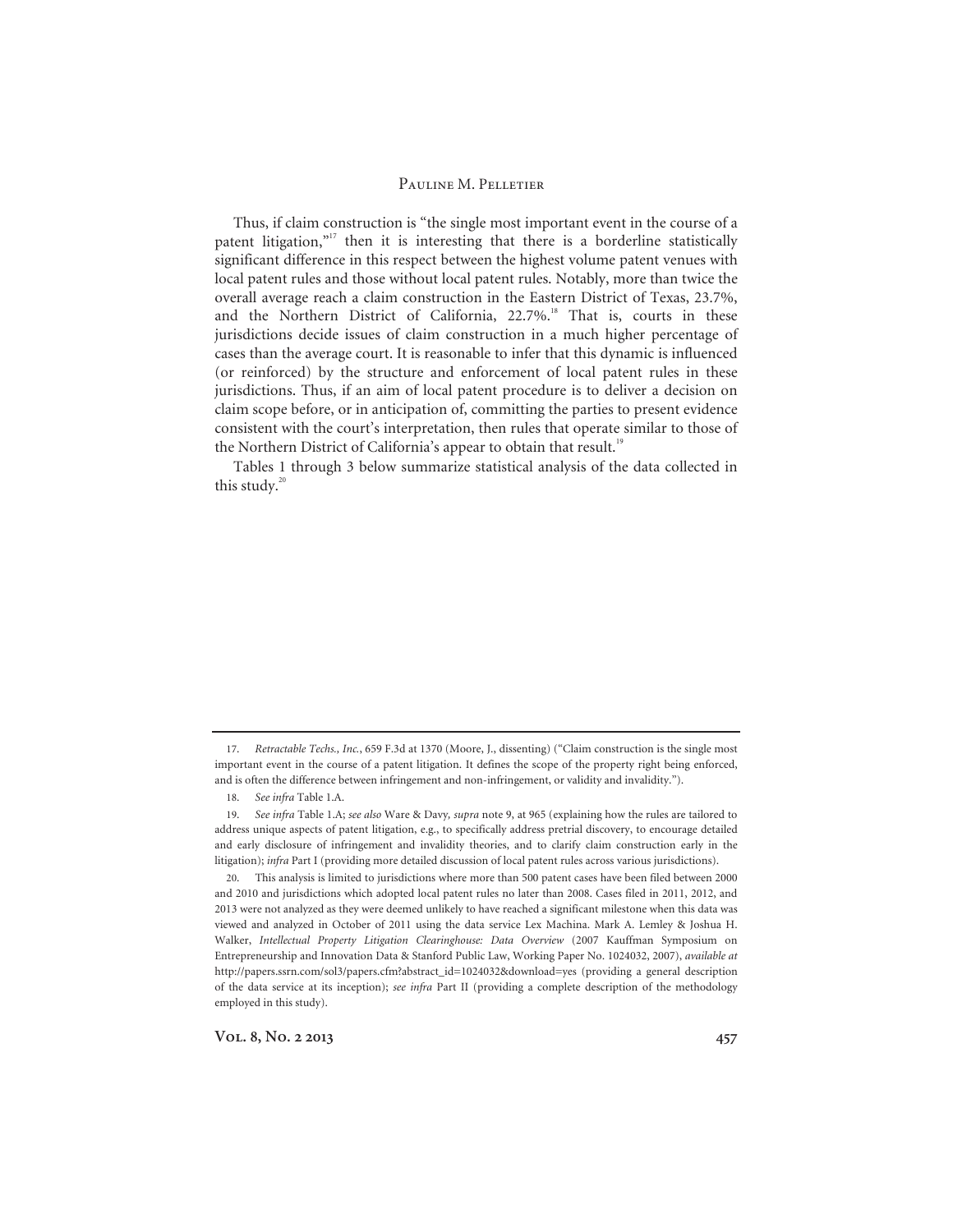Thus, if claim construction is "the single most important event in the course of a patent litigation,"[17] then it is interesting that there is a borderline statistically significant difference in this respect between the highest volume patent venues with local patent rules and those without local patent rules. Notably, more than twice the overall average reach a claim construction in the Eastern District of Texas, 23.7%, and the Northern District of California, 22.7%.[18] That is, courts in these jurisdictions decide issues of claim construction in a much higher percentage of cases than the average court. It is reasonable to infer that this dynamic is influenced (or reinforced) by the structure and enforcement of local patent rules in these jurisdictions. Thus, if an aim of local patent procedure is to deliver a decision on claim scope before, or in anticipation of, committing the parties to present evidence consistent with the court's interpretation, then rules that operate similar to those of the Northern District of California's appear to obtain that result.[19]

Tables 1 through 3 below summarize statistical analysis of the data collected in this study.[20]

---

17. *Retractable Techs., Inc.*, 659 F.3d at 1370 (Moore, J., dissenting) ("Claim construction is the single most important event in the course of a patent litigation. It defines the scope of the property right being enforced, and is often the difference between infringement and non-infringement, or validity and invalidity.").

18. *See infra* Table 1.A.

19. *See infra* Table 1.A; *see also* Ware & Davy, *supra* note 9, at 965 (explaining how the rules are tailored to address unique aspects of patent litigation, e.g., to specifically address pretrial discovery, to encourage detailed and early disclosure of infringement and invalidity theories, and to clarify claim construction early in the litigation); *infra* Part I (providing more detailed discussion of local patent rules across various jurisdictions).

20. This analysis is limited to jurisdictions where more than 500 patent cases have been filed between 2000 and 2010 and jurisdictions which adopted local patent rules no later than 2008. Cases filed in 2011, 2012, and 2013 were not analyzed as they were deemed unlikely to have reached a significant milestone when this data was viewed and analyzed in October of 2011 using the data service Lex Machina. Mark A. Lemley & Joshua H. Walker, *Intellectual Property Litigation Clearinghouse: Data Overview* (2007 Kauffman Symposium on Entrepreneurship and Innovation Data & Stanford Public Law, Working Paper No. 1024032, 2007), *available at* http://papers.ssrn.com/sol3/papers.cfm?abstract_id=1024032&download=yes (providing a general description of the data service at its inception); *see infra* Part II (providing a complete description of the methodology employed in this study).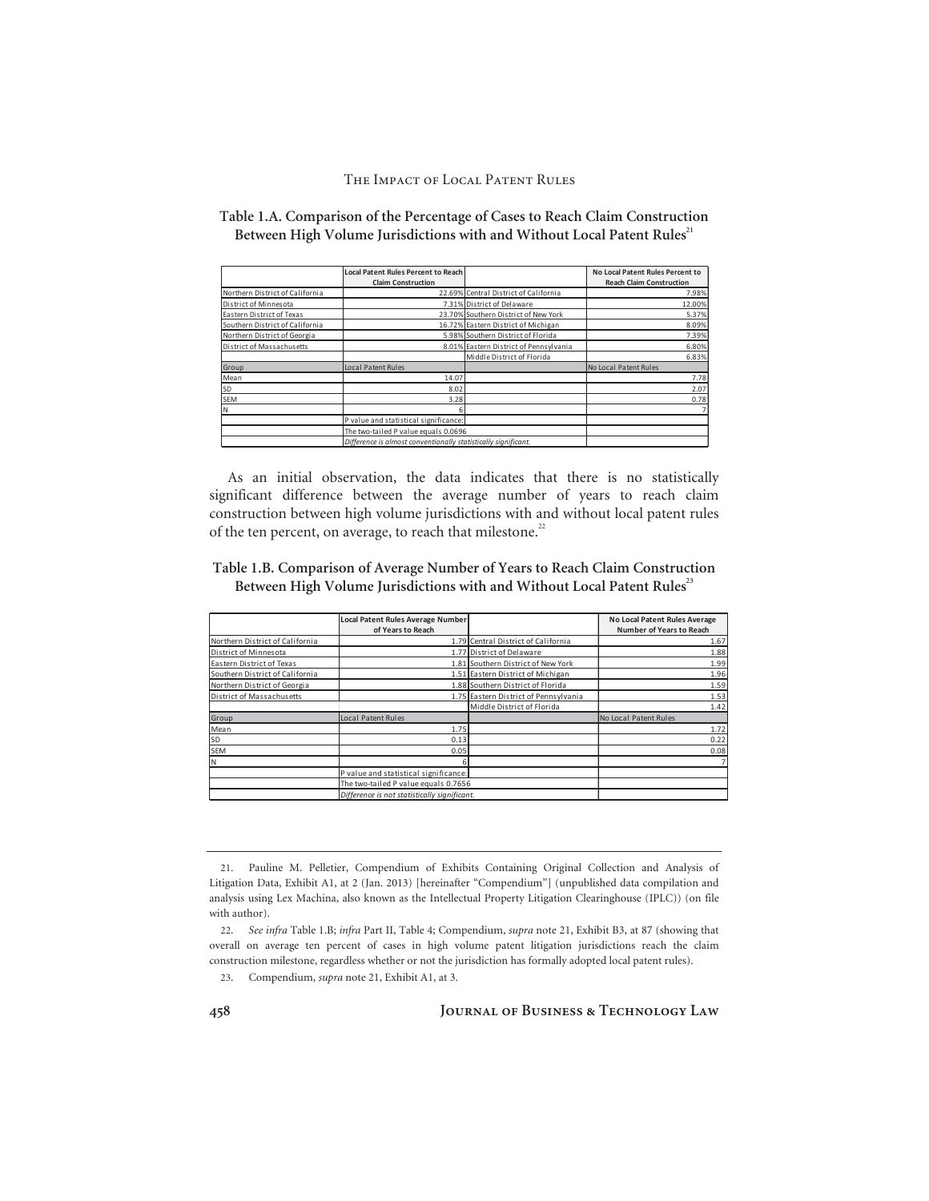**Table 1.A. Comparison of the Percentage of Cases to Reach Claim Construction Between High Volume Jurisdictions with and Without Local Patent Rules**[21]

| | Local Patent Rules Percent to Reach Claim Construction | | No Local Patent Rules Percent to Reach Claim Construction |
|---|---|---|---|
| Northern District of California | 22.69% | Central District of California | 7.98% |
| District of Minnesota | 7.31% | District of Delaware | 12.00% |
| Eastern District of Texas | 23.70% | Southern District of New York | 5.37% |
| Southern District of California | 16.72% | Eastern District of Michigan | 8.09% |
| Northern District of Georgia | 5.98% | Southern District of Florida | 7.39% |
| District of Massachusetts | 8.01% | Eastern District of Pennsylvania | 6.80% |
| | | Middle District of Florida | 6.83% |
| Group | Local Patent Rules | | No Local Patent Rules |
| Mean | 14.07 | | 7.78 |
| SD | 8.02 | | 2.07 |
| SEM | 3.28 | | 0.78 |
| N | 6 | | 7 |
| | P value and statistical significance: | | |
| | The two-tailed P value equals 0.0696 | | |
| | *Difference is almost conventionally statistically significant.* | | |

As an initial observation, the data indicates that there is no statistically significant difference between the average number of years to reach claim construction between high volume jurisdictions with and without local patent rules of the ten percent, on average, to reach that milestone.[22]

**Table 1.B. Comparison of Average Number of Years to Reach Claim Construction Between High Volume Jurisdictions with and Without Local Patent Rules**[23]

| | Local Patent Rules Average Number of Years to Reach | | No Local Patent Rules Average Number of Years to Reach |
|---|---|---|---|
| Northern District of California | 1.79 | Central District of California | 1.67 |
| District of Minnesota | 1.77 | District of Delaware | 1.88 |
| Eastern District of Texas | 1.81 | Southern District of New York | 1.99 |
| Southern District of California | 1.51 | Eastern District of Michigan | 1.96 |
| Northern District of Georgia | 1.88 | Southern District of Florida | 1.59 |
| District of Massachusetts | 1.75 | Eastern District of Pennsylvania | 1.53 |
| | | Middle District of Florida | 1.42 |
| Group | Local Patent Rules | | No Local Patent Rules |
| Mean | 1.75 | | 1.72 |
| SD | 0.13 | | 0.22 |
| SEM | 0.05 | | 0.08 |
| N | 6 | | 7 |
| | P value and statistical significance: | | |
| | The two-tailed P value equals 0.7656 | | |
| | *Difference is not statistically significant.* | | |

---

21. Pauline M. Pelletier, Compendium of Exhibits Containing Original Collection and Analysis of Litigation Data, Exhibit A1, at 2 (Jan. 2013) [hereinafter "Compendium"] (unpublished data compilation and analysis using Lex Machina, also known as the Intellectual Property Litigation Clearinghouse (IPLC)) (on file with author).

22. *See infra* Table 1.B; *infra* Part II, Table 4; Compendium, *supra* note 21, Exhibit B3, at 87 (showing that overall on average ten percent of cases in high volume patent litigation jurisdictions reach the claim construction milestone, regardless whether or not the jurisdiction has formally adopted local patent rules).

23. Compendium, *supra* note 21, Exhibit A1, at 3.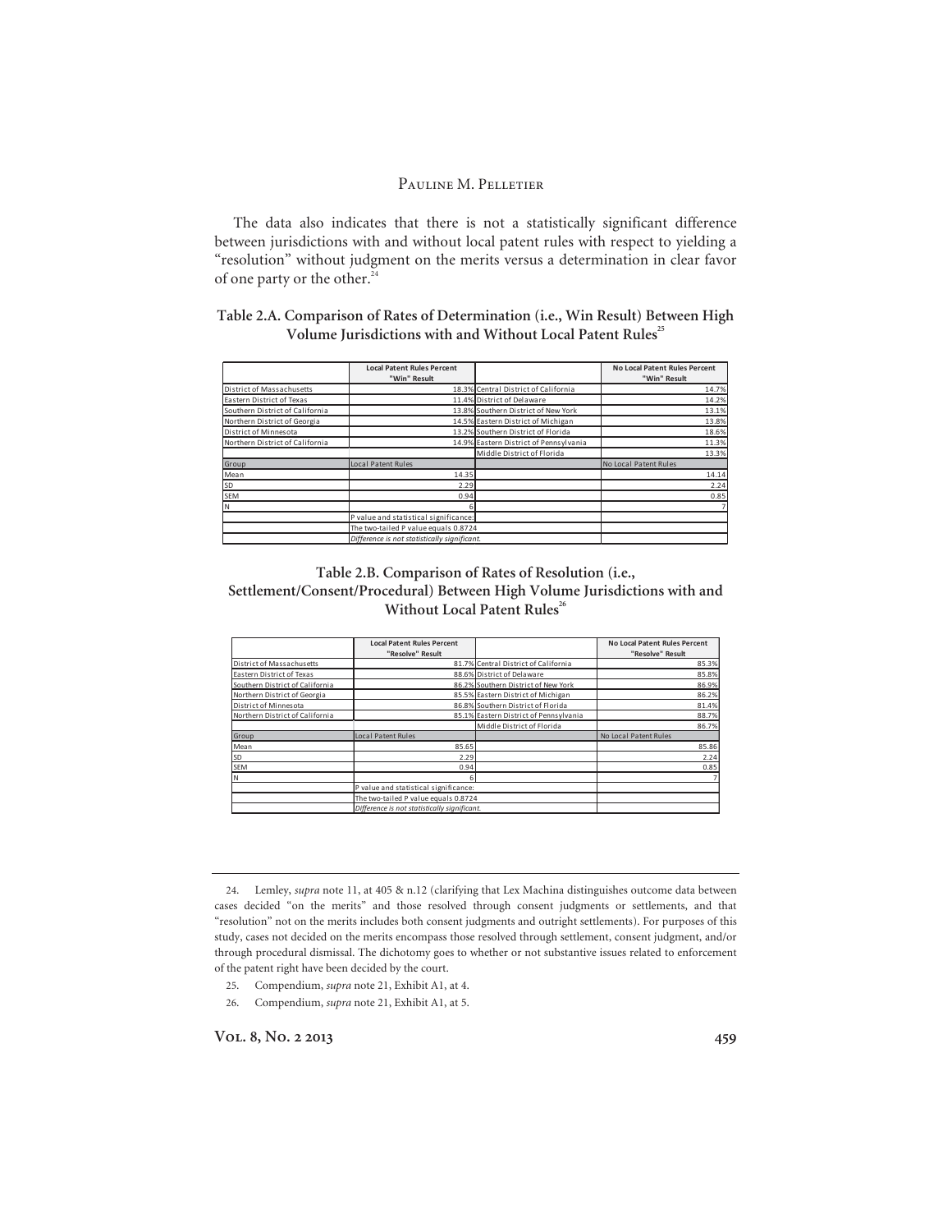The data also indicates that there is not a statistically significant difference between jurisdictions with and without local patent rules with respect to yielding a "resolution" without judgment on the merits versus a determination in clear favor of one party or the other.[24]

**Table 2.A. Comparison of Rates of Determination (i.e., Win Result) Between High Volume Jurisdictions with and Without Local Patent Rules**[25]

| | Local Patent Rules Percent "Win" Result | | No Local Patent Rules Percent "Win" Result |
|---|---|---|---|
| District of Massachusetts | 18.3% | Central District of California | 14.7% |
| Eastern District of Texas | 11.4% | District of Delaware | 14.2% |
| Southern District of California | 13.8% | Southern District of New York | 13.1% |
| Northern District of Georgia | 14.5% | Eastern District of Michigan | 13.8% |
| District of Minnesota | 13.2% | Southern District of Florida | 18.6% |
| Northern District of California | 14.9% | Eastern District of Pennsylvania | 11.3% |
| | | Middle District of Florida | 13.3% |
| Group | Local Patent Rules | | No Local Patent Rules |
| Mean | 14.35 | | 14.14 |
| SD | 2.29 | | 2.24 |
| SEM | 0.94 | | 0.85 |
| N | 6 | | 7 |
| | P value and statistical significance: | | |
| | The two-tailed P value equals 0.8724 | | |
| | *Difference is not statistically significant.* | | |

**Table 2.B. Comparison of Rates of Resolution (i.e., Settlement/Consent/Procedural) Between High Volume Jurisdictions with and Without Local Patent Rules**[26]

| | Local Patent Rules Percent "Resolve" Result | | No Local Patent Rules Percent "Resolve" Result |
|---|---|---|---|
| District of Massachusetts | 81.7% | Central District of California | 85.3% |
| Eastern District of Texas | 88.6% | District of Delaware | 85.8% |
| Southern District of California | 86.2% | Southern District of New York | 86.9% |
| Northern District of Georgia | 85.5% | Eastern District of Michigan | 86.2% |
| District of Minnesota | 86.8% | Southern District of Florida | 81.4% |
| Northern District of California | 85.1% | Eastern District of Pennsylvania | 88.7% |
| | | Middle District of Florida | 86.7% |
| Group | Local Patent Rules | | No Local Patent Rules |
| Mean | 85.65 | | 85.86 |
| SD | 2.29 | | 2.24 |
| SEM | 0.94 | | 0.85 |
| N | 6 | | 7 |
| | P value and statistical significance: | | |
| | The two-tailed P value equals 0.8724 | | |
| | *Difference is not statistically significant.* | | |

---

24. Lemley, *supra* note 11, at 405 & n.12 (clarifying that Lex Machina distinguishes outcome data between cases decided "on the merits" and those resolved through consent judgments or settlements, and that "resolution" not on the merits includes both consent judgments and outright settlements). For purposes of this study, cases not decided on the merits encompass those resolved through settlement, consent judgment, and/or through procedural dismissal. The dichotomy goes to whether or not substantive issues related to enforcement of the patent right have been decided by the court.

25. Compendium, *supra* note 21, Exhibit A1, at 4.

26. Compendium, *supra* note 21, Exhibit A1, at 5.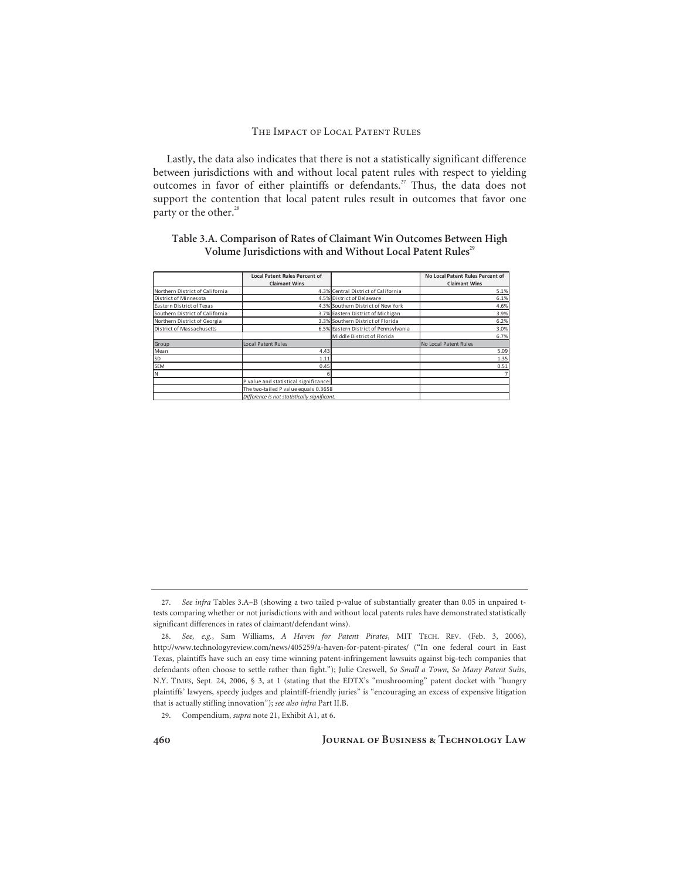Lastly, the data also indicates that there is not a statistically significant difference between jurisdictions with and without local patent rules with respect to yielding outcomes in favor of either plaintiffs or defendants.[27] Thus, the data does not support the contention that local patent rules result in outcomes that favor one party or the other.[28]

**Table 3.A. Comparison of Rates of Claimant Win Outcomes Between High Volume Jurisdictions with and Without Local Patent Rules**[29]

| | **Local Patent Rules Percent of Claimant Wins** | | **No Local Patent Rules Percent of Claimant Wins** |
|---|---|---|---|
| Northern District of California | 4.3% | Central District of California | 5.1% |
| District of Minnesota | 4.5% | District of Delaware | 6.1% |
| Eastern District of Texas | 4.3% | Southern District of New York | 4.6% |
| Southern District of California | 3.7% | Eastern District of Michigan | 3.9% |
| Northern District of Georgia | 3.3% | Southern District of Florida | 6.2% |
| District of Massachusetts | 6.5% | Eastern District of Pennsylvania | 3.0% |
| | | Middle District of Florida | 6.7% |
| Group | Local Patent Rules | | No Local Patent Rules |
| Mean | 4.43 | | 5.09 |
| SD | 1.11 | | 1.35 |
| SEM | 0.45 | | 0.51 |
| N | 6 | | 7 |
| | P value and statistical significance: | | |
| | The two-tailed P value equals 0.3658 | | |
| | *Difference is not statistically significant.* | | |

---

27. *See infra* Tables 3.A–B (showing a two tailed p-value of substantially greater than 0.05 in unpaired t-tests comparing whether or not jurisdictions with and without local patents rules have demonstrated statistically significant differences in rates of claimant/defendant wins).

28. *See, e.g.*, Sam Williams, *A Haven for Patent Pirates*, MIT TECH. REV. (Feb. 3, 2006), http://www.technologyreview.com/news/405259/a-haven-for-patent-pirates/ ("In one federal court in East Texas, plaintiffs have such an easy time winning patent-infringement lawsuits against big-tech companies that defendants often choose to settle rather than fight."); Julie Creswell, *So Small a Town, So Many Patent Suits*, N.Y. TIMES, Sept. 24, 2006, § 3, at 1 (stating that the EDTX's "mushrooming" patent docket with "hungry plaintiffs' lawyers, speedy judges and plaintiff-friendly juries" is "encouraging an excess of expensive litigation that is actually stifling innovation"); *see also infra* Part II.B.

29. Compendium, *supra* note 21, Exhibit A1, at 6.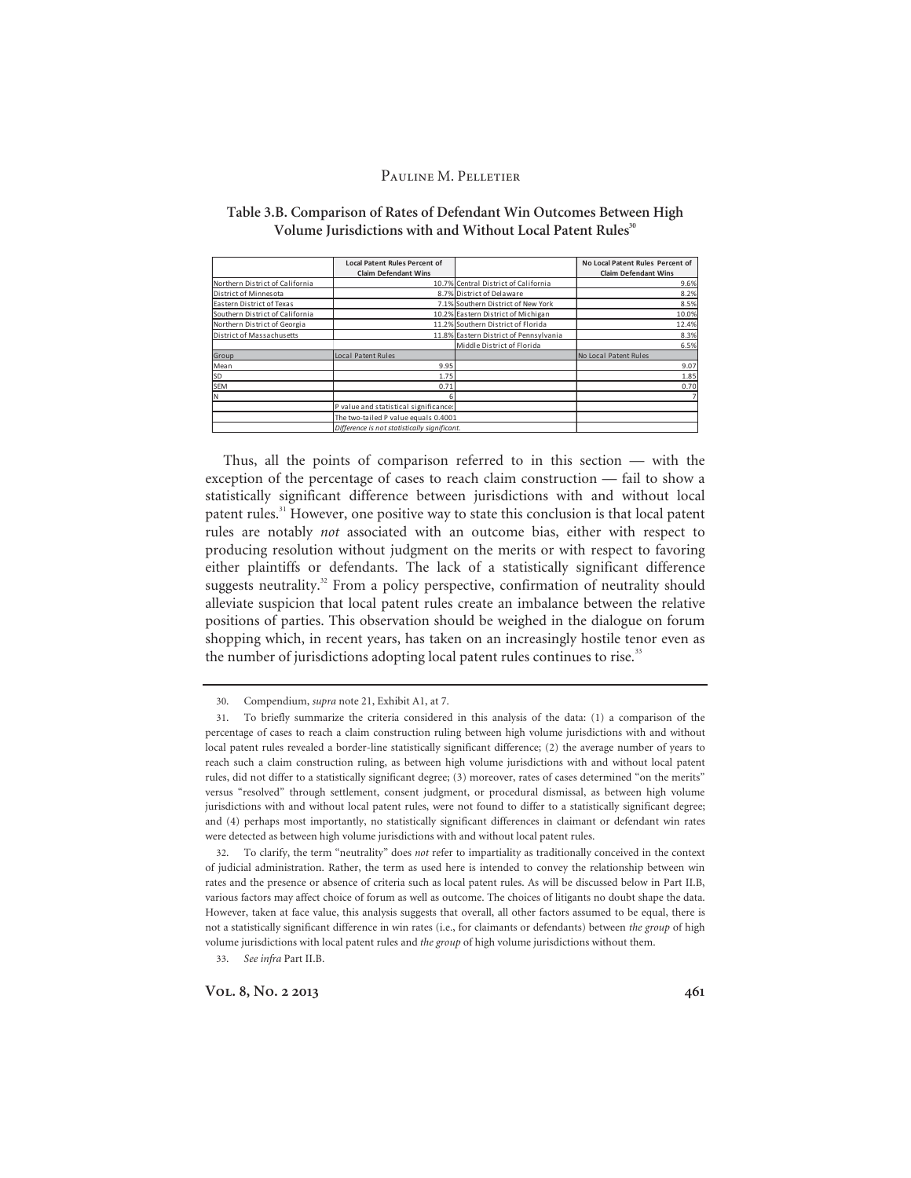**Table 3.B. Comparison of Rates of Defendant Win Outcomes Between High Volume Jurisdictions with and Without Local Patent Rules**[30]

| | Local Patent Rules Percent of Claim Defendant Wins | | No Local Patent Rules Percent of Claim Defendant Wins |
|---|---|---|---|
| Northern District of California | 10.7% | Central District of California | 9.6% |
| District of Minnesota | 8.7% | District of Delaware | 8.2% |
| Eastern District of Texas | 7.1% | Southern District of New York | 8.5% |
| Southern District of California | 10.2% | Eastern District of Michigan | 10.0% |
| Northern District of Georgia | 11.2% | Southern District of Florida | 12.4% |
| District of Massachusetts | 11.8% | Eastern District of Pennsylvania | 8.3% |
| | | Middle District of Florida | 6.5% |
| Group | Local Patent Rules | | No Local Patent Rules |
| Mean | 9.95 | | 9.07 |
| SD | 1.75 | | 1.85 |
| SEM | 0.71 | | 0.70 |
| N | 6 | | 7 |
| | P value and statistical significance: | | |
| | The two-tailed P value equals 0.4001 | | |
| | *Difference is not statistically significant.* | | |

Thus, all the points of comparison referred to in this section — with the exception of the percentage of cases to reach claim construction — fail to show a statistically significant difference between jurisdictions with and without local patent rules.[31] However, one positive way to state this conclusion is that local patent rules are notably *not* associated with an outcome bias, either with respect to producing resolution without judgment on the merits or with respect to favoring either plaintiffs or defendants. The lack of a statistically significant difference suggests neutrality.[32] From a policy perspective, confirmation of neutrality should alleviate suspicion that local patent rules create an imbalance between the relative positions of parties. This observation should be weighed in the dialogue on forum shopping which, in recent years, has taken on an increasingly hostile tenor even as the number of jurisdictions adopting local patent rules continues to rise.[33]

---

30. Compendium, *supra* note 21, Exhibit A1, at 7.

31. To briefly summarize the criteria considered in this analysis of the data: (1) a comparison of the percentage of cases to reach a claim construction ruling between high volume jurisdictions with and without local patent rules revealed a border-line statistically significant difference; (2) the average number of years to reach such a claim construction ruling, as between high volume jurisdictions with and without local patent rules, did not differ to a statistically significant degree; (3) moreover, rates of cases determined "on the merits" versus "resolved" through settlement, consent judgment, or procedural dismissal, as between high volume jurisdictions with and without local patent rules, were not found to differ to a statistically significant degree; and (4) perhaps most importantly, no statistically significant differences in claimant or defendant win rates were detected as between high volume jurisdictions with and without local patent rules.

32. To clarify, the term "neutrality" does *not* refer to impartiality as traditionally conceived in the context of judicial administration. Rather, the term as used here is intended to convey the relationship between win rates and the presence or absence of criteria such as local patent rules. As will be discussed below in Part II.B, various factors may affect choice of forum as well as outcome. The choices of litigants no doubt shape the data. However, taken at face value, this analysis suggests that overall, all other factors assumed to be equal, there is not a statistically significant difference in win rates (i.e., for claimants or defendants) between *the group* of high volume jurisdictions with local patent rules and *the group* of high volume jurisdictions without them.

33. *See infra* Part II.B.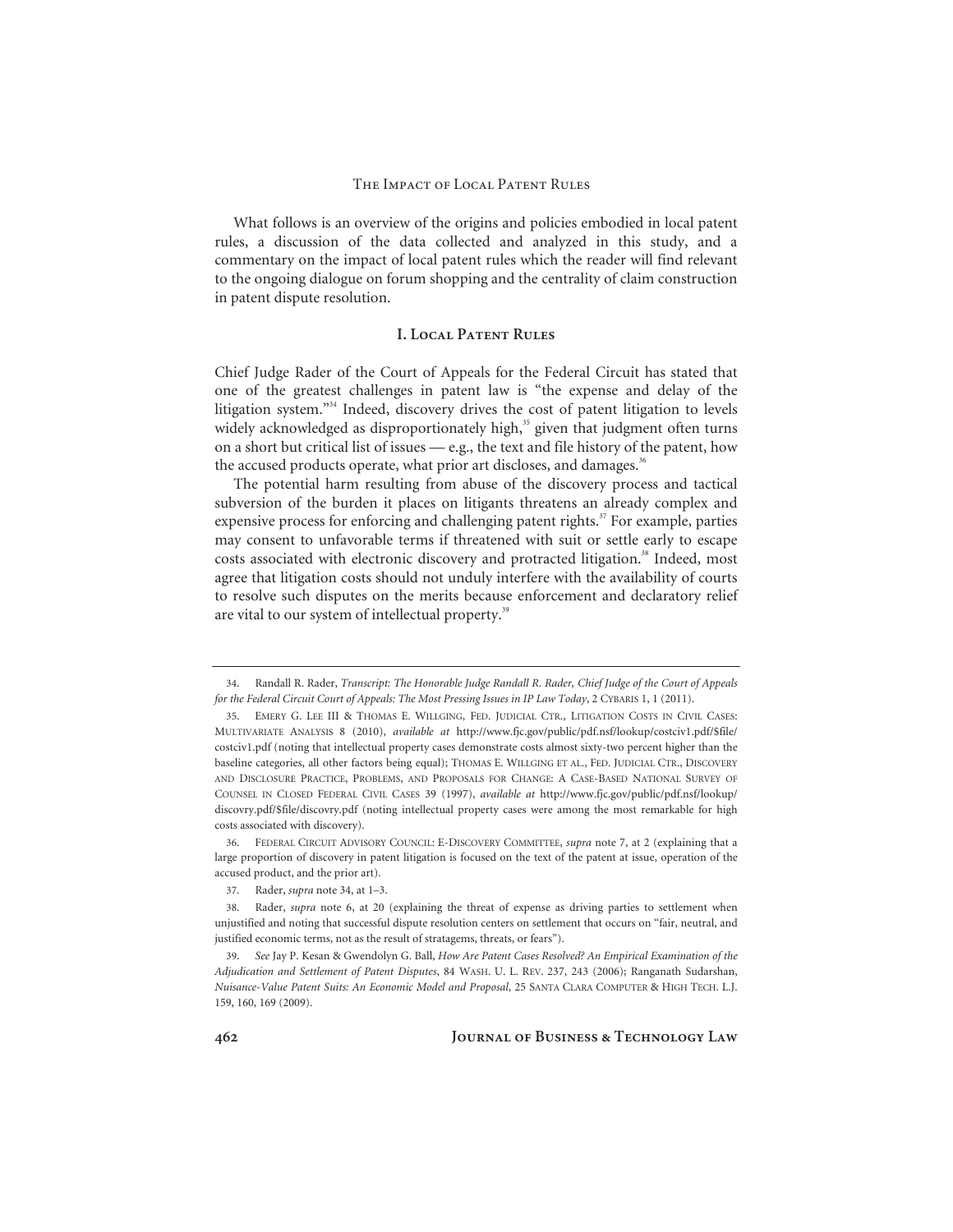What follows is an overview of the origins and policies embodied in local patent rules, a discussion of the data collected and analyzed in this study, and a commentary on the impact of local patent rules which the reader will find relevant to the ongoing dialogue on forum shopping and the centrality of claim construction in patent dispute resolution.

## I. Local Patent Rules

Chief Judge Rader of the Court of Appeals for the Federal Circuit has stated that one of the greatest challenges in patent law is "the expense and delay of the litigation system."[34] Indeed, discovery drives the cost of patent litigation to levels widely acknowledged as disproportionately high,[35] given that judgment often turns on a short but critical list of issues — e.g., the text and file history of the patent, how the accused products operate, what prior art discloses, and damages.[36]

The potential harm resulting from abuse of the discovery process and tactical subversion of the burden it places on litigants threatens an already complex and expensive process for enforcing and challenging patent rights.[37] For example, parties may consent to unfavorable terms if threatened with suit or settle early to escape costs associated with electronic discovery and protracted litigation.[38] Indeed, most agree that litigation costs should not unduly interfere with the availability of courts to resolve such disputes on the merits because enforcement and declaratory relief are vital to our system of intellectual property.[39]

---

34. Randall R. Rader, *Transcript: The Honorable Judge Randall R. Rader, Chief Judge of the Court of Appeals for the Federal Circuit Court of Appeals: The Most Pressing Issues in IP Law Today*, 2 CYBARIS 1, 1 (2011).

35. EMERY G. LEE III & THOMAS E. WILLGING, FED. JUDICIAL CTR., LITIGATION COSTS IN CIVIL CASES: MULTIVARIATE ANALYSIS 8 (2010), *available at* http://www.fjc.gov/public/pdf.nsf/lookup/costciv1.pdf/$file/costciv1.pdf (noting that intellectual property cases demonstrate costs almost sixty-two percent higher than the baseline categories, all other factors being equal); THOMAS E. WILLGING ET AL., FED. JUDICIAL CTR., DISCOVERY AND DISCLOSURE PRACTICE, PROBLEMS, AND PROPOSALS FOR CHANGE: A CASE-BASED NATIONAL SURVEY OF COUNSEL IN CLOSED FEDERAL CIVIL CASES 39 (1997), *available at* http://www.fjc.gov/public/pdf.nsf/lookup/discovry.pdf/$file/discovry.pdf (noting intellectual property cases were among the most remarkable for high costs associated with discovery).

36. FEDERAL CIRCUIT ADVISORY COUNCIL: E-DISCOVERY COMMITTEE, *supra* note 7, at 2 (explaining that a large proportion of discovery in patent litigation is focused on the text of the patent at issue, operation of the accused product, and the prior art).

37. Rader, *supra* note 34, at 1–3.

38. Rader, *supra* note 6, at 20 (explaining the threat of expense as driving parties to settlement when unjustified and noting that successful dispute resolution centers on settlement that occurs on "fair, neutral, and justified economic terms, not as the result of stratagems, threats, or fears").

39. *See* Jay P. Kesan & Gwendolyn G. Ball, *How Are Patent Cases Resolved? An Empirical Examination of the Adjudication and Settlement of Patent Disputes*, 84 WASH. U. L. REV. 237, 243 (2006); Ranganath Sudarshan, *Nuisance-Value Patent Suits: An Economic Model and Proposal*, 25 SANTA CLARA COMPUTER & HIGH TECH. L.J. 159, 160, 169 (2009).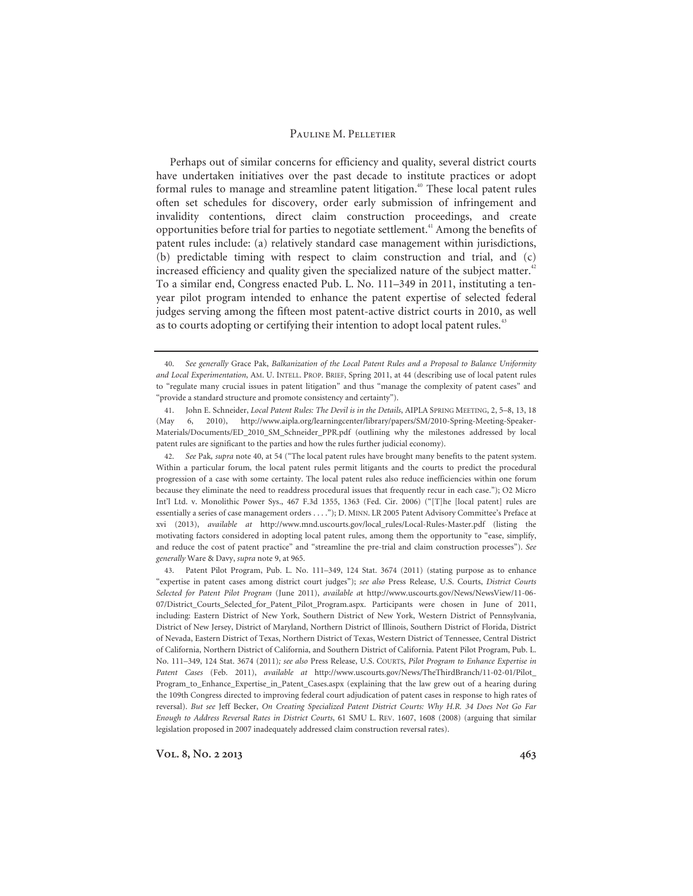Perhaps out of similar concerns for efficiency and quality, several district courts have undertaken initiatives over the past decade to institute practices or adopt formal rules to manage and streamline patent litigation.[40] These local patent rules often set schedules for discovery, order early submission of infringement and invalidity contentions, direct claim construction proceedings, and create opportunities before trial for parties to negotiate settlement.[41] Among the benefits of patent rules include: (a) relatively standard case management within jurisdictions, (b) predictable timing with respect to claim construction and trial, and (c) increased efficiency and quality given the specialized nature of the subject matter.[42] To a similar end, Congress enacted Pub. L. No. 111–349 in 2011, instituting a ten-year pilot program intended to enhance the patent expertise of selected federal judges serving among the fifteen most patent-active district courts in 2010, as well as to courts adopting or certifying their intention to adopt local patent rules.[43]

---

40. *See generally* Grace Pak, *Balkanization of the Local Patent Rules and a Proposal to Balance Uniformity and Local Experimentation*, AM. U. INTELL. PROP. BRIEF, Spring 2011, at 44 (describing use of local patent rules to "regulate many crucial issues in patent litigation" and thus "manage the complexity of patent cases" and "provide a standard structure and promote consistency and certainty").

41. John E. Schneider, *Local Patent Rules: The Devil is in the Details*, AIPLA SPRING MEETING, 2, 5–8, 13, 18 (May 6, 2010), http://www.aipla.org/learningcenter/library/papers/SM/2010-Spring-Meeting-Speaker-Materials/Documents/ED_2010_SM_Schneider_PPR.pdf (outlining why the milestones addressed by local patent rules are significant to the parties and how the rules further judicial economy).

42. *See* Pak, *supra* note 40, at 54 ("The local patent rules have brought many benefits to the patent system. Within a particular forum, the local patent rules permit litigants and the courts to predict the procedural progression of a case with some certainty. The local patent rules also reduce inefficiencies within one forum because they eliminate the need to readdress procedural issues that frequently recur in each case."); O2 Micro Int'l Ltd. v. Monolithic Power Sys., 467 F.3d 1355, 1363 (Fed. Cir. 2006) ("[T]he [local patent] rules are essentially a series of case management orders . . . ."); D. MINN. LR 2005 Patent Advisory Committee's Preface at xvi (2013), *available at* http://www.mnd.uscourts.gov/local_rules/Local-Rules-Master.pdf (listing the motivating factors considered in adopting local patent rules, among them the opportunity to "ease, simplify, and reduce the cost of patent practice" and "streamline the pre-trial and claim construction processes"). *See generally* Ware & Davy, *supra* note 9, at 965.

43. Patent Pilot Program, Pub. L. No. 111–349, 124 Stat. 3674 (2011) (stating purpose as to enhance "expertise in patent cases among district court judges"); *see also* Press Release, U.S. Courts, *District Courts Selected for Patent Pilot Program* (June 2011), *available at* http://www.uscourts.gov/News/NewsView/11-06-07/District_Courts_Selected_for_Patent_Pilot_Program.aspx. Participants were chosen in June of 2011, including: Eastern District of New York, Southern District of New York, Western District of Pennsylvania, District of New Jersey, District of Maryland, Northern District of Illinois, Southern District of Florida, District of Nevada, Eastern District of Texas, Northern District of Texas, Western District of Tennessee, Central District of California, Northern District of California, and Southern District of California. Patent Pilot Program, Pub. L. No. 111–349, 124 Stat. 3674 (2011)*; see also* Press Release, U.S. COURTS, *Pilot Program to Enhance Expertise in Patent Cases* (Feb. 2011), *available at* http://www.uscourts.gov/News/TheThirdBranch/11-02-01/Pilot_Program_to_Enhance_Expertise_in_Patent_Cases.aspx (explaining that the law grew out of a hearing during the 109th Congress directed to improving federal court adjudication of patent cases in response to high rates of reversal). *But see* Jeff Becker, *On Creating Specialized Patent District Courts: Why H.R. 34 Does Not Go Far Enough to Address Reversal Rates in District Courts*, 61 SMU L. REV. 1607, 1608 (2008) (arguing that similar legislation proposed in 2007 inadequately addressed claim construction reversal rates).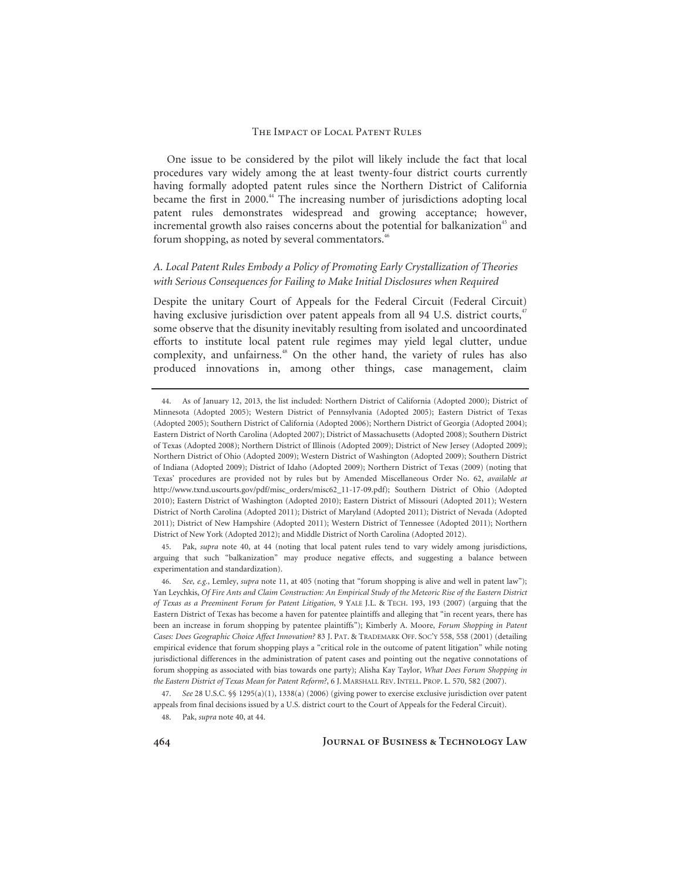One issue to be considered by the pilot will likely include the fact that local procedures vary widely among the at least twenty-four district courts currently having formally adopted patent rules since the Northern District of California became the first in 2000.[44] The increasing number of jurisdictions adopting local patent rules demonstrates widespread and growing acceptance; however, incremental growth also raises concerns about the potential for balkanization[45] and forum shopping, as noted by several commentators.[46]

### *A. Local Patent Rules Embody a Policy of Promoting Early Crystallization of Theories with Serious Consequences for Failing to Make Initial Disclosures when Required*

Despite the unitary Court of Appeals for the Federal Circuit (Federal Circuit) having exclusive jurisdiction over patent appeals from all 94 U.S. district courts,[47] some observe that the disunity inevitably resulting from isolated and uncoordinated efforts to institute local patent rule regimes may yield legal clutter, undue complexity, and unfairness.[48] On the other hand, the variety of rules has also produced innovations in, among other things, case management, claim

---

44. As of January 12, 2013, the list included: Northern District of California (Adopted 2000); District of Minnesota (Adopted 2005); Western District of Pennsylvania (Adopted 2005); Eastern District of Texas (Adopted 2005); Southern District of California (Adopted 2006); Northern District of Georgia (Adopted 2004); Eastern District of North Carolina (Adopted 2007); District of Massachusetts (Adopted 2008); Southern District of Texas (Adopted 2008); Northern District of Illinois (Adopted 2009); District of New Jersey (Adopted 2009); Northern District of Ohio (Adopted 2009); Western District of Washington (Adopted 2009); Southern District of Indiana (Adopted 2009); District of Idaho (Adopted 2009); Northern District of Texas (2009) (noting that Texas' procedures are provided not by rules but by Amended Miscellaneous Order No. 62, *available at* http://www.txnd.uscourts.gov/pdf/misc_orders/misc62_11-17-09.pdf); Southern District of Ohio (Adopted 2010); Eastern District of Washington (Adopted 2010); Eastern District of Missouri (Adopted 2011); Western District of North Carolina (Adopted 2011); District of Maryland (Adopted 2011); District of Nevada (Adopted 2011); District of New Hampshire (Adopted 2011); Western District of Tennessee (Adopted 2011); Northern District of New York (Adopted 2012); and Middle District of North Carolina (Adopted 2012).

45. Pak, *supra* note 40, at 44 (noting that local patent rules tend to vary widely among jurisdictions, arguing that such "balkanization" may produce negative effects, and suggesting a balance between experimentation and standardization).

46. *See, e.g.*, Lemley, *supra* note 11, at 405 (noting that "forum shopping is alive and well in patent law"); Yan Leychkis, *Of Fire Ants and Claim Construction: An Empirical Study of the Meteoric Rise of the Eastern District of Texas as a Preeminent Forum for Patent Litigation*, 9 YALE J.L. & TECH. 193, 193 (2007) (arguing that the Eastern District of Texas has become a haven for patentee plaintiffs and alleging that "in recent years, there has been an increase in forum shopping by patentee plaintiffs"); Kimberly A. Moore, *Forum Shopping in Patent Cases: Does Geographic Choice Affect Innovation?* 83 J. PAT. & TRADEMARK OFF. SOC'Y 558, 558 (2001) (detailing empirical evidence that forum shopping plays a "critical role in the outcome of patent litigation" while noting jurisdictional differences in the administration of patent cases and pointing out the negative connotations of forum shopping as associated with bias towards one party); Alisha Kay Taylor, *What Does Forum Shopping in the Eastern District of Texas Mean for Patent Reform?*, 6 J. MARSHALL REV. INTELL. PROP. L. 570, 582 (2007).

47. *See* 28 U.S.C. §§ 1295(a)(1), 1338(a) (2006) (giving power to exercise exclusive jurisdiction over patent appeals from final decisions issued by a U.S. district court to the Court of Appeals for the Federal Circuit).

48. Pak, *supra* note 40, at 44.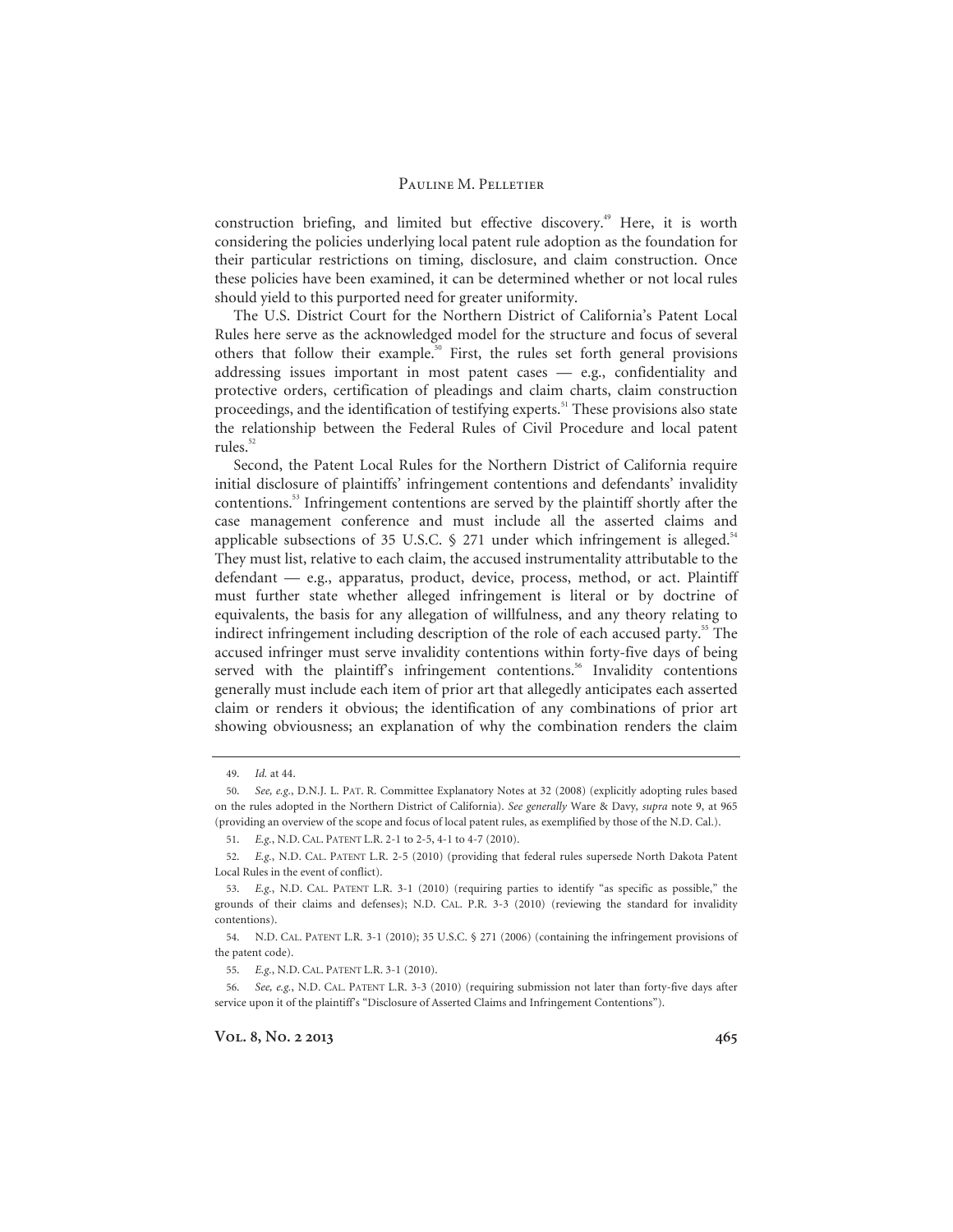construction briefing, and limited but effective discovery.[49] Here, it is worth considering the policies underlying local patent rule adoption as the foundation for their particular restrictions on timing, disclosure, and claim construction. Once these policies have been examined, it can be determined whether or not local rules should yield to this purported need for greater uniformity.

The U.S. District Court for the Northern District of California's Patent Local Rules here serve as the acknowledged model for the structure and focus of several others that follow their example.[50] First, the rules set forth general provisions addressing issues important in most patent cases — e.g., confidentiality and protective orders, certification of pleadings and claim charts, claim construction proceedings, and the identification of testifying experts.[51] These provisions also state the relationship between the Federal Rules of Civil Procedure and local patent rules.[52]

Second, the Patent Local Rules for the Northern District of California require initial disclosure of plaintiffs' infringement contentions and defendants' invalidity contentions.[53] Infringement contentions are served by the plaintiff shortly after the case management conference and must include all the asserted claims and applicable subsections of 35 U.S.C. § 271 under which infringement is alleged.[54] They must list, relative to each claim, the accused instrumentality attributable to the defendant — e.g., apparatus, product, device, process, method, or act. Plaintiff must further state whether alleged infringement is literal or by doctrine of equivalents, the basis for any allegation of willfulness, and any theory relating to indirect infringement including description of the role of each accused party.[55] The accused infringer must serve invalidity contentions within forty-five days of being served with the plaintiff's infringement contentions.[56] Invalidity contentions generally must include each item of prior art that allegedly anticipates each asserted claim or renders it obvious; the identification of any combinations of prior art showing obviousness; an explanation of why the combination renders the claim

---

49. *Id.* at 44.

50. *See, e.g.*, D.N.J. L. PAT. R. Committee Explanatory Notes at 32 (2008) (explicitly adopting rules based on the rules adopted in the Northern District of California). *See generally* Ware & Davy, *supra* note 9, at 965 (providing an overview of the scope and focus of local patent rules, as exemplified by those of the N.D. Cal.).

51. *E.g.*, N.D. CAL. PATENT L.R. 2-1 to 2-5, 4-1 to 4-7 (2010).

52. *E.g.*, N.D. CAL. PATENT L.R. 2-5 (2010) (providing that federal rules supersede North Dakota Patent Local Rules in the event of conflict).

53. *E.g.*, N.D. CAL. PATENT L.R. 3-1 (2010) (requiring parties to identify "as specific as possible," the grounds of their claims and defenses); N.D. CAL. P.R. 3-3 (2010) (reviewing the standard for invalidity contentions).

54. N.D. CAL. PATENT L.R. 3-1 (2010); 35 U.S.C. § 271 (2006) (containing the infringement provisions of the patent code).

55. *E.g.*, N.D. CAL. PATENT L.R. 3-1 (2010).

56. *See, e.g.*, N.D. CAL. PATENT L.R. 3-3 (2010) (requiring submission not later than forty-five days after service upon it of the plaintiff's "Disclosure of Asserted Claims and Infringement Contentions").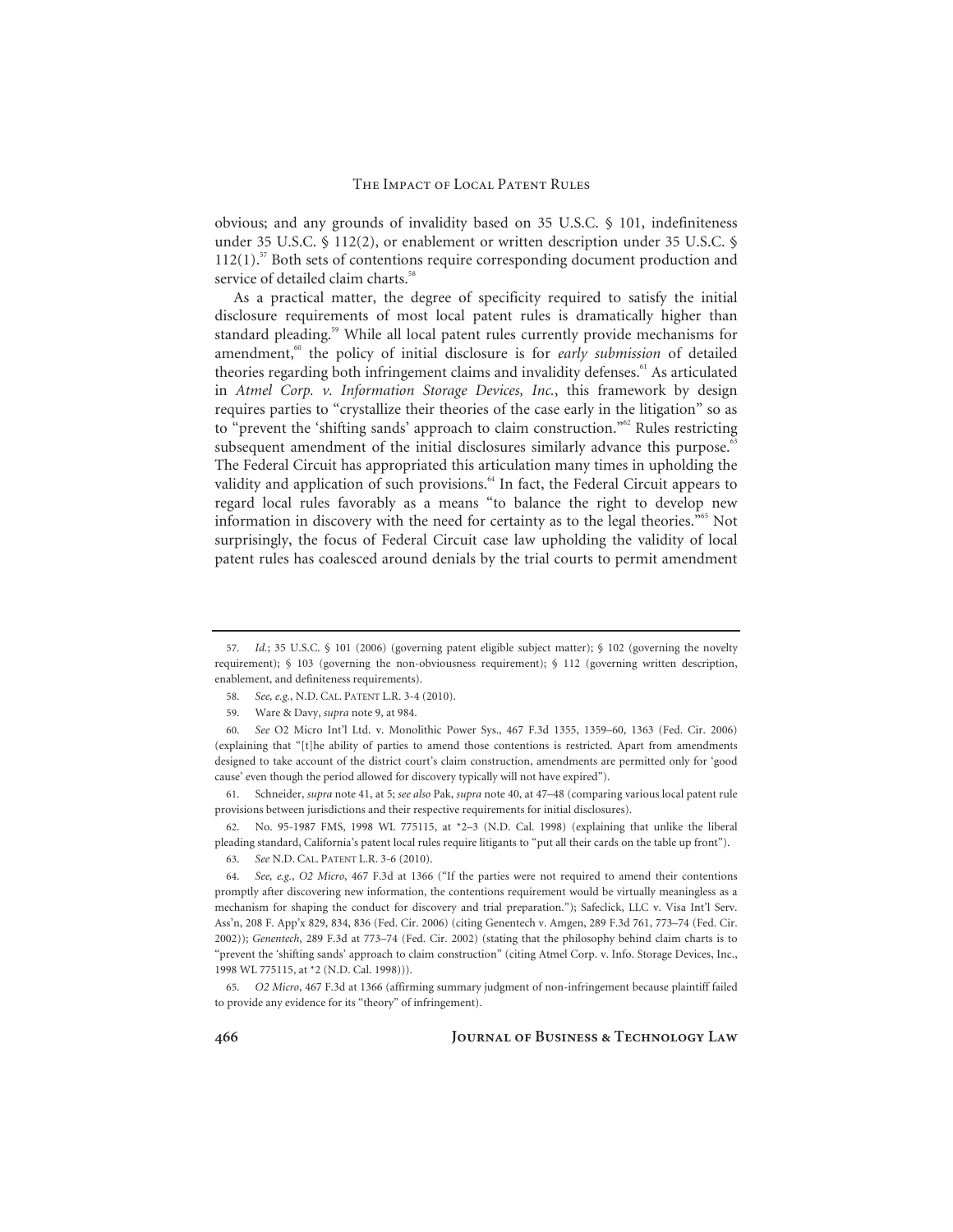obvious; and any grounds of invalidity based on 35 U.S.C. § 101, indefiniteness under 35 U.S.C. § 112(2), or enablement or written description under 35 U.S.C. § 112(1).[57] Both sets of contentions require corresponding document production and service of detailed claim charts.[58]

As a practical matter, the degree of specificity required to satisfy the initial disclosure requirements of most local patent rules is dramatically higher than standard pleading.[59] While all local patent rules currently provide mechanisms for amendment,[60] the policy of initial disclosure is for *early submission* of detailed theories regarding both infringement claims and invalidity defenses.[61] As articulated in *Atmel Corp. v. Information Storage Devices, Inc.*, this framework by design requires parties to "crystallize their theories of the case early in the litigation" so as to "prevent the 'shifting sands' approach to claim construction."[62] Rules restricting subsequent amendment of the initial disclosures similarly advance this purpose.[63] The Federal Circuit has appropriated this articulation many times in upholding the validity and application of such provisions.[64] In fact, the Federal Circuit appears to regard local rules favorably as a means "to balance the right to develop new information in discovery with the need for certainty as to the legal theories."[65] Not surprisingly, the focus of Federal Circuit case law upholding the validity of local patent rules has coalesced around denials by the trial courts to permit amendment

---

57. *Id.*; 35 U.S.C. § 101 (2006) (governing patent eligible subject matter); § 102 (governing the novelty requirement); § 103 (governing the non-obviousness requirement); § 112 (governing written description, enablement, and definiteness requirements).

58. *See, e.g.*, N.D. CAL. PATENT L.R. 3-4 (2010).

59. Ware & Davy, *supra* note 9, at 984.

60. *See* O2 Micro Int'l Ltd. v. Monolithic Power Sys., 467 F.3d 1355, 1359–60, 1363 (Fed. Cir. 2006) (explaining that "[t]he ability of parties to amend those contentions is restricted. Apart from amendments designed to take account of the district court's claim construction, amendments are permitted only for 'good cause' even though the period allowed for discovery typically will not have expired").

61. Schneider, *supra* note 41, at 5; *see also* Pak, *supra* note 40, at 47–48 (comparing various local patent rule provisions between jurisdictions and their respective requirements for initial disclosures).

62. No. 95-1987 FMS, 1998 WL 775115, at *2–3 (N.D. Cal. 1998) (explaining that unlike the liberal pleading standard, California's patent local rules require litigants to "put all their cards on the table up front").

63. *See* N.D. CAL. PATENT L.R. 3-6 (2010).

64. *See, e.g.*, *O2 Micro*, 467 F.3d at 1366 ("If the parties were not required to amend their contentions promptly after discovering new information, the contentions requirement would be virtually meaningless as a mechanism for shaping the conduct for discovery and trial preparation."); Safeclick, LLC v. Visa Int'l Serv. Ass'n, 208 F. App'x 829, 834, 836 (Fed. Cir. 2006) (citing Genentech v. Amgen, 289 F.3d 761, 773–74 (Fed. Cir. 2002)); *Genentech*, 289 F.3d at 773–74 (Fed. Cir. 2002) (stating that the philosophy behind claim charts is to "prevent the 'shifting sands' approach to claim construction" (citing Atmel Corp. v. Info. Storage Devices, Inc., 1998 WL 775115, at *2 (N.D. Cal. 1998))).

65. *O2 Micro*, 467 F.3d at 1366 (affirming summary judgment of non-infringement because plaintiff failed to provide any evidence for its "theory" of infringement).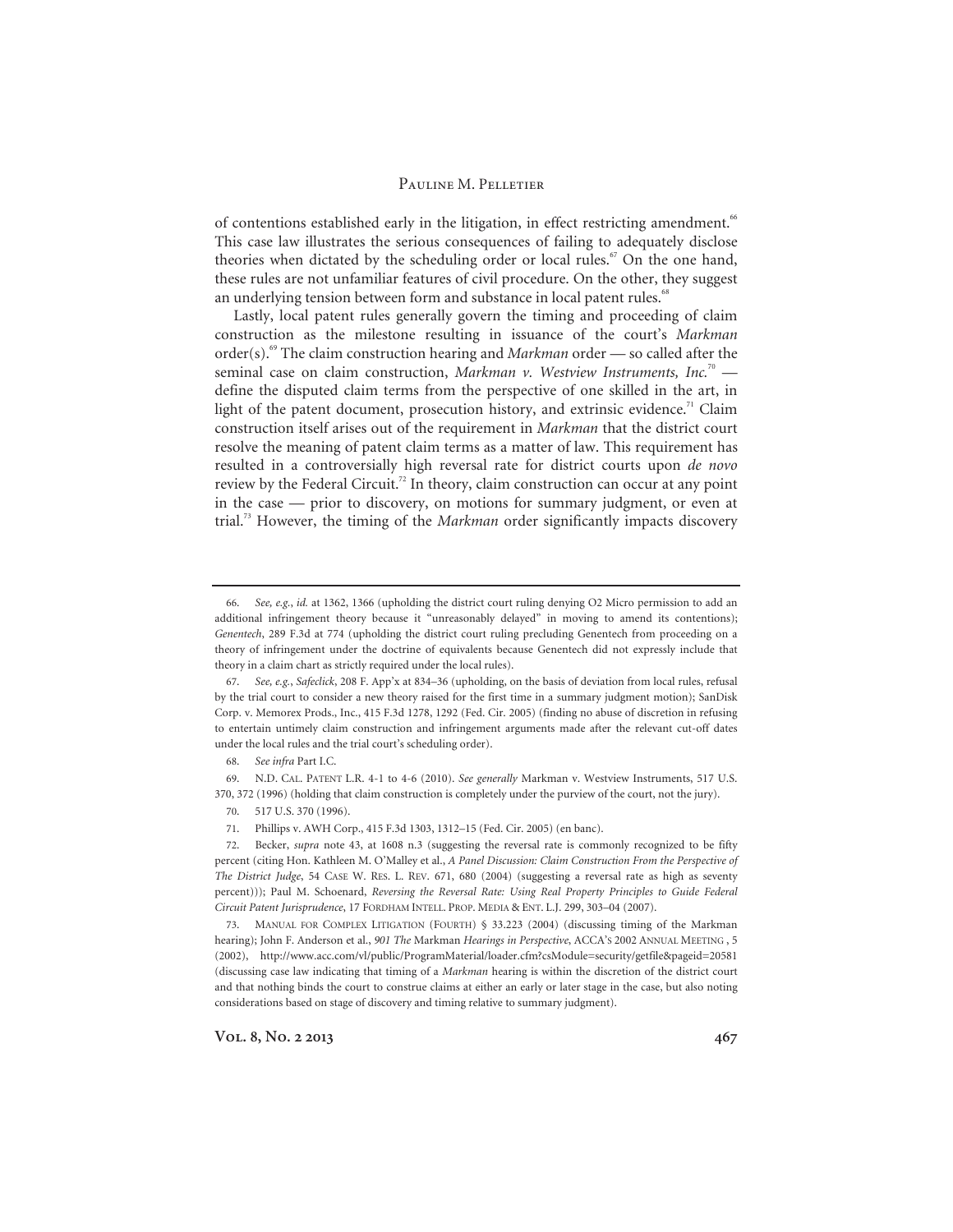of contentions established early in the litigation, in effect restricting amendment.[66] This case law illustrates the serious consequences of failing to adequately disclose theories when dictated by the scheduling order or local rules.[67] On the one hand, these rules are not unfamiliar features of civil procedure. On the other, they suggest an underlying tension between form and substance in local patent rules.[68]

Lastly, local patent rules generally govern the timing and proceeding of claim construction as the milestone resulting in issuance of the court's *Markman* order(s).[69] The claim construction hearing and *Markman* order — so called after the seminal case on claim construction, *Markman v. Westview Instruments, Inc.*[70] — define the disputed claim terms from the perspective of one skilled in the art, in light of the patent document, prosecution history, and extrinsic evidence.[71] Claim construction itself arises out of the requirement in *Markman* that the district court resolve the meaning of patent claim terms as a matter of law. This requirement has resulted in a controversially high reversal rate for district courts upon *de novo* review by the Federal Circuit.[72] In theory, claim construction can occur at any point in the case — prior to discovery, on motions for summary judgment, or even at trial.[73] However, the timing of the *Markman* order significantly impacts discovery

---

66. *See, e.g.*, *id.* at 1362, 1366 (upholding the district court ruling denying O2 Micro permission to add an additional infringement theory because it "unreasonably delayed" in moving to amend its contentions); *Genentech*, 289 F.3d at 774 (upholding the district court ruling precluding Genentech from proceeding on a theory of infringement under the doctrine of equivalents because Genentech did not expressly include that theory in a claim chart as strictly required under the local rules).

67. *See, e.g.*, *Safeclick*, 208 F. App'x at 834–36 (upholding, on the basis of deviation from local rules, refusal by the trial court to consider a new theory raised for the first time in a summary judgment motion); SanDisk Corp. v. Memorex Prods., Inc., 415 F.3d 1278, 1292 (Fed. Cir. 2005) (finding no abuse of discretion in refusing to entertain untimely claim construction and infringement arguments made after the relevant cut-off dates under the local rules and the trial court's scheduling order).

68. *See infra* Part I.C.

69. N.D. CAL. PATENT L.R. 4-1 to 4-6 (2010). *See generally* Markman v. Westview Instruments, 517 U.S. 370, 372 (1996) (holding that claim construction is completely under the purview of the court, not the jury).

70. 517 U.S. 370 (1996).

71. Phillips v. AWH Corp., 415 F.3d 1303, 1312–15 (Fed. Cir. 2005) (en banc).

72. Becker, *supra* note 43, at 1608 n.3 (suggesting the reversal rate is commonly recognized to be fifty percent (citing Hon. Kathleen M. O'Malley et al., *A Panel Discussion: Claim Construction From the Perspective of The District Judge*, 54 CASE W. RES. L. REV. 671, 680 (2004) (suggesting a reversal rate as high as seventy percent))); Paul M. Schoenard, *Reversing the Reversal Rate: Using Real Property Principles to Guide Federal Circuit Patent Jurisprudence*, 17 FORDHAM INTELL. PROP. MEDIA & ENT. L.J. 299, 303–04 (2007).

73. MANUAL FOR COMPLEX LITIGATION (FOURTH) § 33.223 (2004) (discussing timing of the Markman hearing); John F. Anderson et al., *901 The* Markman *Hearings in Perspective*, ACCA'S 2002 ANNUAL MEETING , 5 (2002), http://www.acc.com/vl/public/ProgramMaterial/loader.cfm?csModule=security/getfile&pageid=20581 (discussing case law indicating that timing of a *Markman* hearing is within the discretion of the district court and that nothing binds the court to construe claims at either an early or later stage in the case, but also noting considerations based on stage of discovery and timing relative to summary judgment).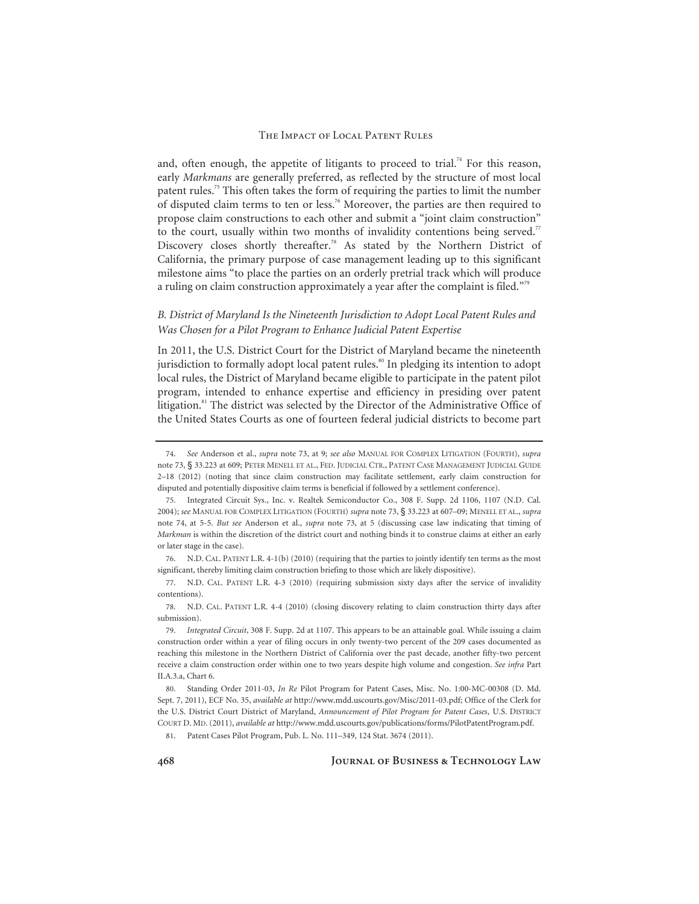and, often enough, the appetite of litigants to proceed to trial.[74] For this reason, early *Markmans* are generally preferred, as reflected by the structure of most local patent rules.[75] This often takes the form of requiring the parties to limit the number of disputed claim terms to ten or less.[76] Moreover, the parties are then required to propose claim constructions to each other and submit a "joint claim construction" to the court, usually within two months of invalidity contentions being served.[77] Discovery closes shortly thereafter.[78] As stated by the Northern District of California, the primary purpose of case management leading up to this significant milestone aims "to place the parties on an orderly pretrial track which will produce a ruling on claim construction approximately a year after the complaint is filed."[79]

### *B. District of Maryland Is the Nineteenth Jurisdiction to Adopt Local Patent Rules and Was Chosen for a Pilot Program to Enhance Judicial Patent Expertise*

In 2011, the U.S. District Court for the District of Maryland became the nineteenth jurisdiction to formally adopt local patent rules.[80] In pledging its intention to adopt local rules, the District of Maryland became eligible to participate in the patent pilot program, intended to enhance expertise and efficiency in presiding over patent litigation.[81] The district was selected by the Director of the Administrative Office of the United States Courts as one of fourteen federal judicial districts to become part

---

74. *See* Anderson et al., *supra* note 73, at 9; *see also* MANUAL FOR COMPLEX LITIGATION (FOURTH), *supra* note 73, § 33.223 at 609; PETER MENELL ET AL., FED. JUDICIAL CTR., PATENT CASE MANAGEMENT JUDICIAL GUIDE 2–18 (2012) (noting that since claim construction may facilitate settlement, early claim construction for disputed and potentially dispositive claim terms is beneficial if followed by a settlement conference).

75. Integrated Circuit Sys., Inc. v. Realtek Semiconductor Co., 308 F. Supp. 2d 1106, 1107 (N.D. Cal. 2004); *see* MANUAL FOR COMPLEX LITIGATION (FOURTH) *supra* note 73, § 33.223 at 607–09; MENELL ET AL., *supra* note 74, at 5-5. *But see* Anderson et al., *supra* note 73, at 5 (discussing case law indicating that timing of *Markman* is within the discretion of the district court and nothing binds it to construe claims at either an early or later stage in the case).

76. N.D. CAL. PATENT L.R. 4-1(b) (2010) (requiring that the parties to jointly identify ten terms as the most significant, thereby limiting claim construction briefing to those which are likely dispositive).

77. N.D. CAL. PATENT L.R. 4-3 (2010) (requiring submission sixty days after the service of invalidity contentions).

78. N.D. CAL. PATENT L.R. 4-4 (2010) (closing discovery relating to claim construction thirty days after submission).

79. *Integrated Circuit*, 308 F. Supp. 2d at 1107. This appears to be an attainable goal. While issuing a claim construction order within a year of filing occurs in only twenty-two percent of the 209 cases documented as reaching this milestone in the Northern District of California over the past decade, another fifty-two percent receive a claim construction order within one to two years despite high volume and congestion. *See infra* Part II.A.3.a, Chart 6.

80. Standing Order 2011-03, *In Re* Pilot Program for Patent Cases, Misc. No. 1:00-MC-00308 (D. Md. Sept. 7, 2011), ECF No. 35, *available at* http://www.mdd.uscourts.gov/Misc/2011-03.pdf; Office of the Clerk for the U.S. District Court District of Maryland, *Announcement of Pilot Program for Patent Cases*, U.S. DISTRICT COURT D. MD. (2011), *available at* http://www.mdd.uscourts.gov/publications/forms/PilotPatentProgram.pdf.

81. Patent Cases Pilot Program, Pub. L. No. 111–349, 124 Stat. 3674 (2011).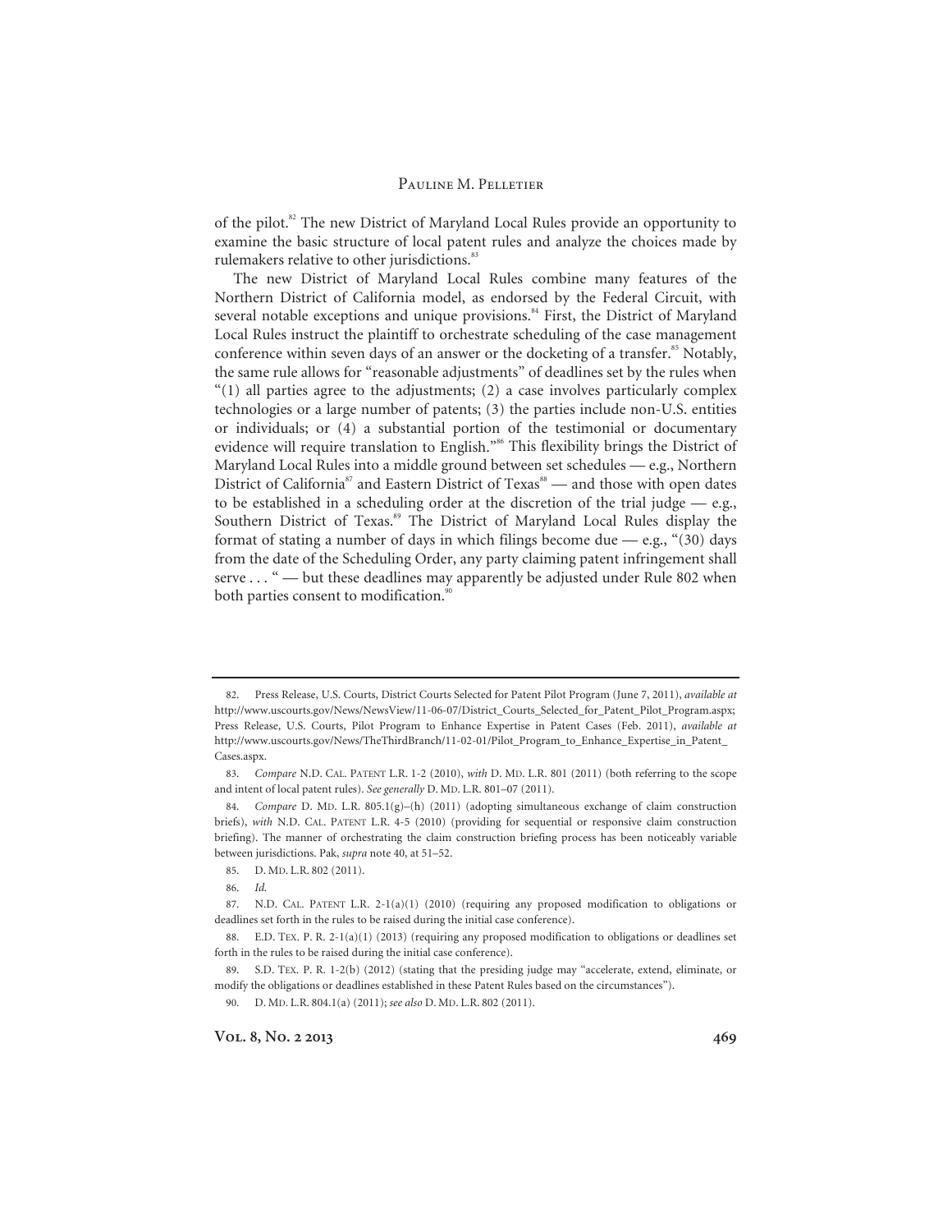of the pilot.[82] The new District of Maryland Local Rules provide an opportunity to examine the basic structure of local patent rules and analyze the choices made by rulemakers relative to other jurisdictions.[83]

The new District of Maryland Local Rules combine many features of the Northern District of California model, as endorsed by the Federal Circuit, with several notable exceptions and unique provisions.[84] First, the District of Maryland Local Rules instruct the plaintiff to orchestrate scheduling of the case management conference within seven days of an answer or the docketing of a transfer.[85] Notably, the same rule allows for "reasonable adjustments" of deadlines set by the rules when "(1) all parties agree to the adjustments; (2) a case involves particularly complex technologies or a large number of patents; (3) the parties include non-U.S. entities or individuals; or (4) a substantial portion of the testimonial or documentary evidence will require translation to English."[86] This flexibility brings the District of Maryland Local Rules into a middle ground between set schedules — e.g., Northern District of California[87] and Eastern District of Texas[88] — and those with open dates to be established in a scheduling order at the discretion of the trial judge — e.g., Southern District of Texas.[89] The District of Maryland Local Rules display the format of stating a number of days in which filings become due — e.g., "(30) days from the date of the Scheduling Order, any party claiming patent infringement shall serve . . . " — but these deadlines may apparently be adjusted under Rule 802 when both parties consent to modification.[90]

---

82. Press Release, U.S. Courts, District Courts Selected for Patent Pilot Program (June 7, 2011), *available at* http://www.uscourts.gov/News/NewsView/11-06-07/District_Courts_Selected_for_Patent_Pilot_Program.aspx; Press Release, U.S. Courts, Pilot Program to Enhance Expertise in Patent Cases (Feb. 2011), *available at* http://www.uscourts.gov/News/TheThirdBranch/11-02-01/Pilot_Program_to_Enhance_Expertise_in_Patent_Cases.aspx.

83. *Compare* N.D. CAL. PATENT L.R. 1-2 (2010), *with* D. MD. L.R. 801 (2011) (both referring to the scope and intent of local patent rules). *See generally* D. MD. L.R. 801–07 (2011).

84. *Compare* D. MD. L.R. 805.1(g)–(h) (2011) (adopting simultaneous exchange of claim construction briefs), *with* N.D. CAL. PATENT L.R. 4-5 (2010) (providing for sequential or responsive claim construction briefing). The manner of orchestrating the claim construction briefing process has been noticeably variable between jurisdictions. Pak, *supra* note 40, at 51–52.

85. D. MD. L.R. 802 (2011).

86. *Id.*

87. N.D. CAL. PATENT L.R. 2-1(a)(1) (2010) (requiring any proposed modification to obligations or deadlines set forth in the rules to be raised during the initial case conference).

88. E.D. TEX. P. R. 2-1(a)(1) (2013) (requiring any proposed modification to obligations or deadlines set forth in the rules to be raised during the initial case conference).

89. S.D. TEX. P. R. 1-2(b) (2012) (stating that the presiding judge may "accelerate, extend, eliminate, or modify the obligations or deadlines established in these Patent Rules based on the circumstances").

90. D. MD. L.R. 804.1(a) (2011); *see also* D. MD. L.R. 802 (2011).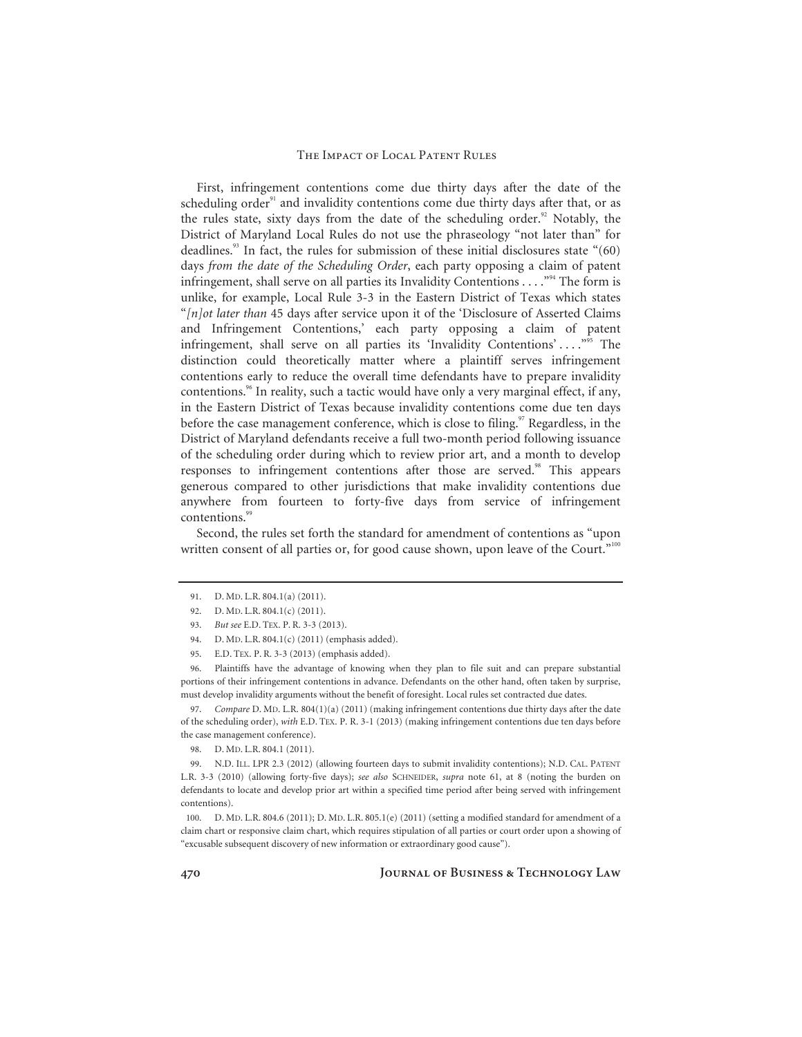First, infringement contentions come due thirty days after the date of the scheduling order[91] and invalidity contentions come due thirty days after that, or as the rules state, sixty days from the date of the scheduling order.[92] Notably, the District of Maryland Local Rules do not use the phraseology "not later than" for deadlines.[93] In fact, the rules for submission of these initial disclosures state "(60) days *from the date of the Scheduling Order*, each party opposing a claim of patent infringement, shall serve on all parties its Invalidity Contentions . . . ."[94] The form is unlike, for example, Local Rule 3-3 in the Eastern District of Texas which states "*[n]ot later than* 45 days after service upon it of the 'Disclosure of Asserted Claims and Infringement Contentions,' each party opposing a claim of patent infringement, shall serve on all parties its 'Invalidity Contentions' . . . ."[95] The distinction could theoretically matter where a plaintiff serves infringement contentions early to reduce the overall time defendants have to prepare invalidity contentions.[96] In reality, such a tactic would have only a very marginal effect, if any, in the Eastern District of Texas because invalidity contentions come due ten days before the case management conference, which is close to filing.[97] Regardless, in the District of Maryland defendants receive a full two-month period following issuance of the scheduling order during which to review prior art, and a month to develop responses to infringement contentions after those are served.[98] This appears generous compared to other jurisdictions that make invalidity contentions due anywhere from fourteen to forty-five days from service of infringement contentions.[99]

Second, the rules set forth the standard for amendment of contentions as "upon written consent of all parties or, for good cause shown, upon leave of the Court."[100]

---

91. D. MD. L.R. 804.1(a) (2011).

92. D. MD. L.R. 804.1(c) (2011).

93. *But see* E.D. TEX. P. R. 3-3 (2013).

94. D. MD. L.R. 804.1(c) (2011) (emphasis added).

95. E.D. TEX. P. R. 3-3 (2013) (emphasis added).

96. Plaintiffs have the advantage of knowing when they plan to file suit and can prepare substantial portions of their infringement contentions in advance. Defendants on the other hand, often taken by surprise, must develop invalidity arguments without the benefit of foresight. Local rules set contracted due dates.

97. *Compare* D. MD. L.R. 804(1)(a) (2011) (making infringement contentions due thirty days after the date of the scheduling order), *with* E.D. TEX. P. R. 3-1 (2013) (making infringement contentions due ten days before the case management conference).

98. D. MD. L.R. 804.1 (2011).

99. N.D. ILL. LPR 2.3 (2012) (allowing fourteen days to submit invalidity contentions); N.D. CAL. PATENT L.R. 3-3 (2010) (allowing forty-five days); *see also* SCHNEIDER, *supra* note 61, at 8 (noting the burden on defendants to locate and develop prior art within a specified time period after being served with infringement contentions).

100. D. MD. L.R. 804.6 (2011); D. MD. L.R. 805.1(e) (2011) (setting a modified standard for amendment of a claim chart or responsive claim chart, which requires stipulation of all parties or court order upon a showing of "excusable subsequent discovery of new information or extraordinary good cause").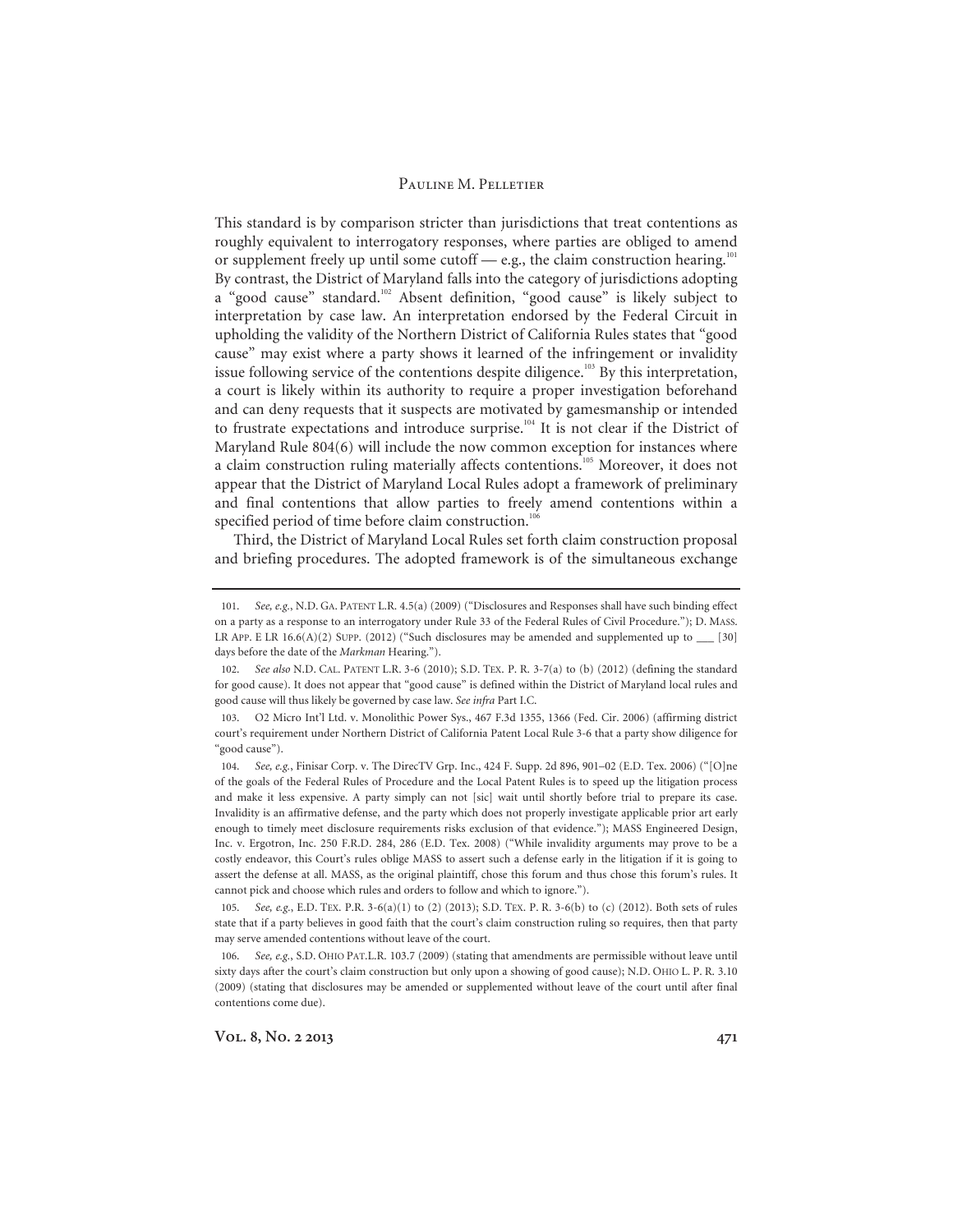This standard is by comparison stricter than jurisdictions that treat contentions as roughly equivalent to interrogatory responses, where parties are obliged to amend or supplement freely up until some cutoff — e.g., the claim construction hearing.[101] By contrast, the District of Maryland falls into the category of jurisdictions adopting a "good cause" standard.[102] Absent definition, "good cause" is likely subject to interpretation by case law. An interpretation endorsed by the Federal Circuit in upholding the validity of the Northern District of California Rules states that "good cause" may exist where a party shows it learned of the infringement or invalidity issue following service of the contentions despite diligence.[103] By this interpretation, a court is likely within its authority to require a proper investigation beforehand and can deny requests that it suspects are motivated by gamesmanship or intended to frustrate expectations and introduce surprise.[104] It is not clear if the District of Maryland Rule 804(6) will include the now common exception for instances where a claim construction ruling materially affects contentions.[105] Moreover, it does not appear that the District of Maryland Local Rules adopt a framework of preliminary and final contentions that allow parties to freely amend contentions within a specified period of time before claim construction.[106]

Third, the District of Maryland Local Rules set forth claim construction proposal and briefing procedures. The adopted framework is of the simultaneous exchange

---

101. *See, e.g.*, N.D. GA. PATENT L.R. 4.5(a) (2009) ("Disclosures and Responses shall have such binding effect on a party as a response to an interrogatory under Rule 33 of the Federal Rules of Civil Procedure."); D. MASS. LR APP. E LR 16.6(A)(2) SUPP. (2012) ("Such disclosures may be amended and supplemented up to ___ [30] days before the date of the *Markman* Hearing.").

102. *See also* N.D. CAL. PATENT L.R. 3-6 (2010); S.D. TEX. P. R. 3-7(a) to (b) (2012) (defining the standard for good cause). It does not appear that "good cause" is defined within the District of Maryland local rules and good cause will thus likely be governed by case law. *See infra* Part I.C.

103. O2 Micro Int'l Ltd. v. Monolithic Power Sys., 467 F.3d 1355, 1366 (Fed. Cir. 2006) (affirming district court's requirement under Northern District of California Patent Local Rule 3-6 that a party show diligence for "good cause").

104. *See, e.g.*, Finisar Corp. v. The DirecTV Grp. Inc., 424 F. Supp. 2d 896, 901–02 (E.D. Tex. 2006) ("[O]ne of the goals of the Federal Rules of Procedure and the Local Patent Rules is to speed up the litigation process and make it less expensive. A party simply can not [sic] wait until shortly before trial to prepare its case. Invalidity is an affirmative defense, and the party which does not properly investigate applicable prior art early enough to timely meet disclosure requirements risks exclusion of that evidence."); MASS Engineered Design, Inc. v. Ergotron, Inc. 250 F.R.D. 284, 286 (E.D. Tex. 2008) ("While invalidity arguments may prove to be a costly endeavor, this Court's rules oblige MASS to assert such a defense early in the litigation if it is going to assert the defense at all. MASS, as the original plaintiff, chose this forum and thus chose this forum's rules. It cannot pick and choose which rules and orders to follow and which to ignore.").

105. *See, e.g.*, E.D. TEX. P.R. 3-6(a)(1) to (2) (2013); S.D. TEX. P. R. 3-6(b) to (c) (2012). Both sets of rules state that if a party believes in good faith that the court's claim construction ruling so requires, then that party may serve amended contentions without leave of the court.

106. *See, e.g.*, S.D. OHIO PAT.L.R. 103.7 (2009) (stating that amendments are permissible without leave until sixty days after the court's claim construction but only upon a showing of good cause); N.D. OHIO L. P. R. 3.10 (2009) (stating that disclosures may be amended or supplemented without leave of the court until after final contentions come due).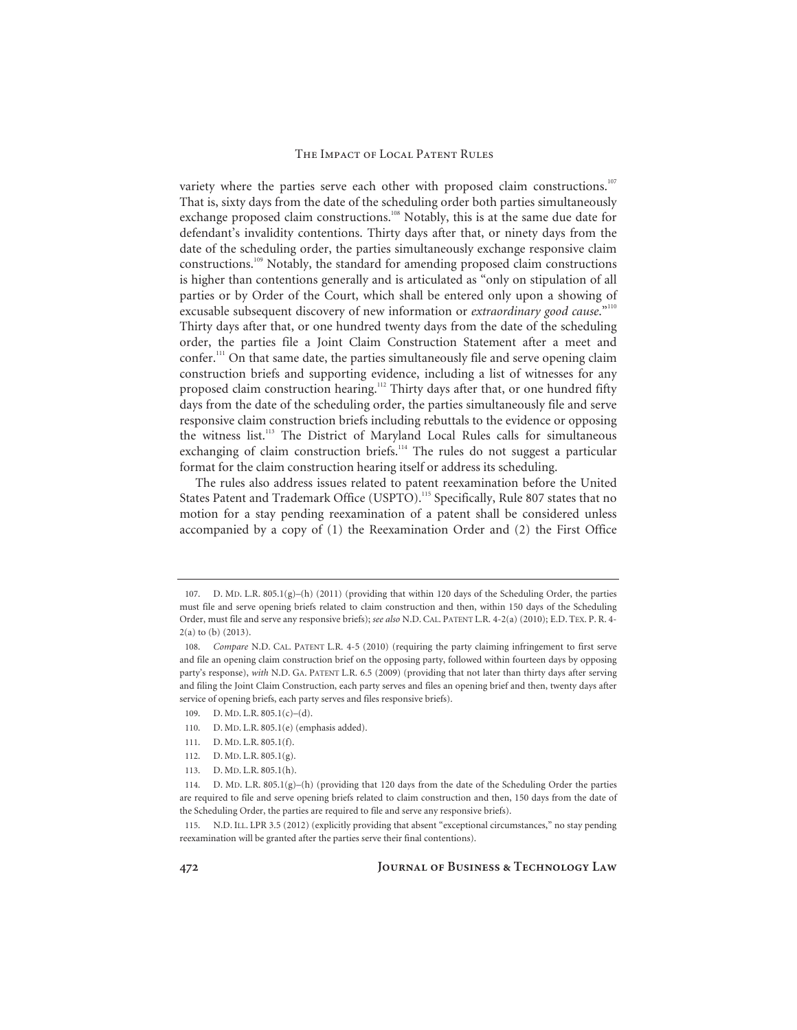variety where the parties serve each other with proposed claim constructions.[107] That is, sixty days from the date of the scheduling order both parties simultaneously exchange proposed claim constructions.[108] Notably, this is at the same due date for defendant's invalidity contentions. Thirty days after that, or ninety days from the date of the scheduling order, the parties simultaneously exchange responsive claim constructions.[109] Notably, the standard for amending proposed claim constructions is higher than contentions generally and is articulated as "only on stipulation of all parties or by Order of the Court, which shall be entered only upon a showing of excusable subsequent discovery of new information or *extraordinary good cause*."[110] Thirty days after that, or one hundred twenty days from the date of the scheduling order, the parties file a Joint Claim Construction Statement after a meet and confer.[111] On that same date, the parties simultaneously file and serve opening claim construction briefs and supporting evidence, including a list of witnesses for any proposed claim construction hearing.[112] Thirty days after that, or one hundred fifty days from the date of the scheduling order, the parties simultaneously file and serve responsive claim construction briefs including rebuttals to the evidence or opposing the witness list.[113] The District of Maryland Local Rules calls for simultaneous exchanging of claim construction briefs.[114] The rules do not suggest a particular format for the claim construction hearing itself or address its scheduling.

The rules also address issues related to patent reexamination before the United States Patent and Trademark Office (USPTO).[115] Specifically, Rule 807 states that no motion for a stay pending reexamination of a patent shall be considered unless accompanied by a copy of (1) the Reexamination Order and (2) the First Office

---

107. D. MD. L.R. 805.1(g)–(h) (2011) (providing that within 120 days of the Scheduling Order, the parties must file and serve opening briefs related to claim construction and then, within 150 days of the Scheduling Order, must file and serve any responsive briefs); *see also* N.D. CAL. PATENT L.R. 4-2(a) (2010); E.D. TEX. P. R. 4-2(a) to (b) (2013).

108. *Compare* N.D. CAL. PATENT L.R. 4-5 (2010) (requiring the party claiming infringement to first serve and file an opening claim construction brief on the opposing party, followed within fourteen days by opposing party's response), *with* N.D. GA. PATENT L.R. 6.5 (2009) (providing that not later than thirty days after serving and filing the Joint Claim Construction, each party serves and files an opening brief and then, twenty days after service of opening briefs, each party serves and files responsive briefs).

109. D. MD. L.R. 805.1(c)–(d).

110. D. MD. L.R. 805.1(e) (emphasis added).

111. D. MD. L.R. 805.1(f).

112. D. MD. L.R. 805.1(g).

113. D. MD. L.R. 805.1(h).

114. D. MD. L.R. 805.1(g)–(h) (providing that 120 days from the date of the Scheduling Order the parties are required to file and serve opening briefs related to claim construction and then, 150 days from the date of the Scheduling Order, the parties are required to file and serve any responsive briefs).

115. N.D. ILL. LPR 3.5 (2012) (explicitly providing that absent "exceptional circumstances," no stay pending reexamination will be granted after the parties serve their final contentions).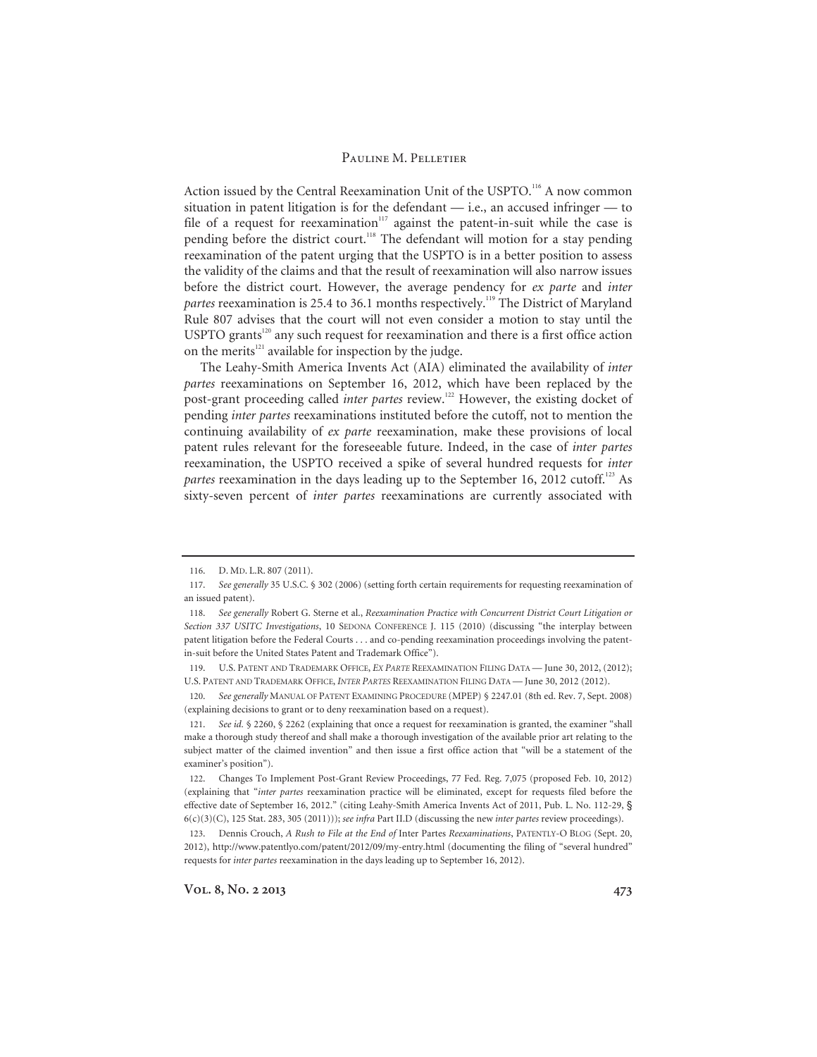Action issued by the Central Reexamination Unit of the USPTO.[116] A now common situation in patent litigation is for the defendant — i.e., an accused infringer — to file of a request for reexamination[117] against the patent-in-suit while the case is pending before the district court.[118] The defendant will motion for a stay pending reexamination of the patent urging that the USPTO is in a better position to assess the validity of the claims and that the result of reexamination will also narrow issues before the district court. However, the average pendency for *ex parte* and *inter partes* reexamination is 25.4 to 36.1 months respectively.[119] The District of Maryland Rule 807 advises that the court will not even consider a motion to stay until the USPTO grants[120] any such request for reexamination and there is a first office action on the merits[121] available for inspection by the judge.

The Leahy-Smith America Invents Act (AIA) eliminated the availability of *inter partes* reexaminations on September 16, 2012, which have been replaced by the post-grant proceeding called *inter partes* review.[122] However, the existing docket of pending *inter partes* reexaminations instituted before the cutoff, not to mention the continuing availability of *ex parte* reexamination, make these provisions of local patent rules relevant for the foreseeable future. Indeed, in the case of *inter partes* reexamination, the USPTO received a spike of several hundred requests for *inter partes* reexamination in the days leading up to the September 16, 2012 cutoff.[123] As sixty-seven percent of *inter partes* reexaminations are currently associated with

---

116. D. MD. L.R. 807 (2011).

117. *See generally* 35 U.S.C. § 302 (2006) (setting forth certain requirements for requesting reexamination of an issued patent).

118. *See generally* Robert G. Sterne et al., *Reexamination Practice with Concurrent District Court Litigation or Section 337 USITC Investigations*, 10 SEDONA CONFERENCE J. 115 (2010) (discussing "the interplay between patent litigation before the Federal Courts . . . and co-pending reexamination proceedings involving the patent-in-suit before the United States Patent and Trademark Office").

119. U.S. PATENT AND TRADEMARK OFFICE, *EX PARTE* REEXAMINATION FILING DATA — June 30, 2012, (2012); U.S. PATENT AND TRADEMARK OFFICE, *INTER PARTES* REEXAMINATION FILING DATA — June 30, 2012 (2012).

120. *See generally* MANUAL OF PATENT EXAMINING PROCEDURE (MPEP) § 2247.01 (8th ed. Rev. 7, Sept. 2008) (explaining decisions to grant or to deny reexamination based on a request).

121. *See id.* § 2260, § 2262 (explaining that once a request for reexamination is granted, the examiner "shall make a thorough study thereof and shall make a thorough investigation of the available prior art relating to the subject matter of the claimed invention" and then issue a first office action that "will be a statement of the examiner's position").

122. Changes To Implement Post-Grant Review Proceedings, 77 Fed. Reg. 7,075 (proposed Feb. 10, 2012) (explaining that "*inter partes* reexamination practice will be eliminated, except for requests filed before the effective date of September 16, 2012." (citing Leahy-Smith America Invents Act of 2011, Pub. L. No. 112-29, § 6(c)(3)(C), 125 Stat. 283, 305 (2011))); *see infra* Part II.D (discussing the new *inter partes* review proceedings).

123. Dennis Crouch, *A Rush to File at the End of* Inter Partes *Reexaminations*, PATENTLY-O BLOG (Sept. 20, 2012), http://www.patentlyo.com/patent/2012/09/my-entry.html (documenting the filing of "several hundred" requests for *inter partes* reexamination in the days leading up to September 16, 2012).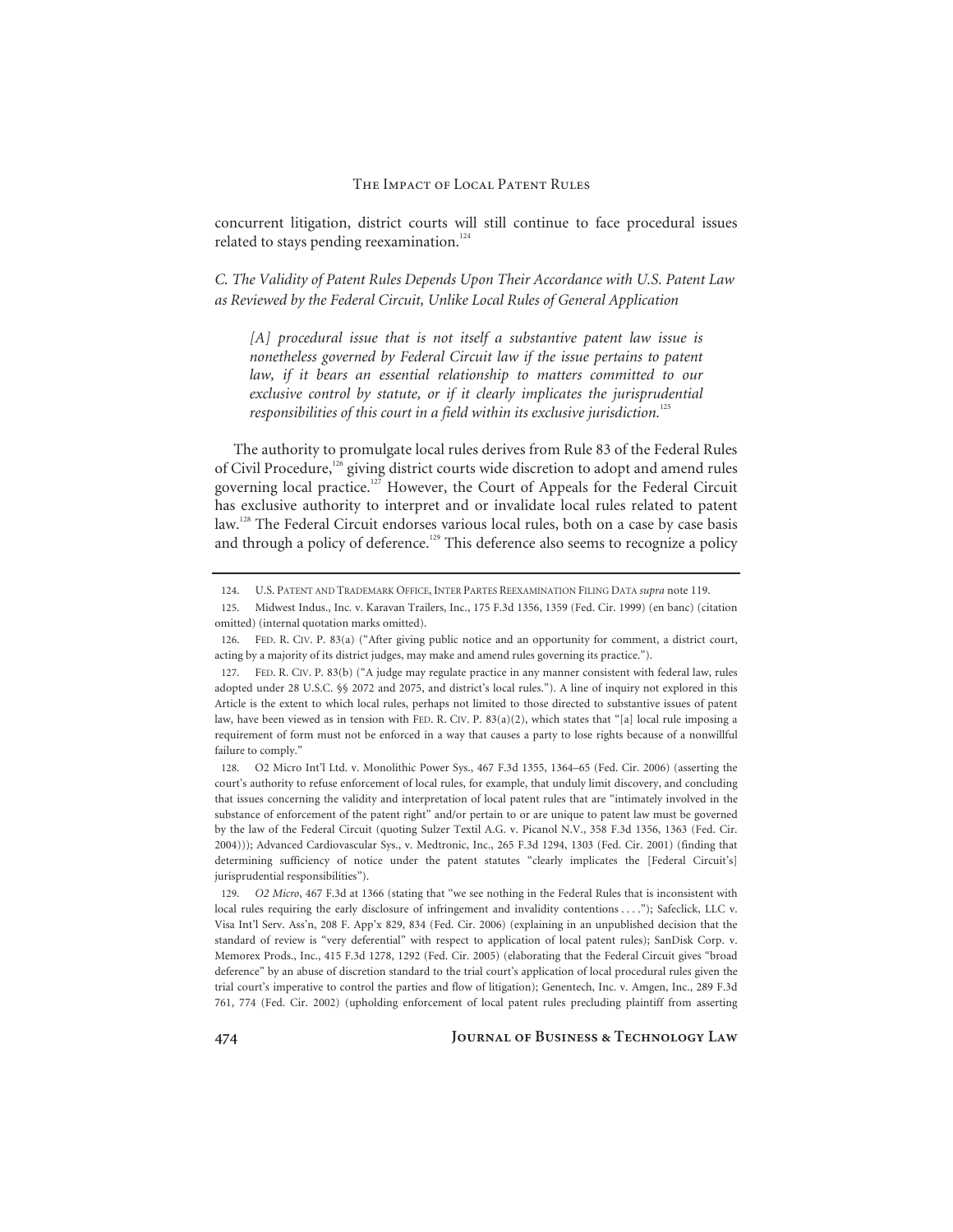concurrent litigation, district courts will still continue to face procedural issues related to stays pending reexamination.[124]

### *C. The Validity of Patent Rules Depends Upon Their Accordance with U.S. Patent Law as Reviewed by the Federal Circuit, Unlike Local Rules of General Application*

> *[A] procedural issue that is not itself a substantive patent law issue is nonetheless governed by Federal Circuit law if the issue pertains to patent law, if it bears an essential relationship to matters committed to our exclusive control by statute, or if it clearly implicates the jurisprudential responsibilities of this court in a field within its exclusive jurisdiction.*[125]

The authority to promulgate local rules derives from Rule 83 of the Federal Rules of Civil Procedure,[126] giving district courts wide discretion to adopt and amend rules governing local practice.[127] However, the Court of Appeals for the Federal Circuit has exclusive authority to interpret and or invalidate local rules related to patent law.[128] The Federal Circuit endorses various local rules, both on a case by case basis and through a policy of deference.[129] This deference also seems to recognize a policy

---

124. U.S. PATENT AND TRADEMARK OFFICE, INTER PARTES REEXAMINATION FILING DATA *supra* note 119.

125. Midwest Indus., Inc. v. Karavan Trailers, Inc., 175 F.3d 1356, 1359 (Fed. Cir. 1999) (en banc) (citation omitted) (internal quotation marks omitted).

126. FED. R. CIV. P. 83(a) ("After giving public notice and an opportunity for comment, a district court, acting by a majority of its district judges, may make and amend rules governing its practice.").

127. FED. R. CIV. P. 83(b) ("A judge may regulate practice in any manner consistent with federal law, rules adopted under 28 U.S.C. §§ 2072 and 2075, and district's local rules."). A line of inquiry not explored in this Article is the extent to which local rules, perhaps not limited to those directed to substantive issues of patent law, have been viewed as in tension with FED. R. CIV. P. 83(a)(2), which states that "[a] local rule imposing a requirement of form must not be enforced in a way that causes a party to lose rights because of a nonwillful failure to comply."

128. O2 Micro Int'l Ltd. v. Monolithic Power Sys., 467 F.3d 1355, 1364–65 (Fed. Cir. 2006) (asserting the court's authority to refuse enforcement of local rules, for example, that unduly limit discovery, and concluding that issues concerning the validity and interpretation of local patent rules that are "intimately involved in the substance of enforcement of the patent right" and/or pertain to or are unique to patent law must be governed by the law of the Federal Circuit (quoting Sulzer Textil A.G. v. Picanol N.V., 358 F.3d 1356, 1363 (Fed. Cir. 2004))); Advanced Cardiovascular Sys., v. Medtronic, Inc., 265 F.3d 1294, 1303 (Fed. Cir. 2001) (finding that determining sufficiency of notice under the patent statutes "clearly implicates the [Federal Circuit's] jurisprudential responsibilities").

129. *O2 Micro*, 467 F.3d at 1366 (stating that "we see nothing in the Federal Rules that is inconsistent with local rules requiring the early disclosure of infringement and invalidity contentions . . . ."); Safeclick, LLC v. Visa Int'l Serv. Ass'n, 208 F. App'x 829, 834 (Fed. Cir. 2006) (explaining in an unpublished decision that the standard of review is "very deferential" with respect to application of local patent rules); SanDisk Corp. v. Memorex Prods., Inc., 415 F.3d 1278, 1292 (Fed. Cir. 2005) (elaborating that the Federal Circuit gives "broad deference" by an abuse of discretion standard to the trial court's application of local procedural rules given the trial court's imperative to control the parties and flow of litigation); Genentech, Inc. v. Amgen, Inc., 289 F.3d 761, 774 (Fed. Cir. 2002) (upholding enforcement of local patent rules precluding plaintiff from asserting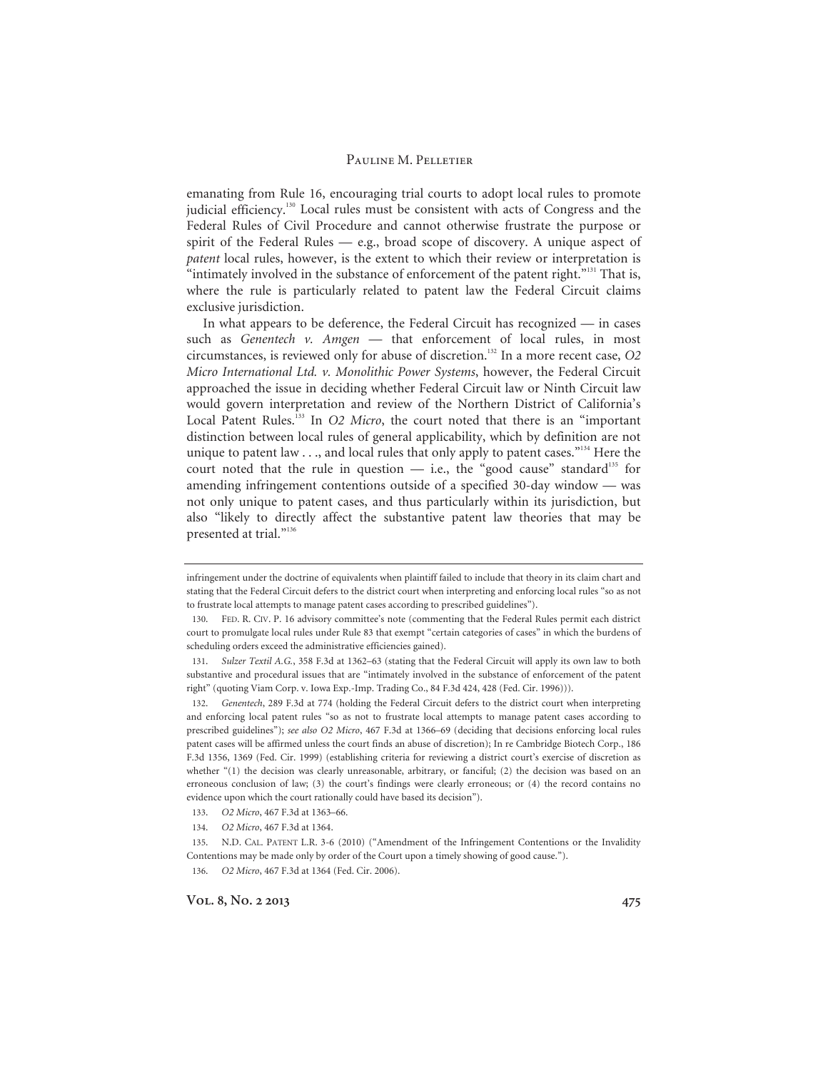emanating from Rule 16, encouraging trial courts to adopt local rules to promote judicial efficiency.[130] Local rules must be consistent with acts of Congress and the Federal Rules of Civil Procedure and cannot otherwise frustrate the purpose or spirit of the Federal Rules — e.g., broad scope of discovery. A unique aspect of *patent* local rules, however, is the extent to which their review or interpretation is "intimately involved in the substance of enforcement of the patent right."[131] That is, where the rule is particularly related to patent law the Federal Circuit claims exclusive jurisdiction.

In what appears to be deference, the Federal Circuit has recognized — in cases such as *Genentech v. Amgen* — that enforcement of local rules, in most circumstances, is reviewed only for abuse of discretion.[132] In a more recent case, *O2 Micro International Ltd. v. Monolithic Power Systems*, however, the Federal Circuit approached the issue in deciding whether Federal Circuit law or Ninth Circuit law would govern interpretation and review of the Northern District of California's Local Patent Rules.[133] In *O2 Micro*, the court noted that there is an "important distinction between local rules of general applicability, which by definition are not unique to patent law . . ., and local rules that only apply to patent cases."[134] Here the court noted that the rule in question — i.e., the "good cause" standard[135] for amending infringement contentions outside of a specified 30-day window — was not only unique to patent cases, and thus particularly within its jurisdiction, but also "likely to directly affect the substantive patent law theories that may be presented at trial."[136]

---

infringement under the doctrine of equivalents when plaintiff failed to include that theory in its claim chart and stating that the Federal Circuit defers to the district court when interpreting and enforcing local rules "so as not to frustrate local attempts to manage patent cases according to prescribed guidelines").

130. FED. R. CIV. P. 16 advisory committee's note (commenting that the Federal Rules permit each district court to promulgate local rules under Rule 83 that exempt "certain categories of cases" in which the burdens of scheduling orders exceed the administrative efficiencies gained).

131. *Sulzer Textil A.G.*, 358 F.3d at 1362–63 (stating that the Federal Circuit will apply its own law to both substantive and procedural issues that are "intimately involved in the substance of enforcement of the patent right" (quoting Viam Corp. v. Iowa Exp.-Imp. Trading Co., 84 F.3d 424, 428 (Fed. Cir. 1996))).

132. *Genentech*, 289 F.3d at 774 (holding the Federal Circuit defers to the district court when interpreting and enforcing local patent rules "so as not to frustrate local attempts to manage patent cases according to prescribed guidelines"); *see also O2 Micro*, 467 F.3d at 1366–69 (deciding that decisions enforcing local rules patent cases will be affirmed unless the court finds an abuse of discretion); In re Cambridge Biotech Corp., 186 F.3d 1356, 1369 (Fed. Cir. 1999) (establishing criteria for reviewing a district court's exercise of discretion as whether "(1) the decision was clearly unreasonable, arbitrary, or fanciful; (2) the decision was based on an erroneous conclusion of law; (3) the court's findings were clearly erroneous; or (4) the record contains no evidence upon which the court rationally could have based its decision").

133. *O2 Micro*, 467 F.3d at 1363–66.

134. *O2 Micro*, 467 F.3d at 1364.

135. N.D. CAL. PATENT L.R. 3-6 (2010) ("Amendment of the Infringement Contentions or the Invalidity Contentions may be made only by order of the Court upon a timely showing of good cause.").

136. *O2 Micro*, 467 F.3d at 1364 (Fed. Cir. 2006).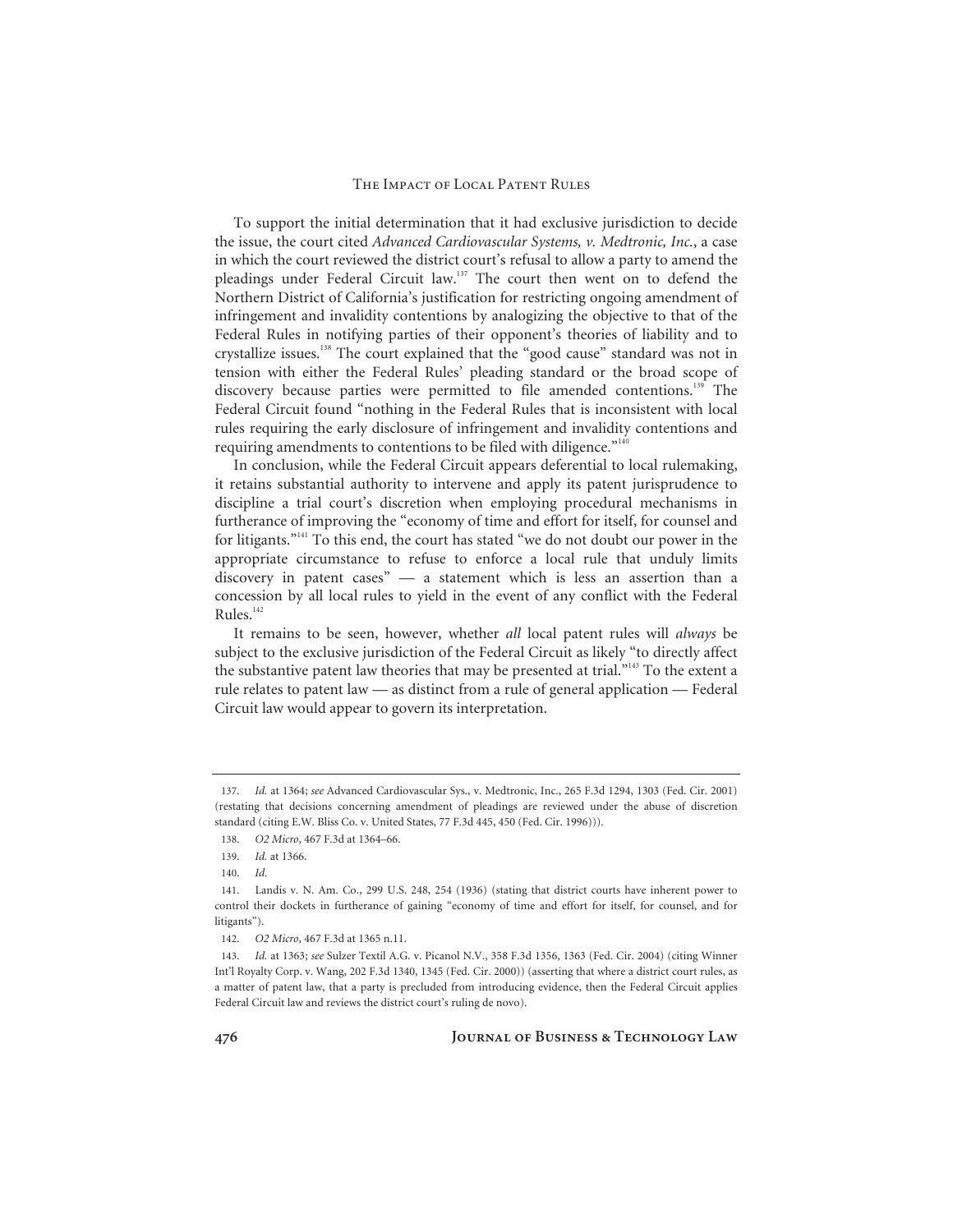To support the initial determination that it had exclusive jurisdiction to decide the issue, the court cited *Advanced Cardiovascular Systems, v. Medtronic, Inc.*, a case in which the court reviewed the district court's refusal to allow a party to amend the pleadings under Federal Circuit law.[137] The court then went on to defend the Northern District of California's justification for restricting ongoing amendment of infringement and invalidity contentions by analogizing the objective to that of the Federal Rules in notifying parties of their opponent's theories of liability and to crystallize issues.[138] The court explained that the "good cause" standard was not in tension with either the Federal Rules' pleading standard or the broad scope of discovery because parties were permitted to file amended contentions.[139] The Federal Circuit found "nothing in the Federal Rules that is inconsistent with local rules requiring the early disclosure of infringement and invalidity contentions and requiring amendments to contentions to be filed with diligence."[140]

In conclusion, while the Federal Circuit appears deferential to local rulemaking, it retains substantial authority to intervene and apply its patent jurisprudence to discipline a trial court's discretion when employing procedural mechanisms in furtherance of improving the "economy of time and effort for itself, for counsel and for litigants."[141] To this end, the court has stated "we do not doubt our power in the appropriate circumstance to refuse to enforce a local rule that unduly limits discovery in patent cases" — a statement which is less an assertion than a concession by all local rules to yield in the event of any conflict with the Federal Rules.[142]

It remains to be seen, however, whether *all* local patent rules will *always* be subject to the exclusive jurisdiction of the Federal Circuit as likely "to directly affect the substantive patent law theories that may be presented at trial."[143] To the extent a rule relates to patent law — as distinct from a rule of general application — Federal Circuit law would appear to govern its interpretation.

---

137. *Id.* at 1364; *see* Advanced Cardiovascular Sys., v. Medtronic, Inc., 265 F.3d 1294, 1303 (Fed. Cir. 2001) (restating that decisions concerning amendment of pleadings are reviewed under the abuse of discretion standard (citing E.W. Bliss Co. v. United States, 77 F.3d 445, 450 (Fed. Cir. 1996))).

138. *O2 Micro*, 467 F.3d at 1364–66.

139. *Id.* at 1366.

140. *Id*.

141. Landis v. N. Am. Co., 299 U.S. 248, 254 (1936) (stating that district courts have inherent power to control their dockets in furtherance of gaining "economy of time and effort for itself, for counsel, and for litigants").

142. *O2 Micro*, 467 F.3d at 1365 n.11.

143. *Id.* at 1363; *see* Sulzer Textil A.G. v. Picanol N.V., 358 F.3d 1356, 1363 (Fed. Cir. 2004) (citing Winner Int'l Royalty Corp. v. Wang, 202 F.3d 1340, 1345 (Fed. Cir. 2000)) (asserting that where a district court rules, as a matter of patent law, that a party is precluded from introducing evidence, then the Federal Circuit applies Federal Circuit law and reviews the district court's ruling de novo).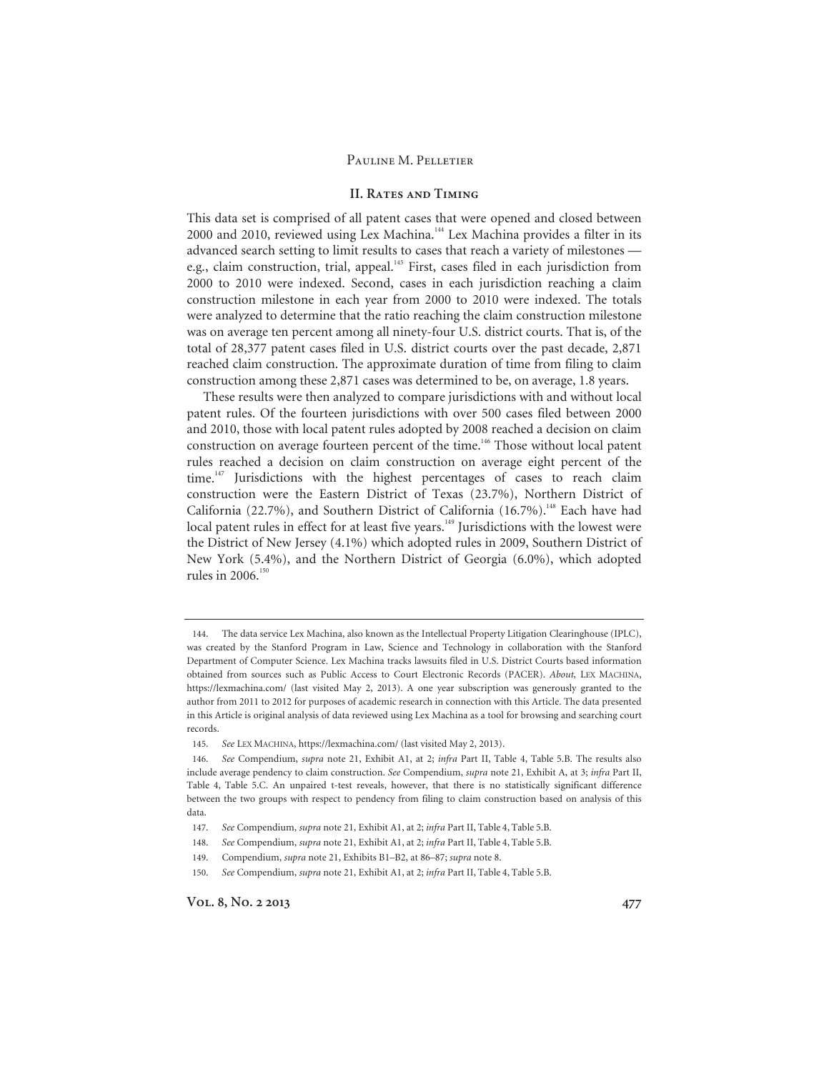## II. Rates and Timing

This data set is comprised of all patent cases that were opened and closed between 2000 and 2010, reviewed using Lex Machina.[144] Lex Machina provides a filter in its advanced search setting to limit results to cases that reach a variety of milestones — e.g., claim construction, trial, appeal.[145] First, cases filed in each jurisdiction from 2000 to 2010 were indexed. Second, cases in each jurisdiction reaching a claim construction milestone in each year from 2000 to 2010 were indexed. The totals were analyzed to determine that the ratio reaching the claim construction milestone was on average ten percent among all ninety-four U.S. district courts. That is, of the total of 28,377 patent cases filed in U.S. district courts over the past decade, 2,871 reached claim construction. The approximate duration of time from filing to claim construction among these 2,871 cases was determined to be, on average, 1.8 years.

These results were then analyzed to compare jurisdictions with and without local patent rules. Of the fourteen jurisdictions with over 500 cases filed between 2000 and 2010, those with local patent rules adopted by 2008 reached a decision on claim construction on average fourteen percent of the time.[146] Those without local patent rules reached a decision on claim construction on average eight percent of the time.[147] Jurisdictions with the highest percentages of cases to reach claim construction were the Eastern District of Texas (23.7%), Northern District of California (22.7%), and Southern District of California (16.7%).[148] Each have had local patent rules in effect for at least five years.[149] Jurisdictions with the lowest were the District of New Jersey (4.1%) which adopted rules in 2009, Southern District of New York (5.4%), and the Northern District of Georgia (6.0%), which adopted rules in 2006.[150]

---

144. The data service Lex Machina, also known as the Intellectual Property Litigation Clearinghouse (IPLC), was created by the Stanford Program in Law, Science and Technology in collaboration with the Stanford Department of Computer Science. Lex Machina tracks lawsuits filed in U.S. District Courts based information obtained from sources such as Public Access to Court Electronic Records (PACER). *About,* Lex Machina, https://lexmachina.com/ (last visited May 2, 2013). A one year subscription was generously granted to the author from 2011 to 2012 for purposes of academic research in connection with this Article. The data presented in this Article is original analysis of data reviewed using Lex Machina as a tool for browsing and searching court records.

145. *See* Lex Machina, https://lexmachina.com/ (last visited May 2, 2013).

146. *See* Compendium, *supra* note 21, Exhibit A1, at 2; *infra* Part II, Table 4, Table 5.B. The results also include average pendency to claim construction. *See* Compendium, *supra* note 21, Exhibit A, at 3; *infra* Part II, Table 4, Table 5.C. An unpaired t-test reveals, however, that there is no statistically significant difference between the two groups with respect to pendency from filing to claim construction based on analysis of this data.

147. *See* Compendium, *supra* note 21, Exhibit A1, at 2; *infra* Part II, Table 4, Table 5.B.

148. *See* Compendium, *supra* note 21, Exhibit A1, at 2; *infra* Part II, Table 4, Table 5.B.

149. Compendium, *supra* note 21, Exhibits B1–B2, at 86–87; *supra* note 8.

150. *See* Compendium, *supra* note 21, Exhibit A1, at 2; *infra* Part II, Table 4, Table 5.B.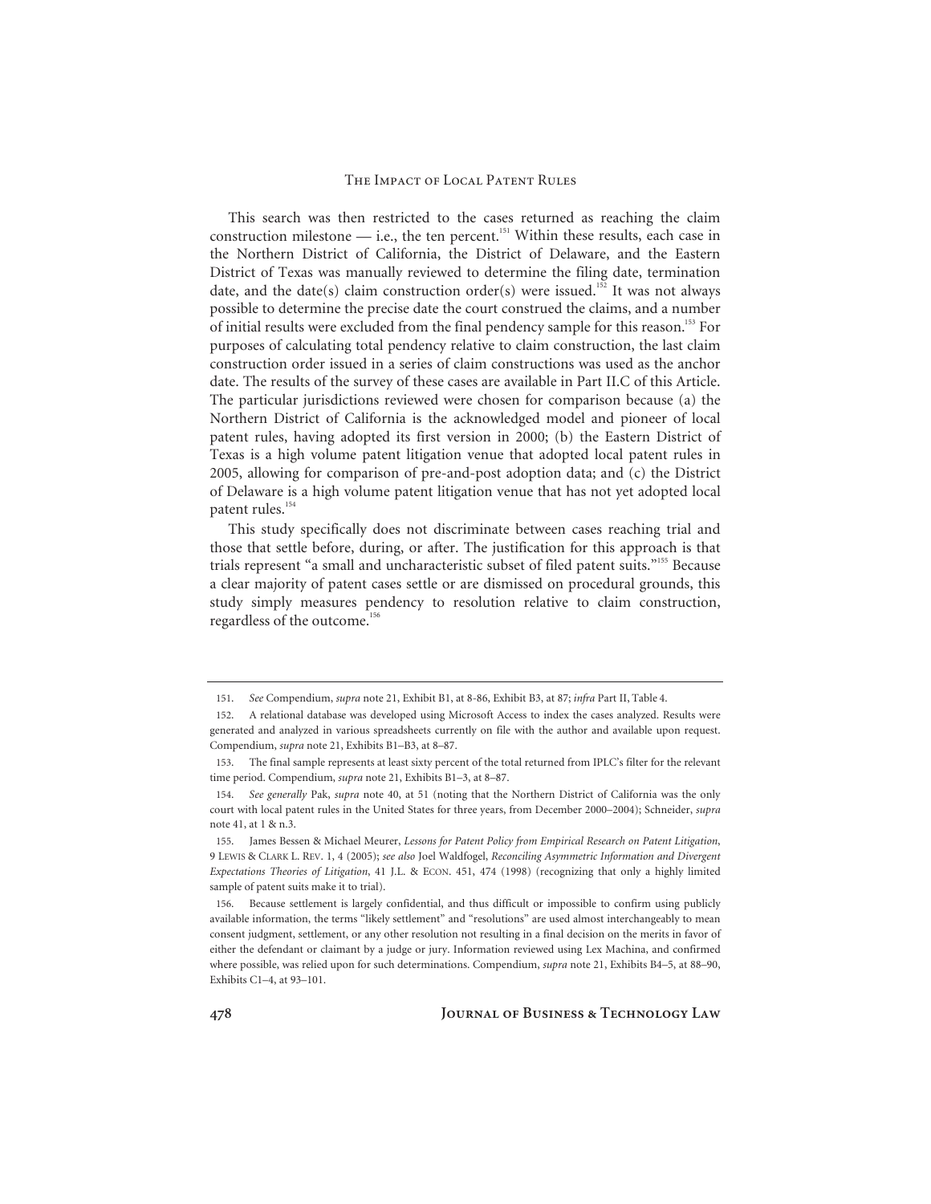This search was then restricted to the cases returned as reaching the claim construction milestone — i.e., the ten percent.[151] Within these results, each case in the Northern District of California, the District of Delaware, and the Eastern District of Texas was manually reviewed to determine the filing date, termination date, and the date(s) claim construction order(s) were issued.[152] It was not always possible to determine the precise date the court construed the claims, and a number of initial results were excluded from the final pendency sample for this reason.[153] For purposes of calculating total pendency relative to claim construction, the last claim construction order issued in a series of claim constructions was used as the anchor date. The results of the survey of these cases are available in Part II.C of this Article. The particular jurisdictions reviewed were chosen for comparison because (a) the Northern District of California is the acknowledged model and pioneer of local patent rules, having adopted its first version in 2000; (b) the Eastern District of Texas is a high volume patent litigation venue that adopted local patent rules in 2005, allowing for comparison of pre-and-post adoption data; and (c) the District of Delaware is a high volume patent litigation venue that has not yet adopted local patent rules.[154]

This study specifically does not discriminate between cases reaching trial and those that settle before, during, or after. The justification for this approach is that trials represent "a small and uncharacteristic subset of filed patent suits."[155] Because a clear majority of patent cases settle or are dismissed on procedural grounds, this study simply measures pendency to resolution relative to claim construction, regardless of the outcome.[156]

---

151. *See* Compendium, *supra* note 21, Exhibit B1, at 8-86, Exhibit B3, at 87; *infra* Part II, Table 4.

152. A relational database was developed using Microsoft Access to index the cases analyzed. Results were generated and analyzed in various spreadsheets currently on file with the author and available upon request. Compendium, *supra* note 21, Exhibits B1–B3, at 8–87.

153. The final sample represents at least sixty percent of the total returned from IPLC's filter for the relevant time period. Compendium, *supra* note 21, Exhibits B1–3, at 8–87.

154. *See generally* Pak, *supra* note 40, at 51 (noting that the Northern District of California was the only court with local patent rules in the United States for three years, from December 2000–2004); Schneider, *supra* note 41, at 1 & n.3.

155. James Bessen & Michael Meurer, *Lessons for Patent Policy from Empirical Research on Patent Litigation*, 9 LEWIS & CLARK L. REV. 1, 4 (2005); *see also* Joel Waldfogel, *Reconciling Asymmetric Information and Divergent Expectations Theories of Litigation*, 41 J.L. & ECON. 451, 474 (1998) (recognizing that only a highly limited sample of patent suits make it to trial).

156. Because settlement is largely confidential, and thus difficult or impossible to confirm using publicly available information, the terms "likely settlement" and "resolutions" are used almost interchangeably to mean consent judgment, settlement, or any other resolution not resulting in a final decision on the merits in favor of either the defendant or claimant by a judge or jury. Information reviewed using Lex Machina, and confirmed where possible, was relied upon for such determinations. Compendium, *supra* note 21, Exhibits B4–5, at 88–90, Exhibits C1–4, at 93–101.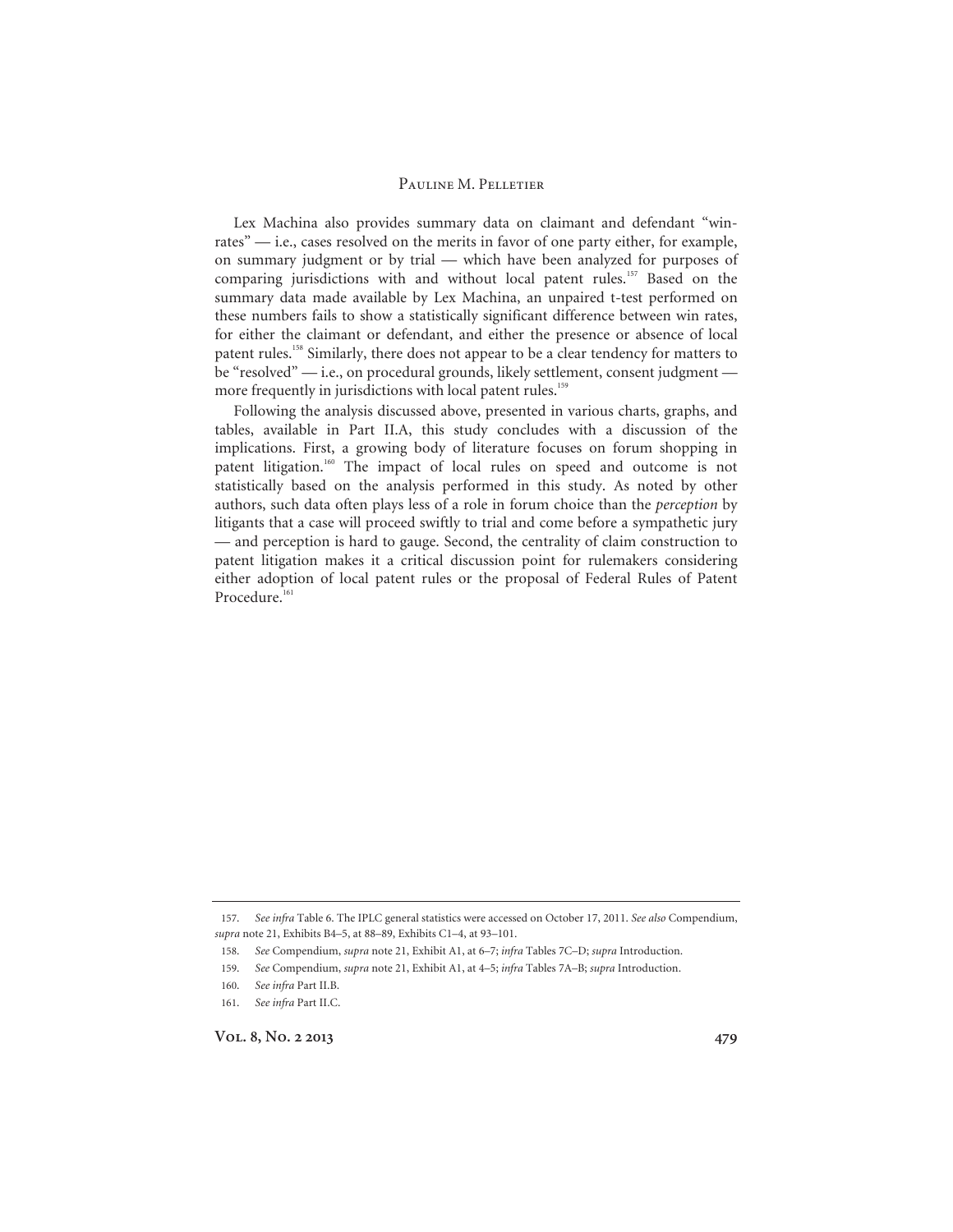Lex Machina also provides summary data on claimant and defendant "win-rates" — i.e., cases resolved on the merits in favor of one party either, for example, on summary judgment or by trial — which have been analyzed for purposes of comparing jurisdictions with and without local patent rules.[157] Based on the summary data made available by Lex Machina, an unpaired t-test performed on these numbers fails to show a statistically significant difference between win rates, for either the claimant or defendant, and either the presence or absence of local patent rules.[158] Similarly, there does not appear to be a clear tendency for matters to be "resolved" — i.e., on procedural grounds, likely settlement, consent judgment — more frequently in jurisdictions with local patent rules.[159]

Following the analysis discussed above, presented in various charts, graphs, and tables, available in Part II.A, this study concludes with a discussion of the implications. First, a growing body of literature focuses on forum shopping in patent litigation.[160] The impact of local rules on speed and outcome is not statistically based on the analysis performed in this study. As noted by other authors, such data often plays less of a role in forum choice than the *perception* by litigants that a case will proceed swiftly to trial and come before a sympathetic jury — and perception is hard to gauge. Second, the centrality of claim construction to patent litigation makes it a critical discussion point for rulemakers considering either adoption of local patent rules or the proposal of Federal Rules of Patent Procedure.[161]

---

157. *See infra* Table 6. The IPLC general statistics were accessed on October 17, 2011. *See also* Compendium, *supra* note 21, Exhibits B4–5, at 88–89, Exhibits C1–4, at 93–101.

158. *See* Compendium, *supra* note 21, Exhibit A1, at 6–7; *infra* Tables 7C–D; *supra* Introduction.

159. *See* Compendium, *supra* note 21, Exhibit A1, at 4–5; *infra* Tables 7A–B; *supra* Introduction.

160. *See infra* Part II.B.

161. *See infra* Part II.C.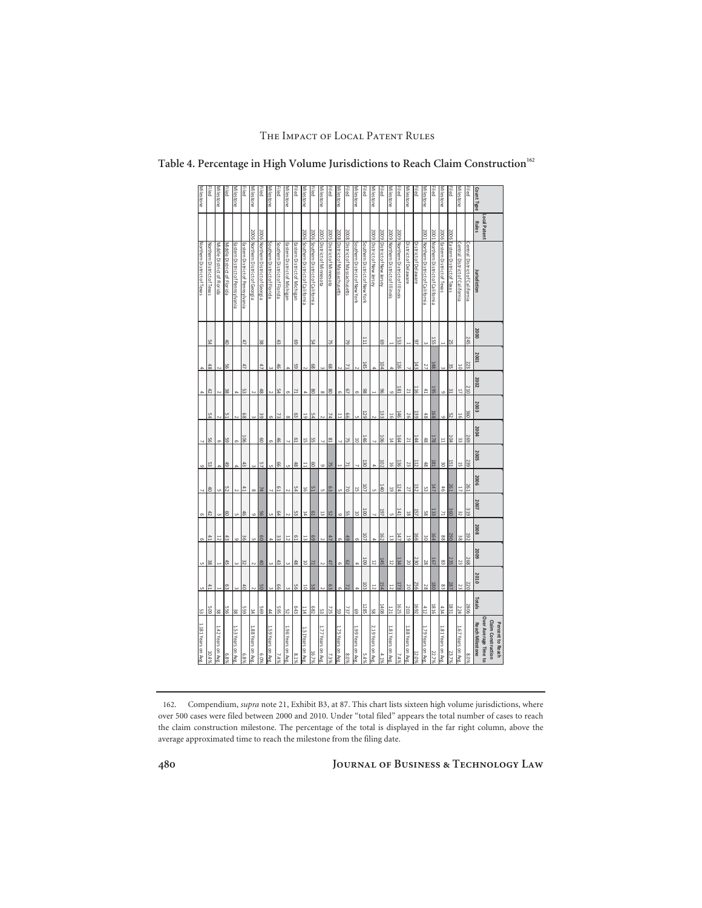## Table 4. Percentage in High Volume Jurisdictions to Reach Claim Construction[162]

| Count Type | Local Patent Rules | Jurisdiction | 2000 | 2001 | 2002 | 2003 | 2004 | 2005 | 2006 | 2007 | 2008 | 2009 | 2010 | Totals | Percent to Reach Claim Construction Over Average Time to Reach Milestone |
|---|---|---|---|---|---|---|---|---|---|---|---|---|---|---|---|
| Filed | | Central District of California | 245 | 223 | 210 | 360 | 269 | 239 | 261 | 319 | 192 | 268 | 220 | 2806 | 8.0% |
| Milestone | | Central District of California | | 10 | 17 | 16 | 33 | 15 | 17 | 32 | 38 | 23 | 23 | 224 | 1.67 Years on Avg |
| Filed | 2006 | Eastern District of Texas | 25 | 35 | 31 | 52 | 104 | 151 | 261 | 360 | 290 | 235 | 287 | 1831 | 23.7% |
| Milestone | 2006 | Eastern District of Texas | 1 | 3 | 9 | 9 | 11 | 30 | 46 | 71 | 88 | 83 | 83 | 434 | 1.81 Years on Avg |
| Filed | 2001 | Northern District of California | 155 | 148 | 195 | 168 | 178 | 181 | 147 | 133 | 164 | 167 | 180 | 1816 | 22.7% |
| Milestone | 2001 | Northern District of California | 3 | 27 | 41 | 48 | 48 | 48 | 53 | 58 | 30 | 28 | 28 | 412 | 1.79 Years on Avg |
| Filed | | District of Delaware | 97 | 143 | 116 | 139 | 144 | 112 | 132 | 157 | 166 | 256 | 230 | 1692 | 12.0% |
| Milestone | | District of Delaware | 1 | 7 | 21 | 26 | 21 | 23 | 27 | 18 | 19 | 20 | 20 | 203 | 1.88 Years on Avg |
| Filed | 2009 | Northern District of Illinois | 153 | 126 | 181 | 146 | 164 | 136 | 124 | 141 | 147 | 134 | 173 | 1625 | 7.4% |
| Milestone | 2009 | Northern District of Illinois | 1 | 4 | 9 | 16 | 14 | 16 | 19 | 5 | 13 | 12 | 12 | 121 | 1.81 Years on Avg |
| Filed | 2009 | District of New Jersey | 69 | 104 | 96 | 133 | 106 | 102 | 140 | 197 | 162 | 145 | 154 | 1408 | 4.1% |
| Milestone | 2009 | District of New Jersey | | 4 | 1 | 2 | 7 | 4 | 5 | 7 | 4 | 12 | 12 | 58 | 2.19 Years on Avg |
| Filed | | Southern District of New York | 111 | 145 | 98 | 129 | 146 | 130 | 107 | 100 | 107 | 109 | 103 | 1285 | 5.4% |
| Milestone | | Southern District of New York | | 2 | 6 | 5 | 10 | 7 | 15 | 10 | 6 | 4 | 4 | 69 | 1.99 Years on Avg |
| Filed | 2008 | District of Massachusetts | 79 | 71 | 67 | 66 | 75 | 71 | 70 | 55 | 49 | 62 | 72 | 737 | 8.0% |
| Milestone | 2008 | District of Massachusetts | | 2 | 6 | 11 | 7 | 1 | 5 | 9 | 6 | 6 | 6 | 59 | 1.75 Years on Avg |
| Filed | 2005 | District of Minnesota | 75 | 68 | 80 | 74 | 81 | 75 | 63 | 52 | 47 | 47 | 63 | 725 | 7.3% |
| Milestone | 2005 | District of Minnesota | | 3 | 8 | 2 | 7 | 9 | 5 | 13 | 2 | 2 | 2 | 53 | 1.77 Years on Avg |
| Filed | 2006 | Southern District of California | 54 | 68 | 80 | 54 | 55 | 60 | 51 | 61 | 69 | 72 | 58 | 682 | 16.7% |
| Milestone | 2006 | Southern District of California | | 2 | 4 | 19 | 15 | 11 | 16 | 14 | 13 | 10 | 10 | 114 | 1.51 Years on Avg |
| Filed | | Eastern District of Michigan | 69 | 59 | 71 | 63 | 61 | 48 | 54 | 53 | 61 | 48 | 56 | 643 | 8.1% |
| Milestone | | Eastern District of Michigan | | 4 | 6 | 8 | 7 | 5 | 2 | 2 | 12 | 3 | 3 | 52 | 1.96 Years on Avg |
| Filed | | Southern District of Florida | 43 | 46 | 54 | 73 | 46 | 66 | 61 | 64 | 33 | 43 | 66 | 595 | 7.4% |
| Milestone | | Southern District of Florida | | 3 | 2 | 6 | 6 | 5 | 7 | 5 | 4 | 3 | 3 | 44 | 1.59 Years on Avg |
| Filed | 2006 | Northern District of Georgia | 38 | 47 | 48 | 39 | 60 | 57 | 74 | 56 | 60 | 40 | 50 | 569 | 6.0% |
| Milestone | 2006 | Northern District of Georgia | | | 2 | 3 | 3 | 3 | 8 | 9 | 5 | 2 | 2 | 34 | 1.88 Years on Avg |
| Filed | | Eastern District of Pennsylvania | 47 | 47 | 53 | 68 | 106 | 43 | 41 | 46 | 36 | 32 | 40 | 559 | 6.8% |
| Milestone | | Eastern District of Pennsylvania | | | 4 | 2 | 6 | 4 | 2 | 5 | 9 | 3 | 3 | 38 | 1.53 Years on Avg |
| Filed | | Middle District of Florida | 40 | 56 | 38 | 51 | 59 | 49 | 52 | 60 | 43 | 45 | 63 | 556 | 6.8% |
| Milestone | | Middle District of Florida | | 2 | 2 | 2 | 6 | 4 | 5 | 3 | 12 | 1 | 1 | 38 | 1.42 Years on Avg |
| Filed | | Northern District of Texas | 54 | 48 | 42 | 54 | 56 | 53 | 40 | 42 | 41 | 38 | 41 | 509 | 10.4% |
| Milestone | | Northern District of Texas | | 4 | 4 | | 7 | 9 | 7 | 6 | 6 | 5 | 5 | 53 | 1.81 Years on Avg |

162. Compendium, *supra* note 21, Exhibit B3, at 87. This chart lists sixteen high volume jurisdictions, where over 500 cases were filed between 2000 and 2010. Under "total filed" appears the total number of cases to reach the claim construction milestone. The percentage of the total is displayed in the far right column, above the average approximated time to reach the milestone from the filing date.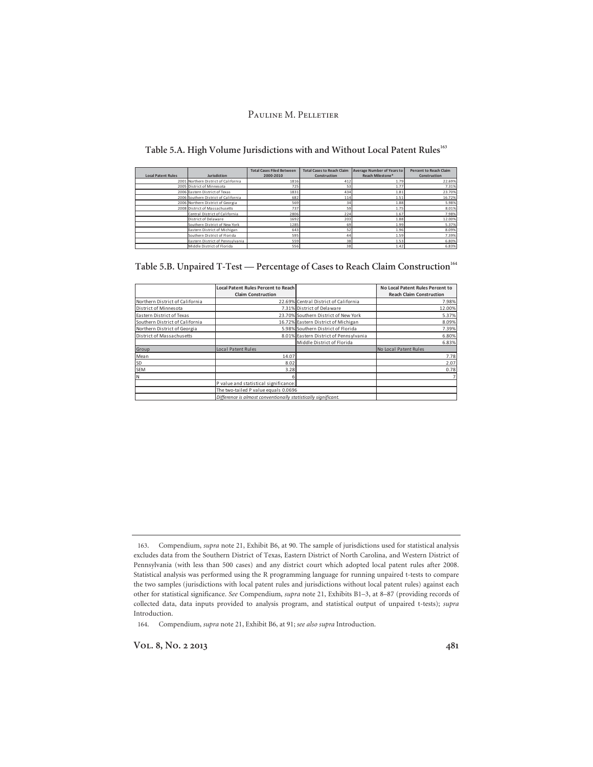### Table 5.A. High Volume Jurisdictions with and Without Local Patent Rules[163]

| Local Patent Rules | Jurisdiction | Total Cases Filed Between 2000-2010 | Total Cases to Reach Claim Construction | Average Number of Years to Reach Milestone* | Percent to Reach Claim Construction |
|---|---|---|---|---|---|
| 2001 | Northern District of California | 1816 | 412 | 1.79 | 22.69% |
| 2005 | District of Minnesota | 725 | 53 | 1.77 | 7.31% |
| 2006 | Eastern District of Texas | 1831 | 434 | 1.81 | 23.70% |
| 2006 | Southern District of California | 682 | 114 | 1.51 | 16.72% |
| 2006 | Northern District of Georgia | 569 | 34 | 1.88 | 5.98% |
| 2008 | District of Massachusetts | 737 | 59 | 1.75 | 8.01% |
| | Central District of California | 2806 | 224 | 1.67 | 7.98% |
| | District of Delaware | 1692 | 203 | 1.88 | 12.00% |
| | Southern District of New York | 1285 | 69 | 1.99 | 5.37% |
| | Eastern District of Michigan | 643 | 52 | 1.96 | 8.09% |
| | Southern District of Florida | 595 | 44 | 1.59 | 7.39% |
| | Eastern District of Pennsylvania | 559 | 38 | 1.53 | 6.80% |
| | Middle District of Florida | 556 | 38 | 1.42 | 6.83% |

### Table 5.B. Unpaired T-Test — Percentage of Cases to Reach Claim Construction[164]

| | Local Patent Rules Percent to Reach Claim Construction | | No Local Patent Rules Percent to Reach Claim Construction |
|---|---|---|---|
| Northern District of California | 22.69% | Central District of California | 7.98% |
| District of Minnesota | 7.31% | District of Delaware | 12.00% |
| Eastern District of Texas | 23.70% | Southern District of New York | 5.37% |
| Southern District of California | 16.72% | Eastern District of Michigan | 8.09% |
| Northern District of Georgia | 5.98% | Southern District of Florida | 7.39% |
| District of Massachusetts | 8.01% | Eastern District of Pennsylvania | 6.80% |
| | | Middle District of Florida | 6.83% |
| Group | Local Patent Rules | | No Local Patent Rules |
| Mean | 14.07 | | 7.78 |
| SD | 8.02 | | 2.07 |
| SEM | 3.28 | | 0.78 |
| N | 6 | | 7 |
| | P value and statistical significance: | | |
| | The two-tailed P value equals 0.0696 | | |
| | *Difference is almost conventionally statistically significant.* | | |

163. Compendium, *supra* note 21, Exhibit B6, at 90. The sample of jurisdictions used for statistical analysis excludes data from the Southern District of Texas, Eastern District of North Carolina, and Western District of Pennsylvania (with less than 500 cases) and any district court which adopted local patent rules after 2008. Statistical analysis was performed using the R programming language for running unpaired t-tests to compare the two samples (jurisdictions with local patent rules and jurisdictions without local patent rules) against each other for statistical significance. *See* Compendium, *supra* note 21, Exhibits B1–3, at 8–87 (providing records of collected data, data inputs provided to analysis program, and statistical output of unpaired t-tests); *supra* Introduction.

164. Compendium, *supra* note 21, Exhibit B6, at 91; *see also supra* Introduction.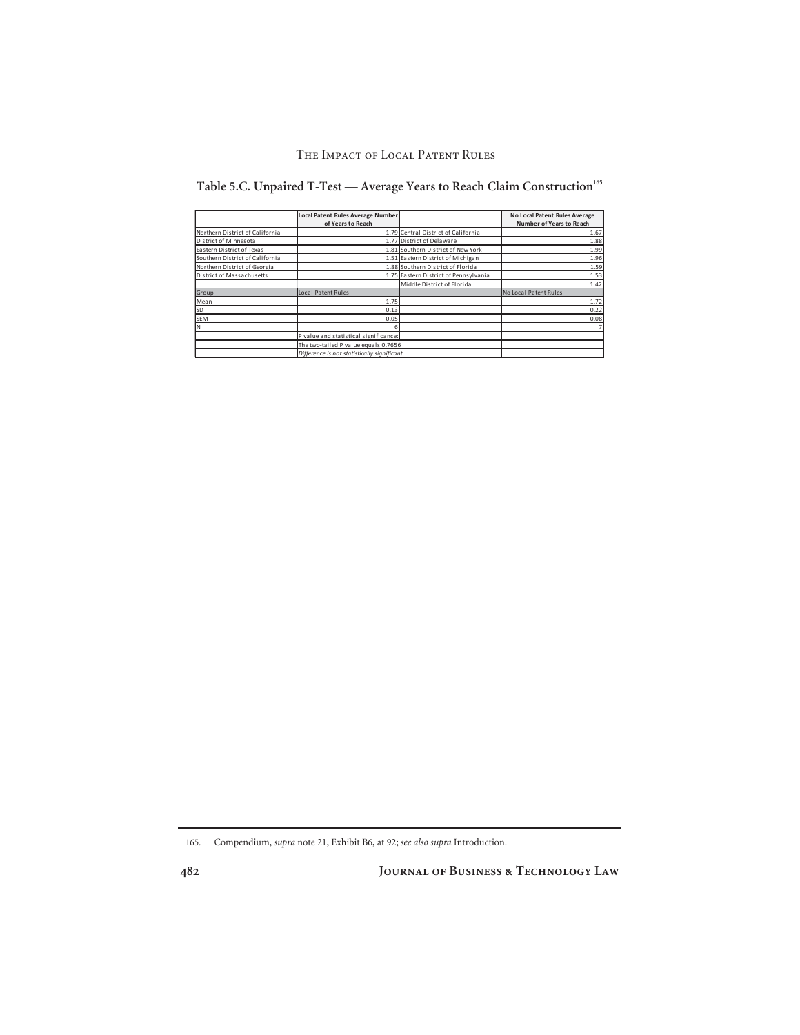## Table 5.C. Unpaired T-Test — Average Years to Reach Claim Construction[165]

| | Local Patent Rules Average Number of Years to Reach | | No Local Patent Rules Average Number of Years to Reach |
|---|---|---|---|
| Northern District of California | 1.79 | Central District of California | 1.67 |
| District of Minnesota | 1.77 | District of Delaware | 1.88 |
| Eastern District of Texas | 1.81 | Southern District of New York | 1.99 |
| Southern District of California | 1.51 | Eastern District of Michigan | 1.96 |
| Northern District of Georgia | 1.88 | Southern District of Florida | 1.59 |
| District of Massachusetts | 1.75 | Eastern District of Pennsylvania | 1.53 |
| | | Middle District of Florida | 1.42 |
| Group | Local Patent Rules | | No Local Patent Rules |
| Mean | 1.75 | | 1.72 |
| SD | 0.13 | | 0.22 |
| SEM | 0.05 | | 0.08 |
| N | 6 | | 7 |
| | P value and statistical significance: | | |
| | The two-tailed P value equals 0.7656 | | |
| | *Difference is not statistically significant.* | | |

165. Compendium, *supra* note 21, Exhibit B6, at 92; *see also supra* Introduction.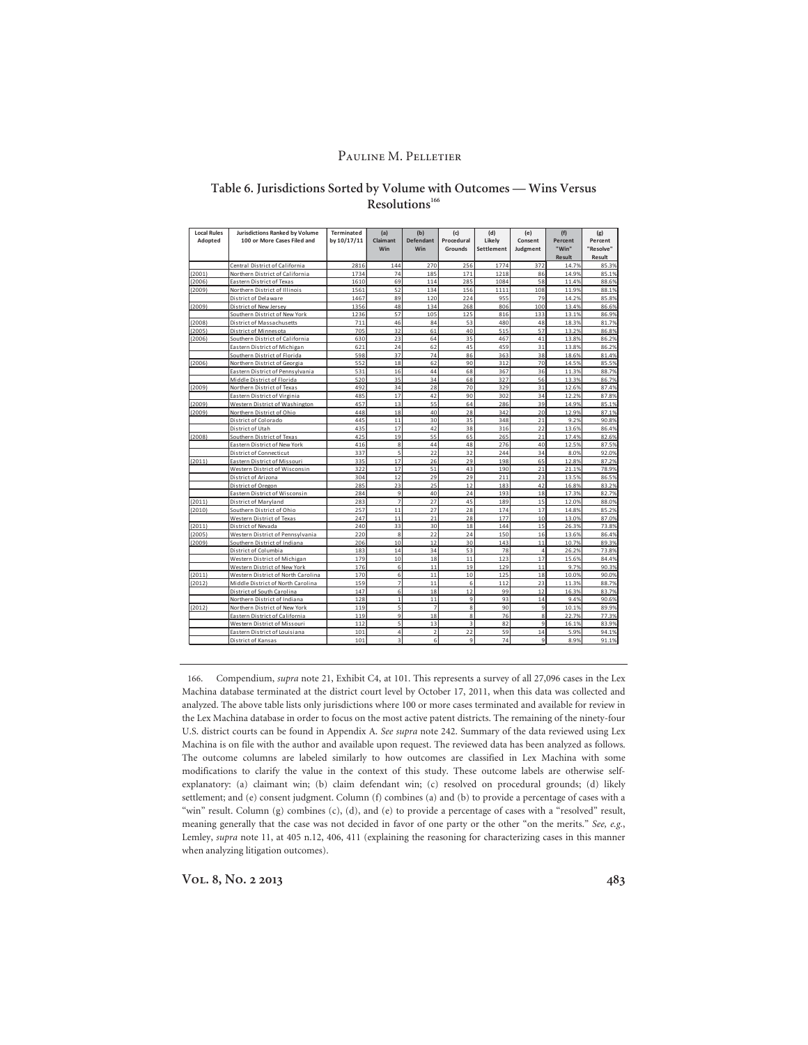## Table 6. Jurisdictions Sorted by Volume with Outcomes — Wins Versus Resolutions[166]

| Local Rules Adopted | Jurisdictions Ranked by Volume 100 or More Cases Filed and | Terminated by 10/17/11 | (a) Claimant Win | (b) Defendant Win | (c) Procedural Grounds | (d) Likely Settlement | (e) Consent Judgment | (f) Percent "Win" Result | (g) Percent "Resolve" Result |
|---|---|---|---|---|---|---|---|---|---|
| | Central District of California | 2816 | 144 | 270 | 256 | 1774 | 372 | 14.7% | 85.3% |
| (2001) | Northern District of California | 1734 | 74 | 185 | 171 | 1218 | 86 | 14.9% | 85.1% |
| (2006) | Eastern District of Texas | 1610 | 69 | 114 | 285 | 1084 | 58 | 11.4% | 88.6% |
| (2009) | Northern District of Illinois | 1561 | 52 | 134 | 156 | 1111 | 108 | 11.9% | 88.1% |
| | District of Delaware | 1467 | 89 | 120 | 224 | 955 | 79 | 14.2% | 85.8% |
| (2009) | District of New Jersey | 1356 | 48 | 134 | 268 | 806 | 100 | 13.4% | 86.6% |
| | Southern District of New York | 1236 | 57 | 105 | 125 | 816 | 133 | 13.1% | 86.9% |
| (2008) | District of Massachusetts | 711 | 46 | 84 | 53 | 480 | 48 | 18.3% | 81.7% |
| (2005) | District of Minnesota | 705 | 32 | 61 | 40 | 515 | 57 | 13.2% | 86.8% |
| (2006) | Southern District of California | 630 | 23 | 64 | 35 | 467 | 41 | 13.8% | 86.2% |
| | Eastern District of Michigan | 621 | 24 | 62 | 45 | 459 | 31 | 13.8% | 86.2% |
| | Southern District of Florida | 598 | 37 | 74 | 86 | 363 | 38 | 18.6% | 81.4% |
| (2006) | Northern District of Georgia | 552 | 18 | 62 | 90 | 312 | 70 | 14.5% | 85.5% |
| | Eastern District of Pennsylvania | 531 | 16 | 44 | 68 | 367 | 36 | 11.3% | 88.7% |
| | Middle District of Florida | 520 | 35 | 34 | 68 | 327 | 56 | 13.3% | 86.7% |
| (2009) | Northern District of Texas | 492 | 34 | 28 | 70 | 329 | 31 | 12.6% | 87.4% |
| | Eastern District of Virginia | 485 | 17 | 42 | 90 | 302 | 34 | 12.2% | 87.8% |
| (2009) | Western District of Washington | 457 | 13 | 55 | 64 | 286 | 39 | 14.9% | 85.1% |
| (2009) | Northern District of Ohio | 448 | 18 | 40 | 28 | 342 | 20 | 12.9% | 87.1% |
| | District of Colorado | 445 | 11 | 30 | 35 | 348 | 21 | 9.2% | 90.8% |
| | District of Utah | 435 | 17 | 42 | 38 | 316 | 22 | 13.6% | 86.4% |
| (2008) | Southern District of Texas | 425 | 19 | 55 | 65 | 265 | 21 | 17.4% | 82.6% |
| | Eastern District of New York | 416 | 8 | 44 | 48 | 276 | 40 | 12.5% | 87.5% |
| | District of Connecticut | 337 | 5 | 22 | 32 | 244 | 34 | 8.0% | 92.0% |
| (2011) | Eastern District of Missouri | 335 | 17 | 26 | 29 | 198 | 65 | 12.8% | 87.2% |
| | Western District of Wisconsin | 322 | 17 | 51 | 43 | 190 | 21 | 21.1% | 78.9% |
| | District of Arizona | 304 | 12 | 29 | 29 | 211 | 23 | 13.5% | 86.5% |
| | District of Oregon | 285 | 23 | 25 | 12 | 183 | 42 | 16.8% | 83.2% |
| | Eastern District of Wisconsin | 284 | 9 | 40 | 24 | 193 | 18 | 17.3% | 82.7% |
| (2011) | District of Maryland | 283 | 7 | 27 | 45 | 189 | 15 | 12.0% | 88.0% |
| (2010) | Southern District of Ohio | 257 | 11 | 27 | 28 | 174 | 17 | 14.8% | 85.2% |
| | Western District of Texas | 247 | 11 | 21 | 28 | 177 | 10 | 13.0% | 87.0% |
| (2011) | District of Nevada | 240 | 33 | 30 | 18 | 144 | 15 | 26.3% | 73.8% |
| (2005) | Western District of Pennsylvania | 220 | 8 | 22 | 24 | 150 | 16 | 13.6% | 86.4% |
| (2009) | Southern District of Indiana | 206 | 10 | 12 | 30 | 143 | 11 | 10.7% | 89.3% |
| | District of Columbia | 183 | 14 | 34 | 53 | 78 | 4 | 26.2% | 73.8% |
| | Western District of Michigan | 179 | 10 | 18 | 11 | 123 | 17 | 15.6% | 84.4% |
| | Western District of New York | 176 | 6 | 11 | 19 | 129 | 11 | 9.7% | 90.3% |
| (2011) | Western District of North Carolina | 170 | 6 | 11 | 10 | 125 | 18 | 10.0% | 90.0% |
| (2012) | Middle District of North Carolina | 159 | 7 | 11 | 6 | 112 | 23 | 11.3% | 88.7% |
| | District of South Carolina | 147 | 6 | 18 | 12 | 99 | 12 | 16.3% | 83.7% |
| | Northern District of Indiana | 128 | 1 | 11 | 9 | 93 | 14 | 9.4% | 90.6% |
| (2012) | Northern District of New York | 119 | 5 | 7 | 8 | 90 | 9 | 10.1% | 89.9% |
| | Eastern District of California | 119 | 9 | 18 | 8 | 76 | 8 | 22.7% | 77.3% |
| | Western District of Missouri | 112 | 5 | 13 | 3 | 82 | 9 | 16.1% | 83.9% |
| | Eastern District of Louisiana | 101 | 4 | 2 | 22 | 59 | 14 | 5.9% | 94.1% |
| | District of Kansas | 101 | 3 | 6 | 9 | 74 | 9 | 8.9% | 91.1% |

---

166. Compendium, *supra* note 21, Exhibit C4, at 101. This represents a survey of all 27,096 cases in the Lex Machina database terminated at the district court level by October 17, 2011, when this data was collected and analyzed. The above table lists only jurisdictions where 100 or more cases terminated and available for review in the Lex Machina database in order to focus on the most active patent districts. The remaining of the ninety-four U.S. district courts can be found in Appendix A. *See supra* note 242. Summary of the data reviewed using Lex Machina is on file with the author and available upon request. The reviewed data has been analyzed as follows. The outcome columns are labeled similarly to how outcomes are classified in Lex Machina with some modifications to clarify the value in the context of this study. These outcome labels are otherwise self-explanatory: (a) claimant win; (b) claim defendant win; (c) resolved on procedural grounds; (d) likely settlement; and (e) consent judgment. Column (f) combines (a) and (b) to provide a percentage of cases with a "win" result. Column (g) combines (c), (d), and (e) to provide a percentage of cases with a "resolved" result, meaning generally that the case was not decided in favor of one party or the other "on the merits." *See, e.g.*, Lemley, *supra* note 11, at 405 n.12, 406, 411 (explaining the reasoning for characterizing cases in this manner when analyzing litigation outcomes).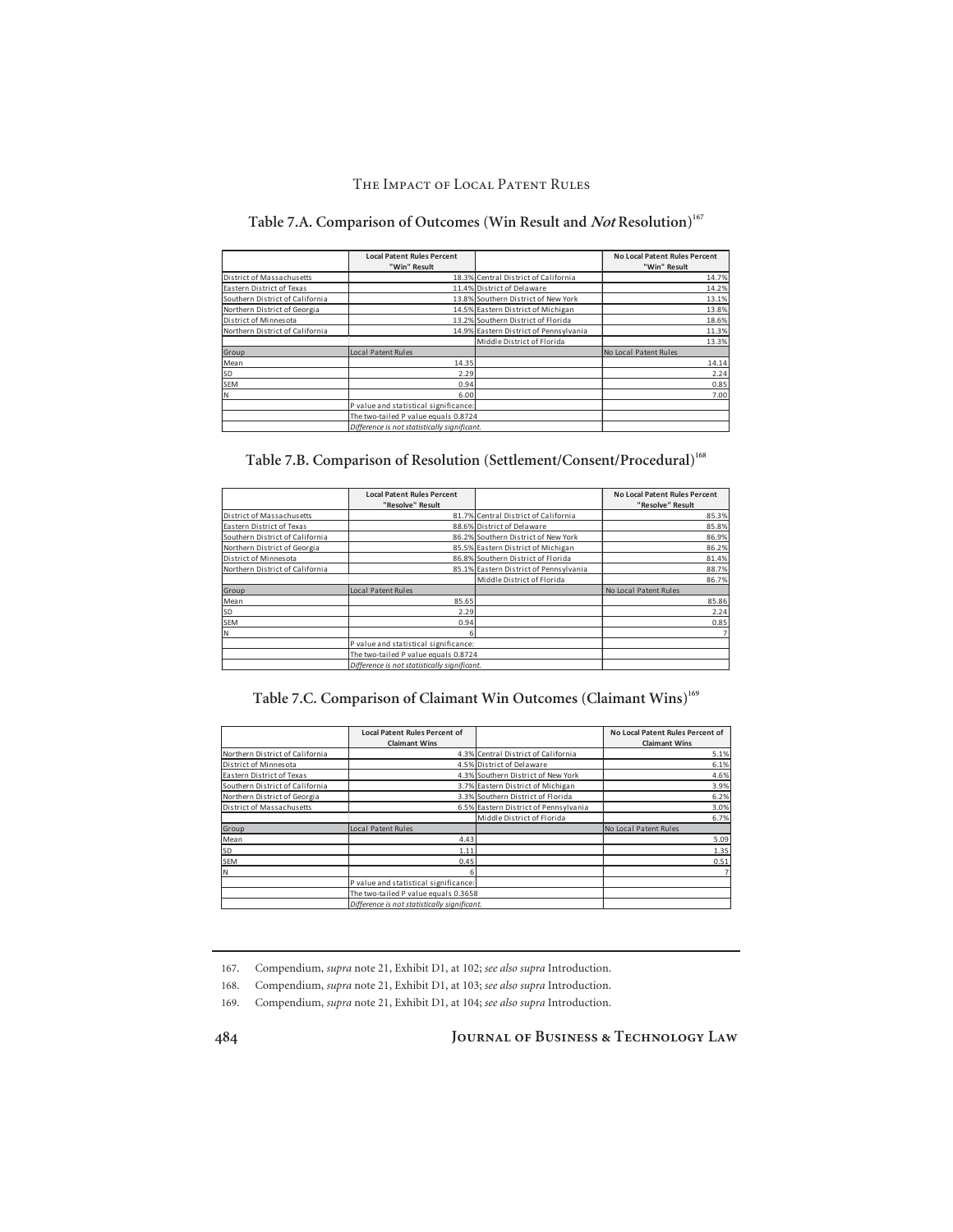### Table 7.A. Comparison of Outcomes (Win Result and *Not* Resolution)[167]

| | Local Patent Rules Percent "Win" Result | | No Local Patent Rules Percent "Win" Result |
|---|---|---|---|
| District of Massachusetts | 18.3% | Central District of California | 14.7% |
| Eastern District of Texas | 11.4% | District of Delaware | 14.2% |
| Southern District of California | 13.8% | Southern District of New York | 13.1% |
| Northern District of Georgia | 14.5% | Eastern District of Michigan | 13.8% |
| District of Minnesota | 13.2% | Southern District of Florida | 18.6% |
| Northern District of California | 14.9% | Eastern District of Pennsylvania | 11.3% |
| | | Middle District of Florida | 13.3% |
| Group | Local Patent Rules | | No Local Patent Rules |
| Mean | 14.35 | | 14.14 |
| SD | 2.29 | | 2.24 |
| SEM | 0.94 | | 0.85 |
| N | 6.00 | | 7.00 |
| | P value and statistical significance: | | |
| | The two-tailed P value equals 0.8724 | | |
| | *Difference is not statistically significant.* | | |

### Table 7.B. Comparison of Resolution (Settlement/Consent/Procedural)[168]

| | Local Patent Rules Percent "Resolve" Result | | No Local Patent Rules Percent "Resolve" Result |
|---|---|---|---|
| District of Massachusetts | 81.7% | Central District of California | 85.3% |
| Eastern District of Texas | 88.6% | District of Delaware | 85.8% |
| Southern District of California | 86.2% | Southern District of New York | 86.9% |
| Northern District of Georgia | 85.5% | Eastern District of Michigan | 86.2% |
| District of Minnesota | 86.8% | Southern District of Florida | 81.4% |
| Northern District of California | 85.1% | Eastern District of Pennsylvania | 88.7% |
| | | Middle District of Florida | 86.7% |
| Group | Local Patent Rules | | No Local Patent Rules |
| Mean | 85.65 | | 85.86 |
| SD | 2.29 | | 2.24 |
| SEM | 0.94 | | 0.85 |
| N | 6 | | 7 |
| | P value and statistical significance: | | |
| | The two-tailed P value equals 0.8724 | | |
| | *Difference is not statistically significant.* | | |

### Table 7.C. Comparison of Claimant Win Outcomes (Claimant Wins)[169]

| | Local Patent Rules Percent of Claimant Wins | | No Local Patent Rules Percent of Claimant Wins |
|---|---|---|---|
| Northern District of California | 4.3% | Central District of California | 5.1% |
| District of Minnesota | 4.5% | District of Delaware | 6.1% |
| Eastern District of Texas | 4.3% | Southern District of New York | 4.6% |
| Southern District of California | 3.7% | Eastern District of Michigan | 3.9% |
| Northern District of Georgia | 3.3% | Southern District of Florida | 6.2% |
| District of Massachusetts | 6.5% | Eastern District of Pennsylvania | 3.0% |
| | | Middle District of Florida | 6.7% |
| Group | Local Patent Rules | | No Local Patent Rules |
| Mean | 4.43 | | 5.09 |
| SD | 1.11 | | 1.35 |
| SEM | 0.45 | | 0.51 |
| N | 6 | | 7 |
| | P value and statistical significance: | | |
| | The two-tailed P value equals 0.3658 | | |
| | *Difference is not statistically significant.* | | |

---

167. Compendium, *supra* note 21, Exhibit D1, at 102; *see also supra* Introduction.

168. Compendium, *supra* note 21, Exhibit D1, at 103; *see also supra* Introduction.

169. Compendium, *supra* note 21, Exhibit D1, at 104; *see also supra* Introduction.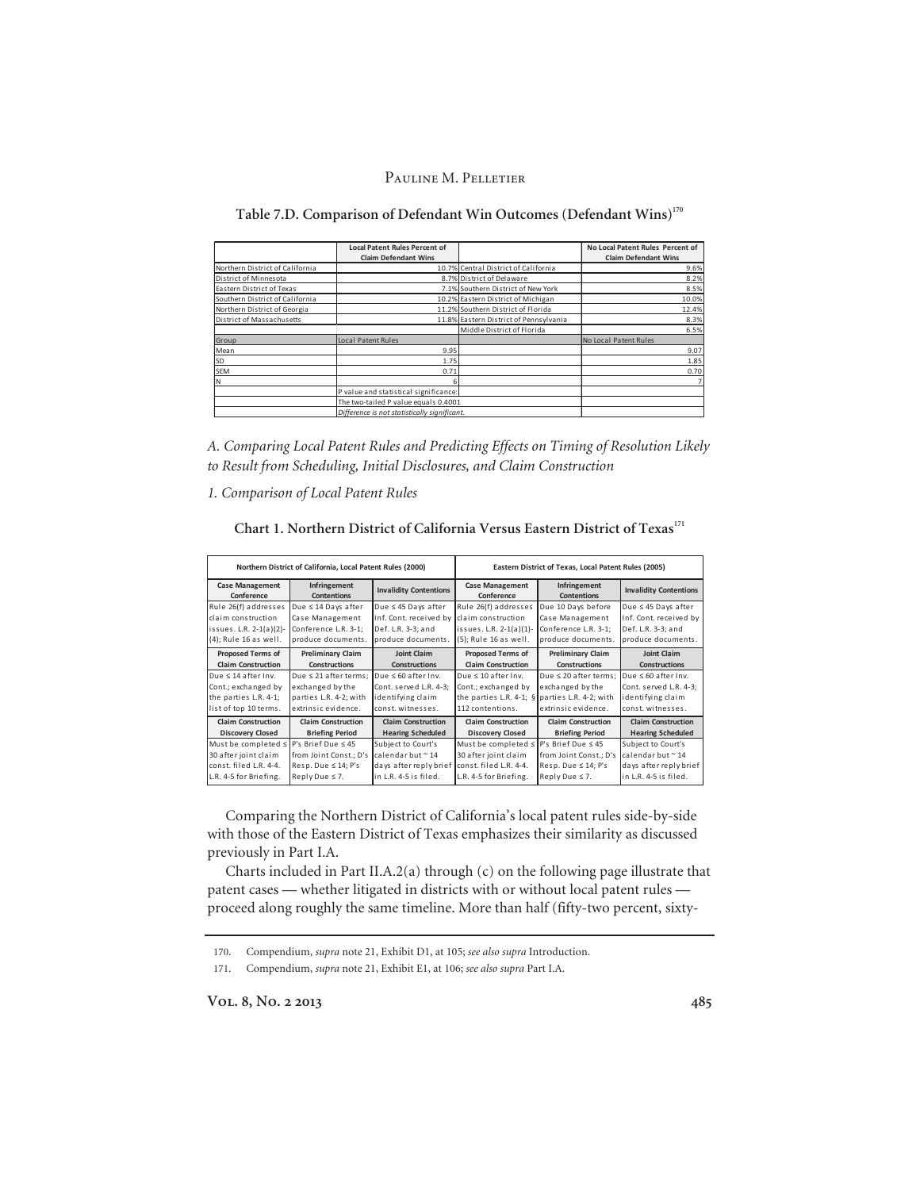**Table 7.D. Comparison of Defendant Win Outcomes (Defendant Wins)[170]**

| | Local Patent Rules Percent of Claim Defendant Wins | | No Local Patent Rules Percent of Claim Defendant Wins |
|---|---|---|---|
| Northern District of California | 10.7% | Central District of California | 9.6% |
| District of Minnesota | 8.7% | District of Delaware | 8.2% |
| Eastern District of Texas | 7.1% | Southern District of New York | 8.5% |
| Southern District of California | 10.2% | Eastern District of Michigan | 10.0% |
| Northern District of Georgia | 11.2% | Southern District of Florida | 12.4% |
| District of Massachusetts | 11.8% | Eastern District of Pennsylvania | 8.3% |
| | | Middle District of Florida | 6.5% |
| Group | Local Patent Rules | | No Local Patent Rules |
| Mean | 9.95 | | 9.07 |
| SD | 1.75 | | 1.85 |
| SEM | 0.71 | | 0.70 |
| N | 6 | | 7 |
| | P value and statistical significance: | | |
| | The two-tailed P value equals 0.4001 | | |
| | *Difference is not statistically significant.* | | |

*A. Comparing Local Patent Rules and Predicting Effects on Timing of Resolution Likely to Result from Scheduling, Initial Disclosures, and Claim Construction*

*1. Comparison of Local Patent Rules*

**Chart 1. Northern District of California Versus Eastern District of Texas[171]**

| Northern District of California, Local Patent Rules (2000) | | | Eastern District of Texas, Local Patent Rules (2005) | | |
|---|---|---|---|---|---|
| **Case Management Conference** | **Infringement Contentions** | **Invalidity Contentions** | **Case Management Conference** | **Infringement Contentions** | **Invalidity Contentions** |
| Rule 26(f) addresses claim construction issues. L.R. 2-1(a)(2)-(4); Rule 16 as well. | Due ≤ 14 Days after Case Management Conference L.R. 3-1; produce documents. | Due ≤ 45 Days after Inf. Cont. received by Def. L.R. 3-3; and produce documents. | Rule 26(f) addresses claim construction issues. L.R. 2-1(a)(1)-(5); Rule 16 as well. | Due 10 Days before Case Management Conference L.R. 3-1; produce documents. | Due ≤ 45 Days after Inf. Cont. received by Def. L.R. 3-3; and produce documents. |
| **Proposed Terms of Claim Construction** | **Preliminary Claim Constructions** | **Joint Claim Constructions** | **Proposed Terms of Claim Construction** | **Preliminary Claim Constructions** | **Joint Claim Constructions** |
| Due ≤ 14 after Inv. Cont.; exchanged by the parties L.R. 4-1; list of top 10 terms. | Due ≤ 21 after terms; exchanged by the parties L.R. 4-2; with extrinsic evidence. | Due ≤ 60 after Inv. Cont. served L.R. 4-3; identifying claim const. witnesses. | Due ≤ 10 after Inv. Cont.; exchanged by the parties L.R. 4-1; § 112 contentions. | Due ≤ 20 after terms; exchanged by the parties L.R. 4-2; with extrinsic evidence. | Due ≤ 60 after Inv. Cont. served L.R. 4-3; identifying claim const. witnesses. |
| **Claim Construction Discovery Closed** | **Claim Construction Briefing Period** | **Claim Construction Hearing Scheduled** | **Claim Construction Discovery Closed** | **Claim Construction Briefing Period** | **Claim Construction Hearing Scheduled** |
| Must be completed ≤ 30 after joint claim const. filed L.R. 4-4. L.R. 4-5 for Briefing. | P's Brief Due ≤ 45 from Joint Const.; D's Resp. Due ≤ 14; P's Reply Due ≤ 7. | Subject to Court's calendar but ~ 14 days after reply brief in L.R. 4-5 is filed. | Must be completed ≤ 30 after joint claim const. filed L.R. 4-4. L.R. 4-5 for Briefing. | P's Brief Due ≤ 45 from Joint Const.; D's Resp. Due ≤ 14; P's Reply Due ≤ 7. | Subject to Court's calendar but ~ 14 days after reply brief in L.R. 4-5 is filed. |

Comparing the Northern District of California's local patent rules side-by-side with those of the Eastern District of Texas emphasizes their similarity as discussed previously in Part I.A.

Charts included in Part II.A.2(a) through (c) on the following page illustrate that patent cases — whether litigated in districts with or without local patent rules — proceed along roughly the same timeline. More than half (fifty-two percent, sixty-

170. Compendium, *supra* note 21, Exhibit D1, at 105; *see also supra* Introduction.

171. Compendium, *supra* note 21, Exhibit E1, at 106; *see also supra* Part I.A.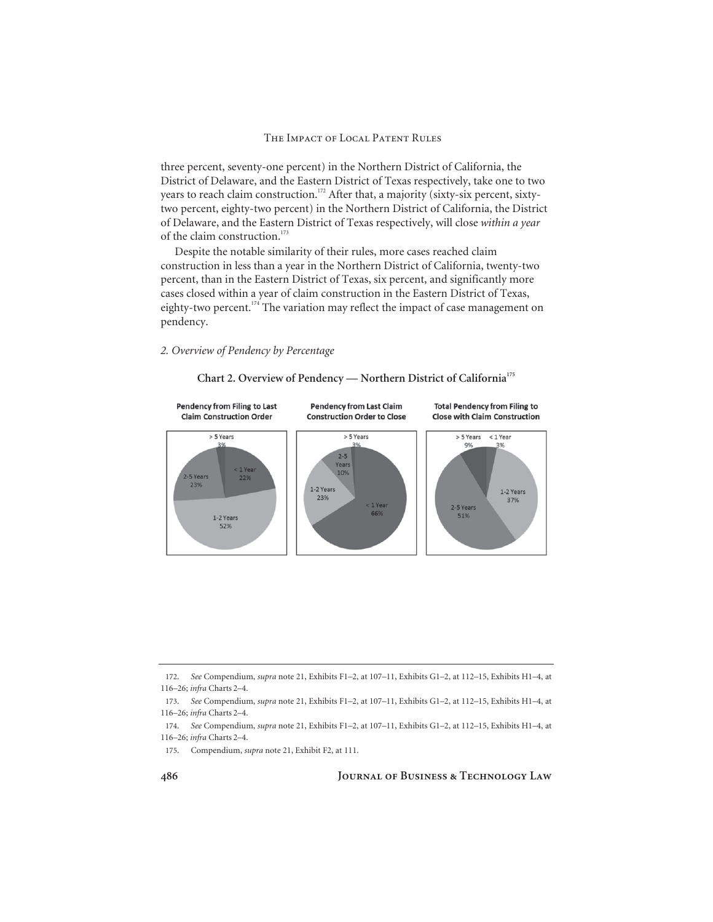three percent, seventy-one percent) in the Northern District of California, the District of Delaware, and the Eastern District of Texas respectively, take one to two years to reach claim construction.[172] After that, a majority (sixty-six percent, sixty-two percent, eighty-two percent) in the Northern District of California, the District of Delaware, and the Eastern District of Texas respectively, will close *within a year* of the claim construction.[173]

Despite the notable similarity of their rules, more cases reached claim construction in less than a year in the Northern District of California, twenty-two percent, than in the Eastern District of Texas, six percent, and significantly more cases closed within a year of claim construction in the Eastern District of Texas, eighty-two percent.[174] The variation may reflect the impact of case management on pendency.

### *2. Overview of Pendency by Percentage*

**Chart 2. Overview of Pendency — Northern District of California**[175]

| Pendency from Filing to Last Claim Construction Order | Pendency from Last Claim Construction Order to Close | Total Pendency from Filing to Close with Claim Construction |
|---|---|---|
| < 1 Year: 22% | < 1 Year: 66% | < 1 Year: 3% |
| 1-2 Years: 52% | 1-2 Years: 23% | 1-2 Years: 37% |
| 2-5 Years: 23% | 2-5 Years: 10% | 2-5 Years: 51% |
| > 5 Years: 3% | > 5 Years: 3% | > 5 Years: 9% |

---

172. *See* Compendium, *supra* note 21, Exhibits F1–2, at 107–11, Exhibits G1–2, at 112–15, Exhibits H1–4, at 116–26; *infra* Charts 2–4.

173. *See* Compendium, *supra* note 21, Exhibits F1–2, at 107–11, Exhibits G1–2, at 112–15, Exhibits H1–4, at 116–26; *infra* Charts 2–4.

174. *See* Compendium, *supra* note 21, Exhibits F1–2, at 107–11, Exhibits G1–2, at 112–15, Exhibits H1–4, at 116–26; *infra* Charts 2–4.

175. Compendium, *supra* note 21, Exhibit F2, at 111.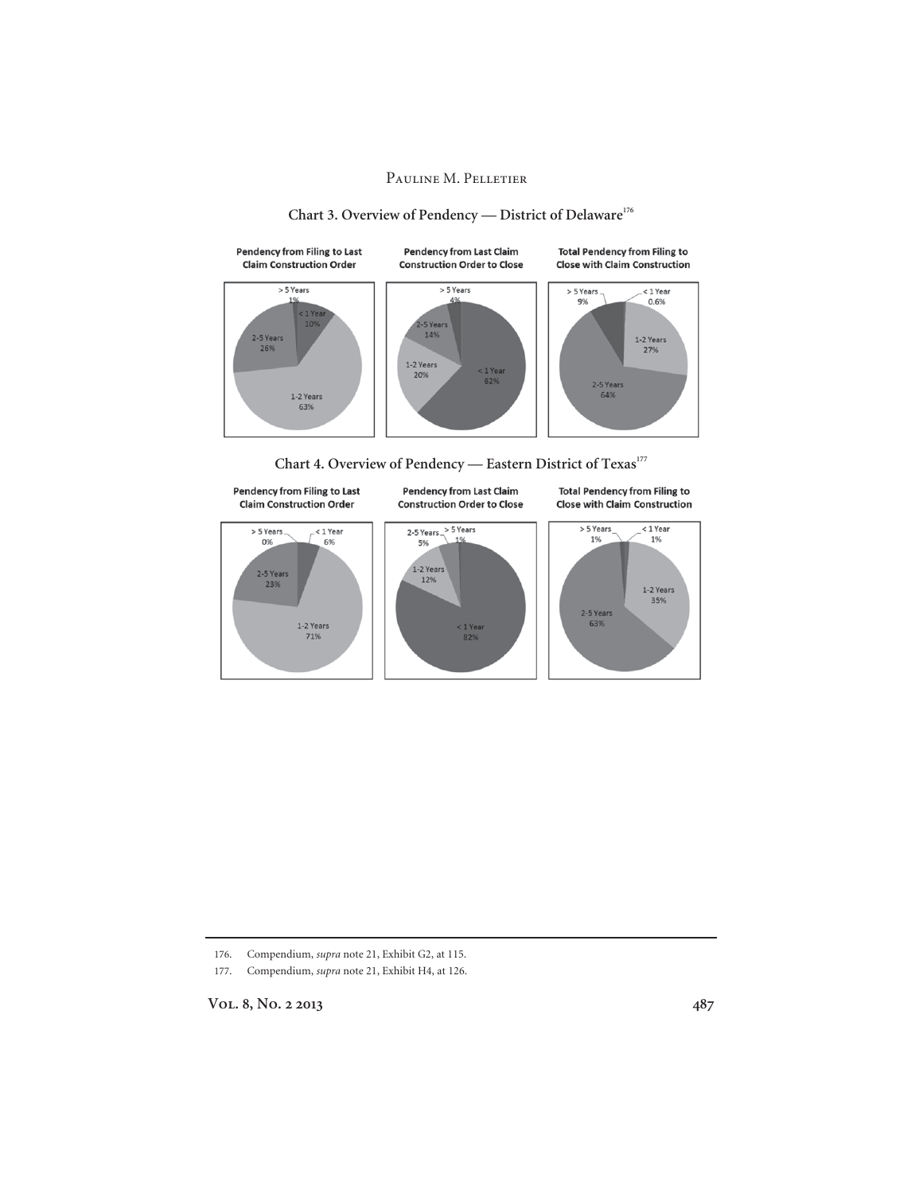**Chart 3. Overview of Pendency — District of Delaware**[176]

| | Pendency from Filing to Last Claim Construction Order | Pendency from Last Claim Construction Order to Close | Total Pendency from Filing to Close with Claim Construction |
|---|---|---|---|
| < 1 Year | 10% | 62% | 0.6% |
| 1-2 Years | 63% | 20% | 27% |
| 2-5 Years | 26% | 14% | 64% |
| > 5 Years | 1% | 4% | 9% |

**Chart 4. Overview of Pendency — Eastern District of Texas**[177]

| | Pendency from Filing to Last Claim Construction Order | Pendency from Last Claim Construction Order to Close | Total Pendency from Filing to Close with Claim Construction |
|---|---|---|---|
| < 1 Year | 6% | 82% | 1% |
| 1-2 Years | 71% | 12% | 35% |
| 2-5 Years | 23% | 5% | 63% |
| > 5 Years | 0% | 1% | 1% |

---

176. Compendium, *supra* note 21, Exhibit G2, at 115.

177. Compendium, *supra* note 21, Exhibit H4, at 126.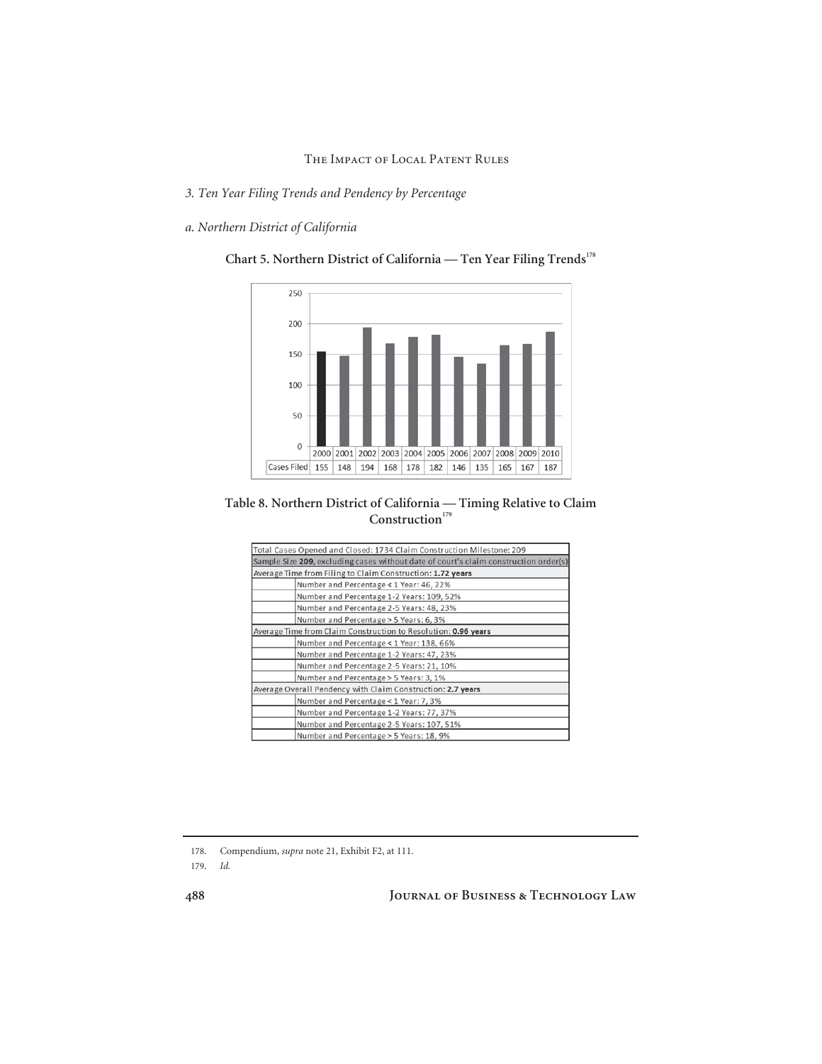*3. Ten Year Filing Trends and Pendency by Percentage*

*a. Northern District of California*

**Chart 5. Northern District of California — Ten Year Filing Trends**[178]

| | 2000 | 2001 | 2002 | 2003 | 2004 | 2005 | 2006 | 2007 | 2008 | 2009 | 2010 |
|---|---|---|---|---|---|---|---|---|---|---|---|
| Cases Filed | 155 | 148 | 194 | 168 | 178 | 182 | 146 | 135 | 165 | 167 | 187 |

**Table 8. Northern District of California — Timing Relative to Claim Construction**[179]

| Total Cases Opened and Closed: **1734** Claim Construction Milestone: 209 | |
|---|---|
| Sample Size **209**, excluding cases without date of court's claim construction order(s) | |
| Average Time from Filing to Claim Construction: **1.72 years** | |
| | Number and Percentage < 1 Year: 46, 22% |
| | Number and Percentage 1-2 Years: 109, 52% |
| | Number and Percentage 2-5 Years: 48, 23% |
| | Number and Percentage > 5 Years: **6, 3%** |
| Average Time from Claim Construction to Resolution: **0.96 years** | |
| | Number and Percentage < 1 Year: 138, 66% |
| | Number and Percentage 1-2 Years: 47, 23% |
| | Number and Percentage 2-5 Years: 21, 10% |
| | Number and Percentage > 5 Years: 3, 1% |
| Average Overall Pendency with Claim Construction: **2.7 years** | |
| | Number and Percentage < 1 Year: 7, 3% |
| | Number and Percentage 1-2 Years: 77, 37% |
| | Number and Percentage 2-5 Years: 107, 51% |
| | Number and Percentage > 5 Years: 18, 9% |

178. Compendium, *supra* note 21, Exhibit F2, at 111.

179. *Id.*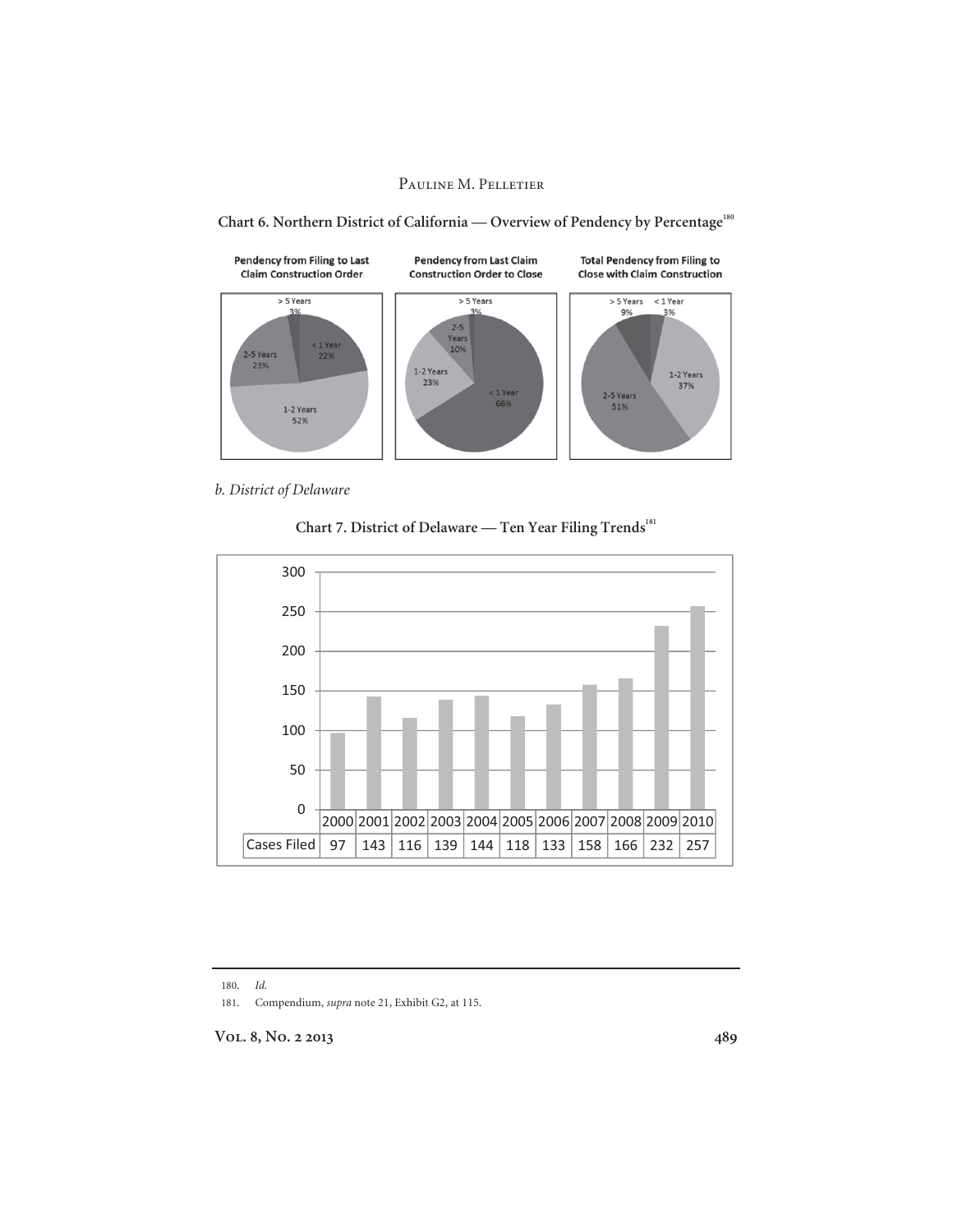**Chart 6. Northern District of California — Overview of Pendency by Percentage[180]**

| Pendency from Filing to Last Claim Construction Order | |
|---|---|
| < 1 Year | 22% |
| 1-2 Years | 52% |
| 2-5 Years | 23% |
| > 5 Years | 3% |

| Pendency from Last Claim Construction Order to Close | |
|---|---|
| < 1 Year | 66% |
| 1-2 Years | 23% |
| 2-5 Years | 10% |
| > 5 Years | 3% |

| Total Pendency from Filing to Close with Claim Construction | |
|---|---|
| < 1 Year | 3% |
| 1-2 Years | 37% |
| 2-5 Years | 51% |
| > 5 Years | 9% |

*b. District of Delaware*

**Chart 7. District of Delaware — Ten Year Filing Trends[181]**

| | 2000 | 2001 | 2002 | 2003 | 2004 | 2005 | 2006 | 2007 | 2008 | 2009 | 2010 |
|---|---|---|---|---|---|---|---|---|---|---|---|
| Cases Filed | 97 | 143 | 116 | 139 | 144 | 118 | 133 | 158 | 166 | 232 | 257 |

---

180. *Id.*

181. Compendium, *supra* note 21, Exhibit G2, at 115.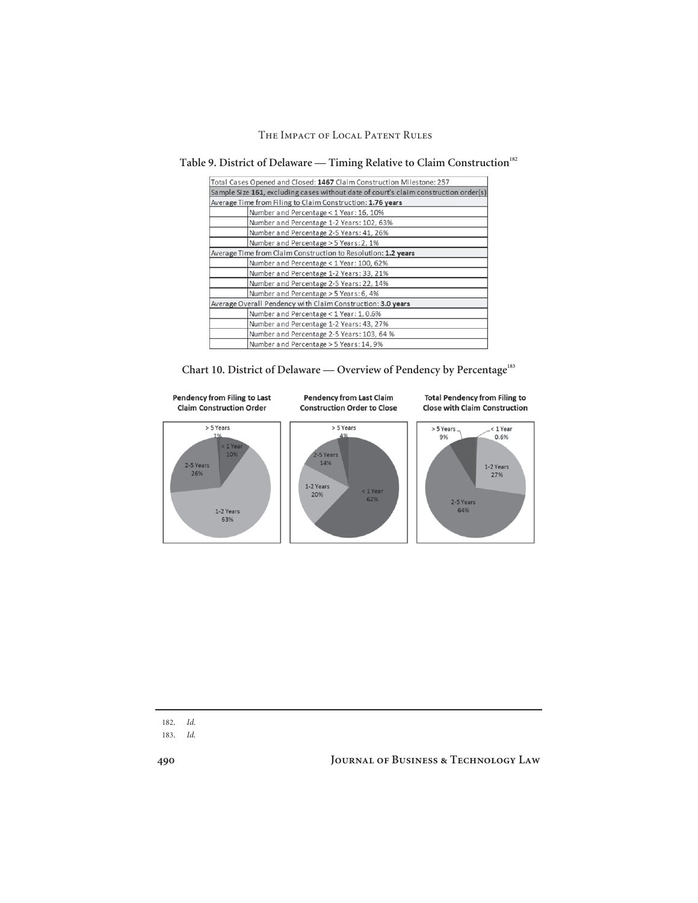### Table 9. District of Delaware — Timing Relative to Claim Construction[182]

| Total Cases Opened and Closed: **1467** Claim Construction Milestone: 257 | |
|---|---|
| Sample Size **161**, excluding cases without date of court's claim construction order(s) | |
| Average Time from Filing to Claim Construction: **1.76 years** | |
| | Number and Percentage < 1 Year: 16, 10% |
| | Number and Percentage 1-2 Years: 102, 63% |
| | Number and Percentage 2-5 Years: 41, 26% |
| | Number and Percentage > 5 Years: 2, 1% |
| Average Time from Claim Construction to Resolution: **1.2 years** | |
| | Number and Percentage < 1 Year: 100, 62% |
| | Number and Percentage 1-2 Years: 33, 21% |
| | Number and Percentage 2-5 Years: 22, 14% |
| | Number and Percentage > 5 Years: 6, 4% |
| Average Overall Pendency with Claim Construction: **3.0 years** | |
| | Number and Percentage < 1 Year: 1, 0.6% |
| | Number and Percentage 1-2 Years: 43, 27% |
| | Number and Percentage 2-5 Years: 103, 64 % |
| | Number and Percentage > 5 Years: 14, 9% |

### Chart 10. District of Delaware — Overview of Pendency by Percentage[183]

**Pendency from Filing to Last Claim Construction Order**

> 5 Years 1%; < 1 Year 10%; 2-5 Years 26%; 1-2 Years 63%

**Pendency from Last Claim Construction Order to Close**

> 5 Years 4%; 2-5 Years 14%; 1-2 Years 20%; < 1 Year 62%

**Total Pendency from Filing to Close with Claim Construction**

> 5 Years 9%; < 1 Year 0.6%; 1-2 Years 27%; 2-5 Years 64%

---

182. *Id.*

183. *Id.*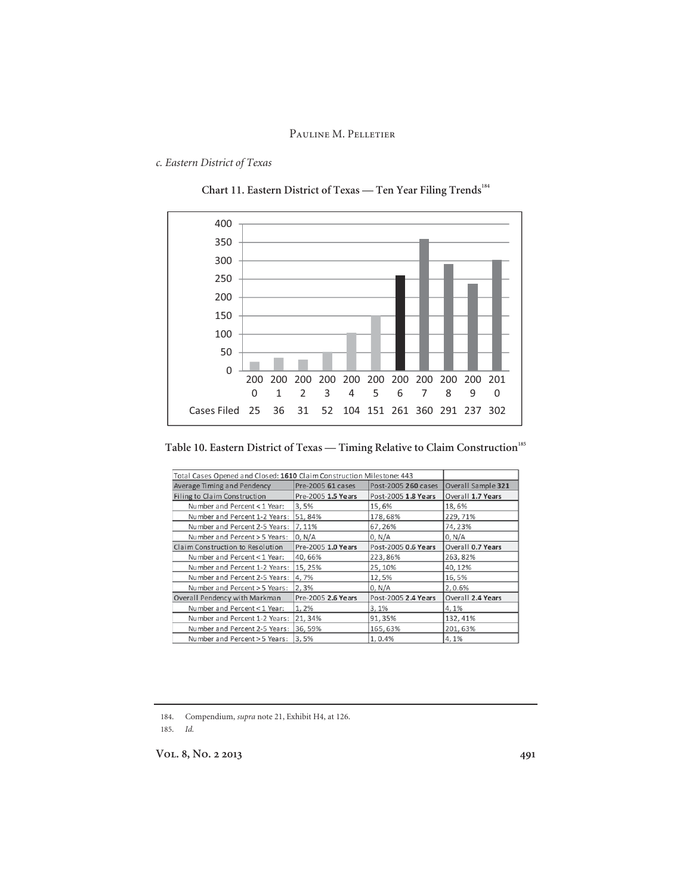*c. Eastern District of Texas*

**Chart 11. Eastern District of Texas — Ten Year Filing Trends**[184]

| | 2000 | 2001 | 2002 | 2003 | 2004 | 2005 | 2006 | 2007 | 2008 | 2009 | 2010 |
|---|---|---|---|---|---|---|---|---|---|---|---|
| Cases Filed | 25 | 36 | 31 | 52 | 104 | 151 | 261 | 360 | 291 | 237 | 302 |

**Table 10. Eastern District of Texas — Timing Relative to Claim Construction**[185]

| Total Cases Opened and Closed: **1610** Claim Construction Milestone: 443 | | | |
|---|---|---|---|
| Average Timing and Pendency | Pre-2005 **61 cases** | Post-2005 **260 cases** | Overall Sample **321** |
| Filing to Claim Construction | Pre-2005 **1.5 Years** | Post-2005 **1.8 Years** | Overall **1.7 Years** |
| Number and Percent < 1 Year: | 3, 5% | 15, 6% | 18, 6% |
| Number and Percent 1-2 Years: | 51, 84% | 178, 68% | 229, 71% |
| Number and Percent 2-5 Years: | 7, 11% | 67, 26% | 74, 23% |
| Number and Percent > 5 Years: | 0, N/A | 0, N/A | 0, N/A |
| Claim Construction to Resolution | Pre-2005 **1.0 Years** | Post-2005 **0.6 Years** | Overall **0.7 Years** |
| Number and Percent < 1 Year: | 40, 66% | 223, 86% | 263, 82% |
| Number and Percent 1-2 Years: | 15, 25% | 25, 10% | 40, 12% |
| Number and Percent 2-5 Years: | 4, 7% | 12, 5% | 16, 5% |
| Number and Percent > 5 Years: | 2, 3% | 0, N/A | 2, 0.6% |
| Overall Pendency with Markman | Pre-2005 **2.6 Years** | Post-2005 **2.4 Years** | Overall **2.4 Years** |
| Number and Percent < 1 Year: | 1, 2% | 3, 1% | 4, 1% |
| Number and Percent 1-2 Years: | 21, 34% | 91, 35% | 132, 41% |
| Number and Percent 2-5 Years: | 36, 59% | 165, 63% | 201, 63% |
| Number and Percent > 5 Years: | 3, 5% | 1, 0.4% | 4, 1% |

184. Compendium, *supra* note 21, Exhibit H4, at 126.

185. *Id.*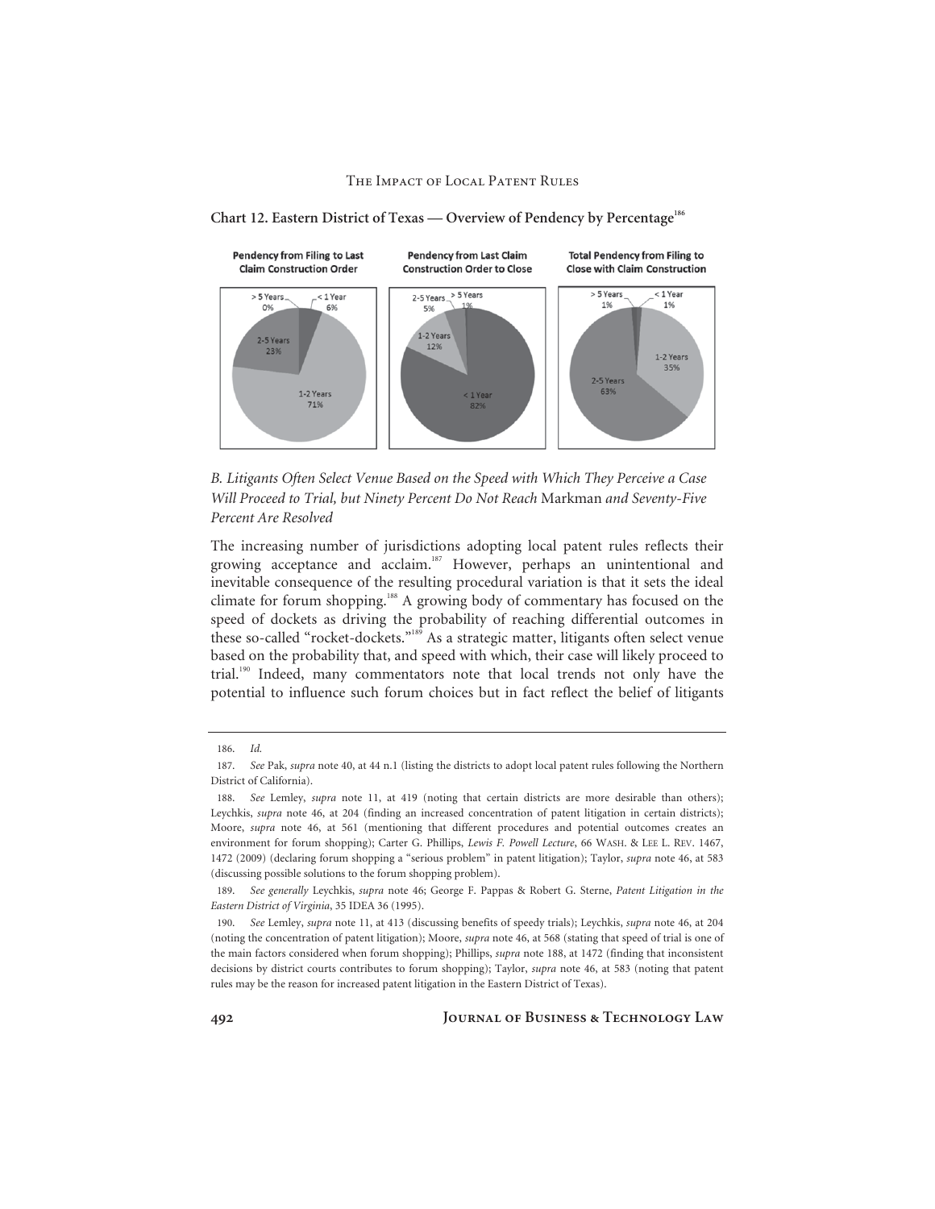**Chart 12. Eastern District of Texas — Overview of Pendency by Percentage**[186]

**Pendency from Filing to Last Claim Construction Order**

- > 5 Years: 0%
- < 1 Year: 6%
- 2-5 Years: 23%
- 1-2 Years: 71%

**Pendency from Last Claim Construction Order to Close**

- 2-5 Years: 5%
- > 5 Years: 1%
- 1-2 Years: 12%
- < 1 Year: 82%

**Total Pendency from Filing to Close with Claim Construction**

- > 5 Years: 1%
- < 1 Year: 1%
- 1-2 Years: 35%
- 2-5 Years: 63%

### *B. Litigants Often Select Venue Based on the Speed with Which They Perceive a Case Will Proceed to Trial, but Ninety Percent Do Not Reach* Markman *and Seventy-Five Percent Are Resolved*

The increasing number of jurisdictions adopting local patent rules reflects their growing acceptance and acclaim.[187] However, perhaps an unintentional and inevitable consequence of the resulting procedural variation is that it sets the ideal climate for forum shopping.[188] A growing body of commentary has focused on the speed of dockets as driving the probability of reaching differential outcomes in these so-called "rocket-dockets."[189] As a strategic matter, litigants often select venue based on the probability that, and speed with which, their case will likely proceed to trial.[190] Indeed, many commentators note that local trends not only have the potential to influence such forum choices but in fact reflect the belief of litigants

---

186. *Id.*

187. *See* Pak, *supra* note 40, at 44 n.1 (listing the districts to adopt local patent rules following the Northern District of California).

188. *See* Lemley, *supra* note 11, at 419 (noting that certain districts are more desirable than others); Leychkis, *supra* note 46, at 204 (finding an increased concentration of patent litigation in certain districts); Moore, *supra* note 46, at 561 (mentioning that different procedures and potential outcomes creates an environment for forum shopping); Carter G. Phillips, *Lewis F. Powell Lecture*, 66 WASH. & LEE L. REV. 1467, 1472 (2009) (declaring forum shopping a "serious problem" in patent litigation); Taylor, *supra* note 46, at 583 (discussing possible solutions to the forum shopping problem).

189. *See generally* Leychkis, *supra* note 46; George F. Pappas & Robert G. Sterne, *Patent Litigation in the Eastern District of Virginia*, 35 IDEA 36 (1995).

190. *See* Lemley, *supra* note 11, at 413 (discussing benefits of speedy trials); Leychkis, *supra* note 46, at 204 (noting the concentration of patent litigation); Moore, *supra* note 46, at 568 (stating that speed of trial is one of the main factors considered when forum shopping); Phillips, *supra* note 188, at 1472 (finding that inconsistent decisions by district courts contributes to forum shopping); Taylor, *supra* note 46, at 583 (noting that patent rules may be the reason for increased patent litigation in the Eastern District of Texas).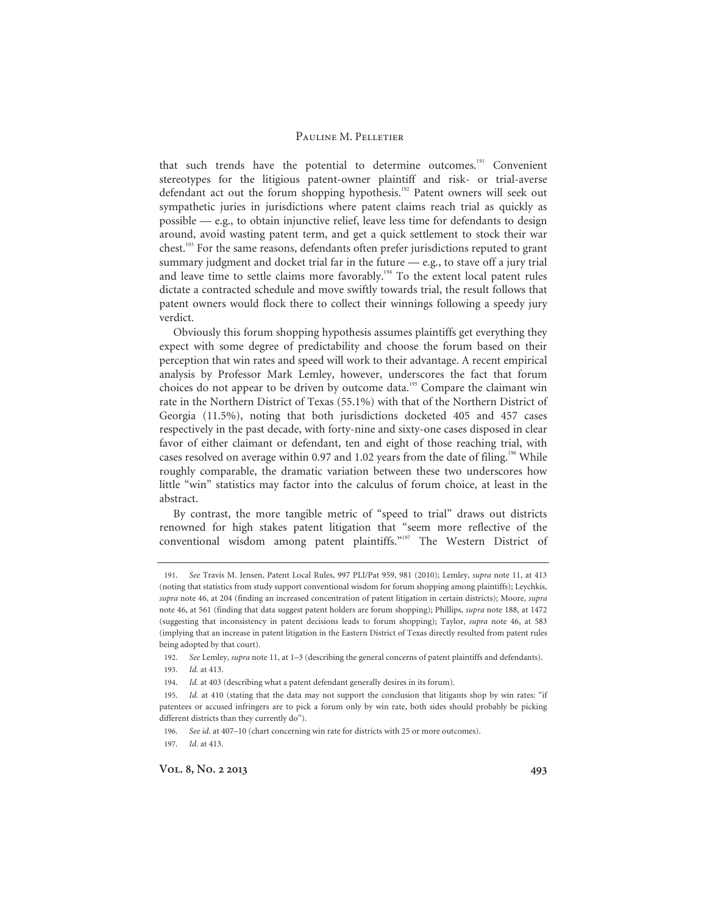that such trends have the potential to determine outcomes.[191] Convenient stereotypes for the litigious patent-owner plaintiff and risk- or trial-averse defendant act out the forum shopping hypothesis.[192] Patent owners will seek out sympathetic juries in jurisdictions where patent claims reach trial as quickly as possible — e.g., to obtain injunctive relief, leave less time for defendants to design around, avoid wasting patent term, and get a quick settlement to stock their war chest.[193] For the same reasons, defendants often prefer jurisdictions reputed to grant summary judgment and docket trial far in the future — e.g., to stave off a jury trial and leave time to settle claims more favorably.[194] To the extent local patent rules dictate a contracted schedule and move swiftly towards trial, the result follows that patent owners would flock there to collect their winnings following a speedy jury verdict.

Obviously this forum shopping hypothesis assumes plaintiffs get everything they expect with some degree of predictability and choose the forum based on their perception that win rates and speed will work to their advantage. A recent empirical analysis by Professor Mark Lemley, however, underscores the fact that forum choices do not appear to be driven by outcome data.[195] Compare the claimant win rate in the Northern District of Texas (55.1%) with that of the Northern District of Georgia (11.5%), noting that both jurisdictions docketed 405 and 457 cases respectively in the past decade, with forty-nine and sixty-one cases disposed in clear favor of either claimant or defendant, ten and eight of those reaching trial, with cases resolved on average within 0.97 and 1.02 years from the date of filing.[196] While roughly comparable, the dramatic variation between these two underscores how little "win" statistics may factor into the calculus of forum choice, at least in the abstract.

By contrast, the more tangible metric of "speed to trial" draws out districts renowned for high stakes patent litigation that "seem more reflective of the conventional wisdom among patent plaintiffs."[197] The Western District of

---

191. *See* Travis M. Jensen, Patent Local Rules, 997 PLI/Pat 959, 981 (2010); Lemley, *supra* note 11, at 413 (noting that statistics from study support conventional wisdom for forum shopping among plaintiffs); Leychkis, *supra* note 46, at 204 (finding an increased concentration of patent litigation in certain districts); Moore, *supra* note 46, at 561 (finding that data suggest patent holders are forum shopping); Phillips, *supra* note 188, at 1472 (suggesting that inconsistency in patent decisions leads to forum shopping); Taylor, *supra* note 46, at 583 (implying that an increase in patent litigation in the Eastern District of Texas directly resulted from patent rules being adopted by that court).

192. *See* Lemley, *supra* note 11, at 1–3 (describing the general concerns of patent plaintiffs and defendants).

193. *Id.* at 413.

194. *Id.* at 403 (describing what a patent defendant generally desires in its forum).

195. *Id.* at 410 (stating that the data may not support the conclusion that litigants shop by win rates: "if patentees or accused infringers are to pick a forum only by win rate, both sides should probably be picking different districts than they currently do").

196. *See id.* at 407–10 (chart concerning win rate for districts with 25 or more outcomes).

197. *Id.* at 413.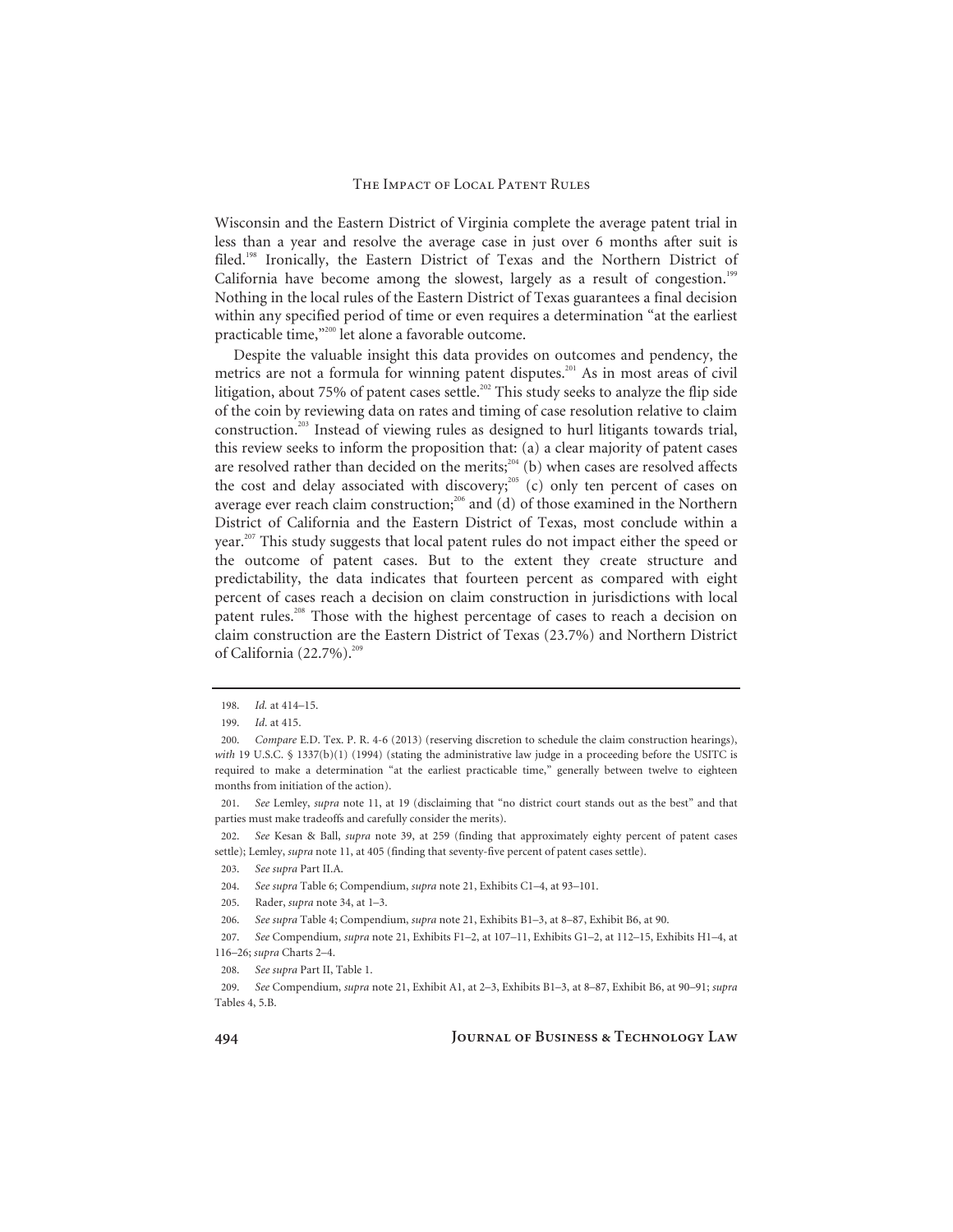Wisconsin and the Eastern District of Virginia complete the average patent trial in less than a year and resolve the average case in just over 6 months after suit is filed.[198] Ironically, the Eastern District of Texas and the Northern District of California have become among the slowest, largely as a result of congestion.[199] Nothing in the local rules of the Eastern District of Texas guarantees a final decision within any specified period of time or even requires a determination "at the earliest practicable time,"[200] let alone a favorable outcome.

Despite the valuable insight this data provides on outcomes and pendency, the metrics are not a formula for winning patent disputes.[201] As in most areas of civil litigation, about 75% of patent cases settle.[202] This study seeks to analyze the flip side of the coin by reviewing data on rates and timing of case resolution relative to claim construction.[203] Instead of viewing rules as designed to hurl litigants towards trial, this review seeks to inform the proposition that: (a) a clear majority of patent cases are resolved rather than decided on the merits;[204] (b) when cases are resolved affects the cost and delay associated with discovery;[205] (c) only ten percent of cases on average ever reach claim construction;[206] and (d) of those examined in the Northern District of California and the Eastern District of Texas, most conclude within a year.[207] This study suggests that local patent rules do not impact either the speed or the outcome of patent cases. But to the extent they create structure and predictability, the data indicates that fourteen percent as compared with eight percent of cases reach a decision on claim construction in jurisdictions with local patent rules.[208] Those with the highest percentage of cases to reach a decision on claim construction are the Eastern District of Texas (23.7%) and Northern District of California (22.7%).[209]

---

198. *Id.* at 414–15.

199. *Id.* at 415.

200. *Compare* E.D. Tex. P. R. 4-6 (2013) (reserving discretion to schedule the claim construction hearings), *with* 19 U.S.C. § 1337(b)(1) (1994) (stating the administrative law judge in a proceeding before the USITC is required to make a determination "at the earliest practicable time," generally between twelve to eighteen months from initiation of the action).

201. *See* Lemley, *supra* note 11, at 19 (disclaiming that "no district court stands out as the best" and that parties must make tradeoffs and carefully consider the merits).

202. *See* Kesan & Ball, *supra* note 39, at 259 (finding that approximately eighty percent of patent cases settle); Lemley, *supra* note 11, at 405 (finding that seventy-five percent of patent cases settle).

203. *See supra* Part II.A.

204. *See supra* Table 6; Compendium, *supra* note 21, Exhibits C1–4, at 93–101.

205. Rader, *supra* note 34, at 1–3.

206. *See supra* Table 4; Compendium, *supra* note 21, Exhibits B1–3, at 8–87, Exhibit B6, at 90.

207. *See* Compendium, *supra* note 21, Exhibits F1–2, at 107–11, Exhibits G1–2, at 112–15, Exhibits H1–4, at 116–26; *supra* Charts 2–4.

208. *See supra* Part II, Table 1.

209. *See* Compendium, *supra* note 21, Exhibit A1, at 2–3, Exhibits B1–3, at 8–87, Exhibit B6, at 90–91; *supra* Tables 4, 5.B.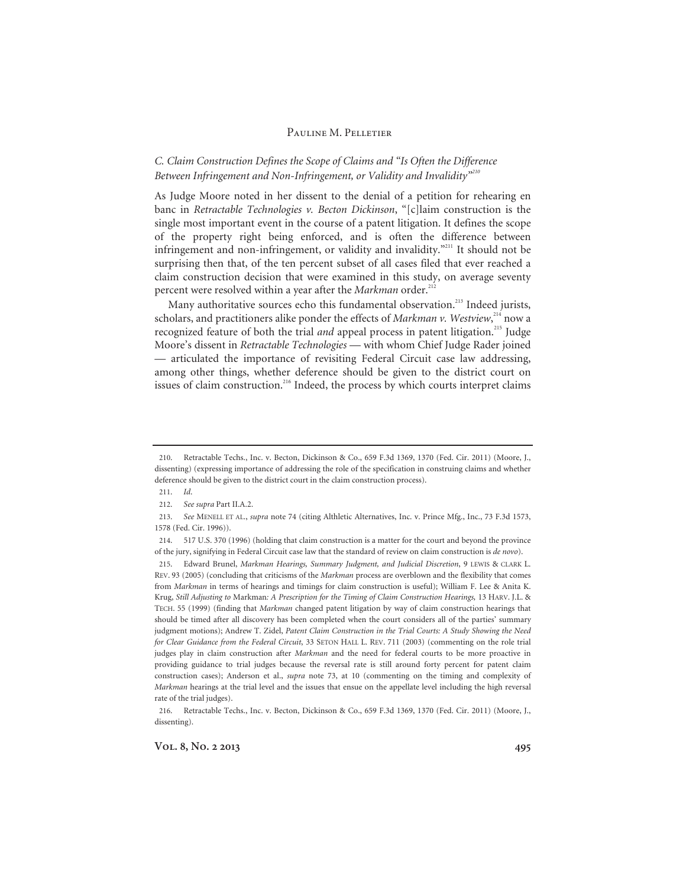### *C. Claim Construction Defines the Scope of Claims and "Is Often the Difference Between Infringement and Non-Infringement, or Validity and Invalidity"*[210]

As Judge Moore noted in her dissent to the denial of a petition for rehearing en banc in *Retractable Technologies v. Becton Dickinson*, "[c]laim construction is the single most important event in the course of a patent litigation. It defines the scope of the property right being enforced, and is often the difference between infringement and non-infringement, or validity and invalidity."[211] It should not be surprising then that, of the ten percent subset of all cases filed that ever reached a claim construction decision that were examined in this study, on average seventy percent were resolved within a year after the *Markman* order.[212]

Many authoritative sources echo this fundamental observation.[213] Indeed jurists, scholars, and practitioners alike ponder the effects of *Markman v. Westview*,[214] now a recognized feature of both the trial *and* appeal process in patent litigation.[215] Judge Moore's dissent in *Retractable Technologies* — with whom Chief Judge Rader joined — articulated the importance of revisiting Federal Circuit case law addressing, among other things, whether deference should be given to the district court on issues of claim construction.[216] Indeed, the process by which courts interpret claims

---

210. Retractable Techs., Inc. v. Becton, Dickinson & Co., 659 F.3d 1369, 1370 (Fed. Cir. 2011) (Moore, J., dissenting) (expressing importance of addressing the role of the specification in construing claims and whether deference should be given to the district court in the claim construction process).

211. *Id.*

212. *See supra* Part II.A.2.

213. *See* MENELL ET AL., *supra* note 74 (citing Althletic Alternatives, Inc. v. Prince Mfg., Inc., 73 F.3d 1573, 1578 (Fed. Cir. 1996)).

214. 517 U.S. 370 (1996) (holding that claim construction is a matter for the court and beyond the province of the jury, signifying in Federal Circuit case law that the standard of review on claim construction is *de novo*).

215. Edward Brunel, *Markman Hearings, Summary Judgment, and Judicial Discretion*, 9 LEWIS & CLARK L. REV. 93 (2005) (concluding that criticisms of the *Markman* process are overblown and the flexibility that comes from *Markman* in terms of hearings and timings for claim construction is useful); William F. Lee & Anita K. Krug, *Still Adjusting to* Markman*: A Prescription for the Timing of Claim Construction Hearings*, 13 HARV. J.L. & TECH. 55 (1999) (finding that *Markman* changed patent litigation by way of claim construction hearings that should be timed after all discovery has been completed when the court considers all of the parties' summary judgment motions); Andrew T. Zidel, *Patent Claim Construction in the Trial Courts: A Study Showing the Need for Clear Guidance from the Federal Circuit*, 33 SETON HALL L. REV. 711 (2003) (commenting on the role trial judges play in claim construction after *Markman* and the need for federal courts to be more proactive in providing guidance to trial judges because the reversal rate is still around forty percent for patent claim construction cases); Anderson et al., *supra* note 73, at 10 (commenting on the timing and complexity of *Markman* hearings at the trial level and the issues that ensue on the appellate level including the high reversal rate of the trial judges).

216. Retractable Techs., Inc. v. Becton, Dickinson & Co., 659 F.3d 1369, 1370 (Fed. Cir. 2011) (Moore, J., dissenting).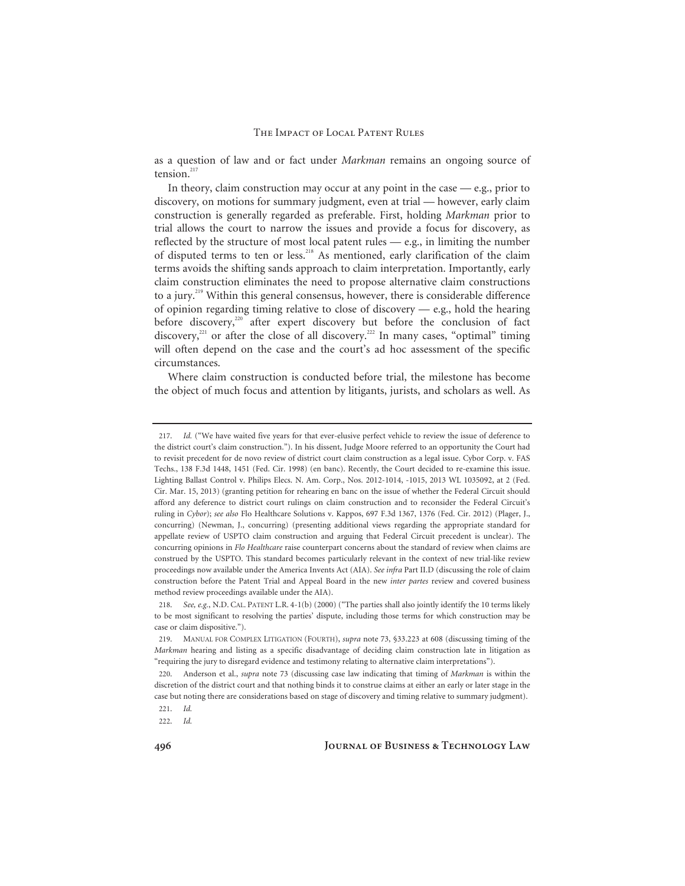as a question of law and or fact under *Markman* remains an ongoing source of tension.[217]

In theory, claim construction may occur at any point in the case — e.g., prior to discovery, on motions for summary judgment, even at trial — however, early claim construction is generally regarded as preferable. First, holding *Markman* prior to trial allows the court to narrow the issues and provide a focus for discovery, as reflected by the structure of most local patent rules — e.g., in limiting the number of disputed terms to ten or less.[218] As mentioned, early clarification of the claim terms avoids the shifting sands approach to claim interpretation. Importantly, early claim construction eliminates the need to propose alternative claim constructions to a jury.[219] Within this general consensus, however, there is considerable difference of opinion regarding timing relative to close of discovery — e.g., hold the hearing before discovery,[220] after expert discovery but before the conclusion of fact discovery,[221] or after the close of all discovery.[222] In many cases, "optimal" timing will often depend on the case and the court's ad hoc assessment of the specific circumstances.

Where claim construction is conducted before trial, the milestone has become the object of much focus and attention by litigants, jurists, and scholars as well. As

---

217. *Id.* ("We have waited five years for that ever-elusive perfect vehicle to review the issue of deference to the district court's claim construction."). In his dissent, Judge Moore referred to an opportunity the Court had to revisit precedent for de novo review of district court claim construction as a legal issue. Cybor Corp. v. FAS Techs., 138 F.3d 1448, 1451 (Fed. Cir. 1998) (en banc). Recently, the Court decided to re-examine this issue. Lighting Ballast Control v. Philips Elecs. N. Am. Corp., Nos. 2012-1014, -1015, 2013 WL 1035092, at 2 (Fed. Cir. Mar. 15, 2013) (granting petition for rehearing en banc on the issue of whether the Federal Circuit should afford any deference to district court rulings on claim construction and to reconsider the Federal Circuit's ruling in *Cybor*); *see also* Flo Healthcare Solutions v. Kappos, 697 F.3d 1367, 1376 (Fed. Cir. 2012) (Plager, J., concurring) (Newman, J., concurring) (presenting additional views regarding the appropriate standard for appellate review of USPTO claim construction and arguing that Federal Circuit precedent is unclear). The concurring opinions in *Flo Healthcare* raise counterpart concerns about the standard of review when claims are construed by the USPTO. This standard becomes particularly relevant in the context of new trial-like review proceedings now available under the America Invents Act (AIA). *See infra* Part II.D (discussing the role of claim construction before the Patent Trial and Appeal Board in the new *inter partes* review and covered business method review proceedings available under the AIA).

218. *See, e.g.*, N.D. CAL. PATENT L.R. 4-1(b) (2000) ("The parties shall also jointly identify the 10 terms likely to be most significant to resolving the parties' dispute, including those terms for which construction may be case or claim dispositive.").

219. MANUAL FOR COMPLEX LITIGATION (FOURTH), *supra* note 73, §33.223 at 608 (discussing timing of the *Markman* hearing and listing as a specific disadvantage of deciding claim construction late in litigation as "requiring the jury to disregard evidence and testimony relating to alternative claim interpretations").

220. Anderson et al., *supra* note 73 (discussing case law indicating that timing of *Markman* is within the discretion of the district court and that nothing binds it to construe claims at either an early or later stage in the case but noting there are considerations based on stage of discovery and timing relative to summary judgment).

221. *Id.*

222. *Id.*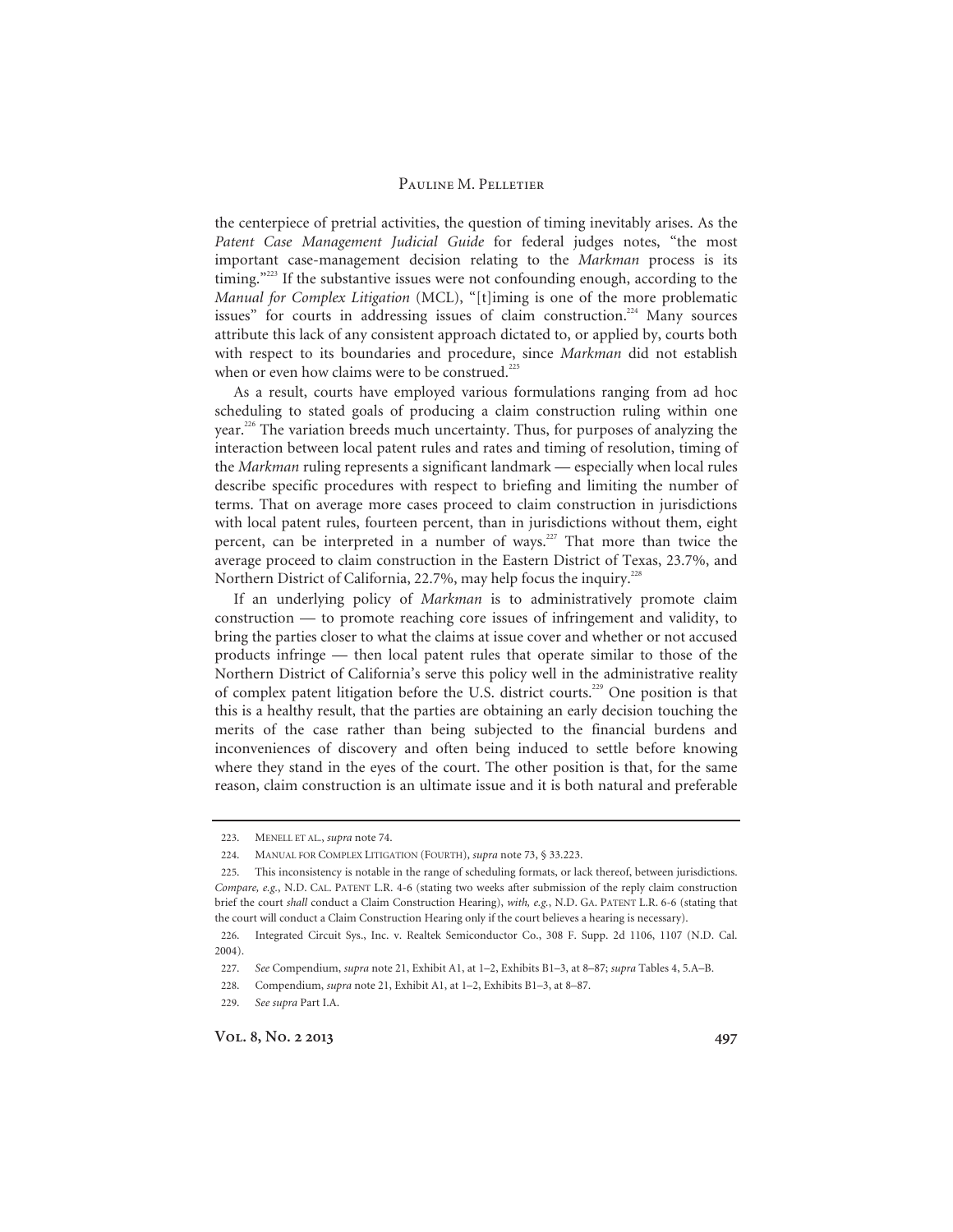the centerpiece of pretrial activities, the question of timing inevitably arises. As the *Patent Case Management Judicial Guide* for federal judges notes, "the most important case-management decision relating to the *Markman* process is its timing."[223] If the substantive issues were not confounding enough, according to the *Manual for Complex Litigation* (MCL), "[t]iming is one of the more problematic issues" for courts in addressing issues of claim construction.[224] Many sources attribute this lack of any consistent approach dictated to, or applied by, courts both with respect to its boundaries and procedure, since *Markman* did not establish when or even how claims were to be construed.[225]

As a result, courts have employed various formulations ranging from ad hoc scheduling to stated goals of producing a claim construction ruling within one year.[226] The variation breeds much uncertainty. Thus, for purposes of analyzing the interaction between local patent rules and rates and timing of resolution, timing of the *Markman* ruling represents a significant landmark — especially when local rules describe specific procedures with respect to briefing and limiting the number of terms. That on average more cases proceed to claim construction in jurisdictions with local patent rules, fourteen percent, than in jurisdictions without them, eight percent, can be interpreted in a number of ways.[227] That more than twice the average proceed to claim construction in the Eastern District of Texas, 23.7%, and Northern District of California, 22.7%, may help focus the inquiry.[228]

If an underlying policy of *Markman* is to administratively promote claim construction — to promote reaching core issues of infringement and validity, to bring the parties closer to what the claims at issue cover and whether or not accused products infringe — then local patent rules that operate similar to those of the Northern District of California's serve this policy well in the administrative reality of complex patent litigation before the U.S. district courts.[229] One position is that this is a healthy result, that the parties are obtaining an early decision touching the merits of the case rather than being subjected to the financial burdens and inconveniences of discovery and often being induced to settle before knowing where they stand in the eyes of the court. The other position is that, for the same reason, claim construction is an ultimate issue and it is both natural and preferable

---

223. MENELL ET AL., *supra* note 74.

224. MANUAL FOR COMPLEX LITIGATION (FOURTH), *supra* note 73, § 33.223.

225. This inconsistency is notable in the range of scheduling formats, or lack thereof, between jurisdictions. *Compare, e.g.*, N.D. CAL. PATENT L.R. 4-6 (stating two weeks after submission of the reply claim construction brief the court *shall* conduct a Claim Construction Hearing), *with, e.g.*, N.D. GA. PATENT L.R. 6-6 (stating that the court will conduct a Claim Construction Hearing only if the court believes a hearing is necessary).

226. Integrated Circuit Sys., Inc. v. Realtek Semiconductor Co., 308 F. Supp. 2d 1106, 1107 (N.D. Cal. 2004).

227. *See* Compendium, *supra* note 21, Exhibit A1, at 1–2, Exhibits B1–3, at 8–87; *supra* Tables 4, 5.A–B.

228. Compendium, *supra* note 21, Exhibit A1, at 1–2, Exhibits B1–3, at 8–87.

229. *See supra* Part I.A.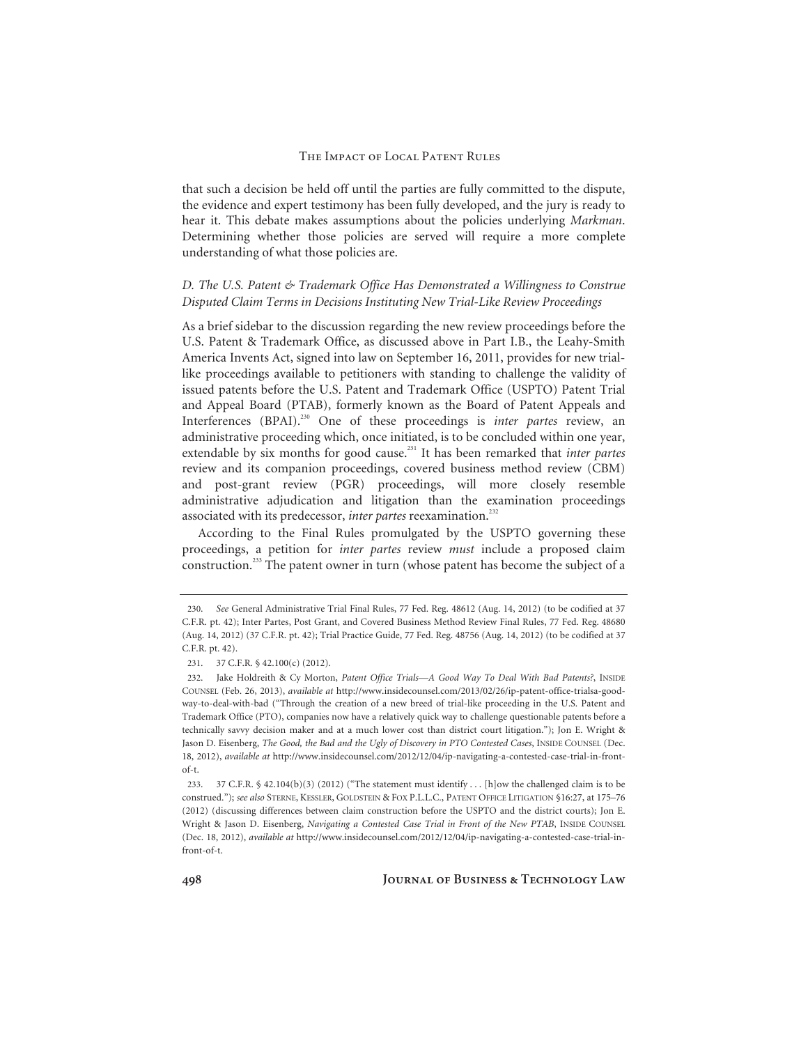that such a decision be held off until the parties are fully committed to the dispute, the evidence and expert testimony has been fully developed, and the jury is ready to hear it. This debate makes assumptions about the policies underlying *Markman*. Determining whether those policies are served will require a more complete understanding of what those policies are.

### *D. The U.S. Patent & Trademark Office Has Demonstrated a Willingness to Construe Disputed Claim Terms in Decisions Instituting New Trial-Like Review Proceedings*

As a brief sidebar to the discussion regarding the new review proceedings before the U.S. Patent & Trademark Office, as discussed above in Part I.B., the Leahy-Smith America Invents Act, signed into law on September 16, 2011, provides for new trial-like proceedings available to petitioners with standing to challenge the validity of issued patents before the U.S. Patent and Trademark Office (USPTO) Patent Trial and Appeal Board (PTAB), formerly known as the Board of Patent Appeals and Interferences (BPAI).[230] One of these proceedings is *inter partes* review, an administrative proceeding which, once initiated, is to be concluded within one year, extendable by six months for good cause.[231] It has been remarked that *inter partes* review and its companion proceedings, covered business method review (CBM) and post-grant review (PGR) proceedings, will more closely resemble administrative adjudication and litigation than the examination proceedings associated with its predecessor, *inter partes* reexamination.[232]

According to the Final Rules promulgated by the USPTO governing these proceedings, a petition for *inter partes* review *must* include a proposed claim construction.[233] The patent owner in turn (whose patent has become the subject of a

---

230. *See* General Administrative Trial Final Rules, 77 Fed. Reg. 48612 (Aug. 14, 2012) (to be codified at 37 C.F.R. pt. 42); Inter Partes, Post Grant, and Covered Business Method Review Final Rules, 77 Fed. Reg. 48680 (Aug. 14, 2012) (37 C.F.R. pt. 42); Trial Practice Guide, 77 Fed. Reg. 48756 (Aug. 14, 2012) (to be codified at 37 C.F.R. pt. 42).

231. 37 C.F.R. § 42.100(c) (2012).

232. Jake Holdreith & Cy Morton, *Patent Office Trials—A Good Way To Deal With Bad Patents?*, INSIDE COUNSEL (Feb. 26, 2013), *available at* http://www.insidecounsel.com/2013/02/26/ip-patent-office-trialsa-good-way-to-deal-with-bad ("Through the creation of a new breed of trial-like proceeding in the U.S. Patent and Trademark Office (PTO), companies now have a relatively quick way to challenge questionable patents before a technically savvy decision maker and at a much lower cost than district court litigation."); Jon E. Wright & Jason D. Eisenberg, *The Good, the Bad and the Ugly of Discovery in PTO Contested Cases*, INSIDE COUNSEL (Dec. 18, 2012), *available at* http://www.insidecounsel.com/2012/12/04/ip-navigating-a-contested-case-trial-in-front-of-t.

233. 37 C.F.R. § 42.104(b)(3) (2012) ("The statement must identify . . . [h]ow the challenged claim is to be construed."); *see also* STERNE, KESSLER, GOLDSTEIN & FOX P.L.L.C., PATENT OFFICE LITIGATION §16:27, at 175–76 (2012) (discussing differences between claim construction before the USPTO and the district courts); Jon E. Wright & Jason D. Eisenberg, *Navigating a Contested Case Trial in Front of the New PTAB*, INSIDE COUNSEL (Dec. 18, 2012), *available at* http://www.insidecounsel.com/2012/12/04/ip-navigating-a-contested-case-trial-in-front-of-t.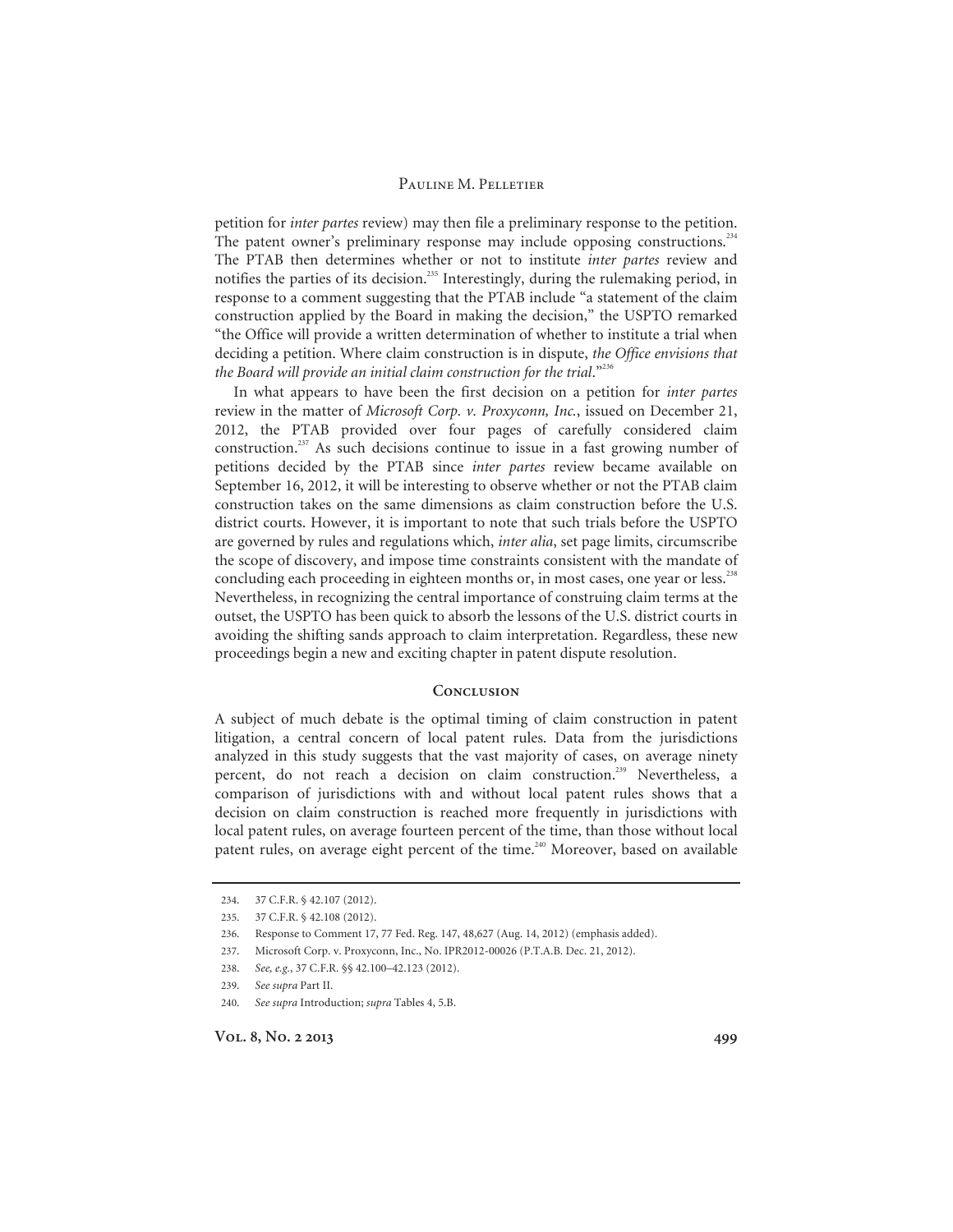petition for *inter partes* review) may then file a preliminary response to the petition. The patent owner's preliminary response may include opposing constructions.[234] The PTAB then determines whether or not to institute *inter partes* review and notifies the parties of its decision.[235] Interestingly, during the rulemaking period, in response to a comment suggesting that the PTAB include "a statement of the claim construction applied by the Board in making the decision," the USPTO remarked "the Office will provide a written determination of whether to institute a trial when deciding a petition. Where claim construction is in dispute, *the Office envisions that the Board will provide an initial claim construction for the trial*."[236]

In what appears to have been the first decision on a petition for *inter partes* review in the matter of *Microsoft Corp. v. Proxyconn, Inc.*, issued on December 21, 2012, the PTAB provided over four pages of carefully considered claim construction.[237] As such decisions continue to issue in a fast growing number of petitions decided by the PTAB since *inter partes* review became available on September 16, 2012, it will be interesting to observe whether or not the PTAB claim construction takes on the same dimensions as claim construction before the U.S. district courts. However, it is important to note that such trials before the USPTO are governed by rules and regulations which, *inter alia*, set page limits, circumscribe the scope of discovery, and impose time constraints consistent with the mandate of concluding each proceeding in eighteen months or, in most cases, one year or less.[238] Nevertheless, in recognizing the central importance of construing claim terms at the outset, the USPTO has been quick to absorb the lessons of the U.S. district courts in avoiding the shifting sands approach to claim interpretation. Regardless, these new proceedings begin a new and exciting chapter in patent dispute resolution.

## Conclusion

A subject of much debate is the optimal timing of claim construction in patent litigation, a central concern of local patent rules. Data from the jurisdictions analyzed in this study suggests that the vast majority of cases, on average ninety percent, do not reach a decision on claim construction.[239] Nevertheless, a comparison of jurisdictions with and without local patent rules shows that a decision on claim construction is reached more frequently in jurisdictions with local patent rules, on average fourteen percent of the time, than those without local patent rules, on average eight percent of the time.[240] Moreover, based on available

234. 37 C.F.R. § 42.107 (2012).

235. 37 C.F.R. § 42.108 (2012).

236. Response to Comment 17, 77 Fed. Reg. 147, 48,627 (Aug. 14, 2012) (emphasis added).

237. Microsoft Corp. v. Proxyconn, Inc., No. IPR2012-00026 (P.T.A.B. Dec. 21, 2012).

238. *See, e.g.*, 37 C.F.R. §§ 42.100–42.123 (2012).

239. *See supra* Part II.

240. *See supra* Introduction; *supra* Tables 4, 5.B.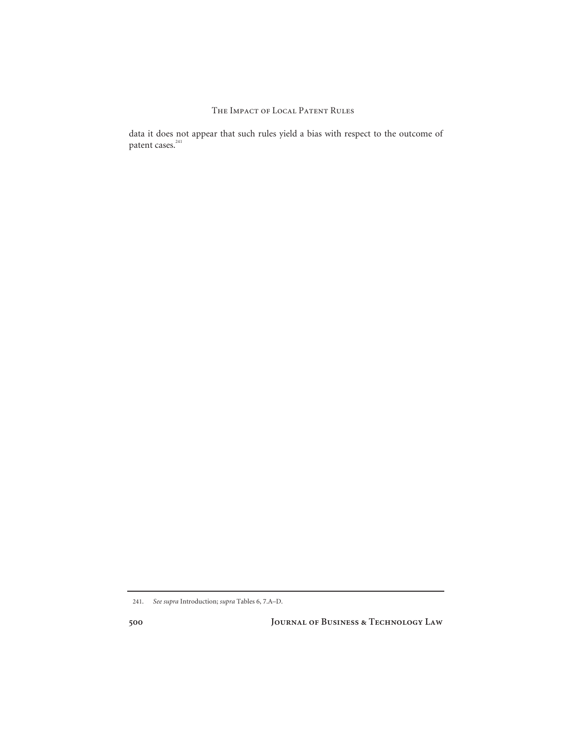data it does not appear that such rules yield a bias with respect to the outcome of patent cases.[241]

---

241. *See supra* Introduction; *supra* Tables 6, 7.A–D.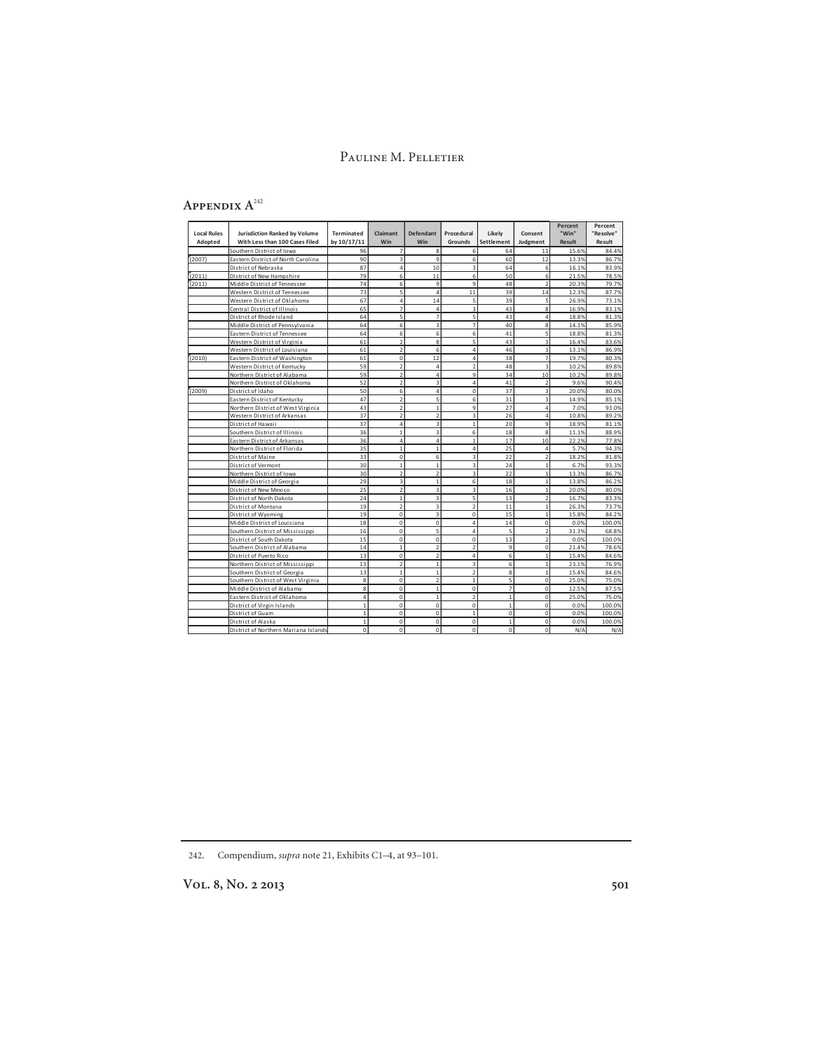## Appendix A[242]

| Local Rules Adopted | Jurisdiction Ranked by Volume With Less than 100 Cases Filed | Terminated by 10/17/11 | Claimant Win | Defendant Win | Procedural Grounds | Likely Settlement | Consent Judgment | Percent "Win" Result | Percent "Resolve" Result |
|---|---|---|---|---|---|---|---|---|---|
| | Southern District of Iowa | 96 | 7 | 8 | 6 | 64 | 11 | 15.6% | 84.4% |
| (2007) | Eastern District of North Carolina | 90 | 3 | 9 | 6 | 60 | 12 | 13.3% | 86.7% |
| | District of Nebraska | 87 | 4 | 10 | 3 | 64 | 6 | 16.1% | 83.9% |
| (2011) | District of New Hampshire | 79 | 6 | 11 | 6 | 50 | 6 | 21.5% | 78.5% |
| (2011) | Middle District of Tennessee | 74 | 6 | 9 | 9 | 48 | 2 | 20.3% | 79.7% |
| | Western District of Tennessee | 73 | 5 | 4 | 11 | 39 | 14 | 12.3% | 87.7% |
| | Western District of Oklahoma | 67 | 4 | 14 | 5 | 39 | 5 | 26.9% | 73.1% |
| | Central District of Illinois | 65 | 7 | 4 | 3 | 43 | 8 | 16.9% | 83.1% |
| | District of Rhode Island | 64 | 5 | 7 | 5 | 43 | 4 | 18.8% | 81.3% |
| | Middle District of Pennsylvania | 64 | 6 | 3 | 7 | 40 | 8 | 14.1% | 85.9% |
| | Eastern District of Tennessee | 64 | 6 | 6 | 6 | 41 | 5 | 18.8% | 81.3% |
| | Western District of Virginia | 61 | 2 | 8 | 5 | 43 | 3 | 16.4% | 83.6% |
| | Western District of Louisiana | 61 | 2 | 6 | 4 | 46 | 3 | 13.1% | 86.9% |
| (2010) | Eastern District of Washington | 61 | 0 | 12 | 4 | 38 | 7 | 19.7% | 80.3% |
| | Western District of Kentucky | 59 | 2 | 4 | 2 | 48 | 3 | 10.2% | 89.8% |
| | Northern District of Alabama | 59 | 2 | 4 | 9 | 34 | 10 | 10.2% | 89.8% |
| | Northern District of Oklahoma | 52 | 2 | 3 | 4 | 41 | 2 | 9.6% | 90.4% |
| (2009) | District of Idaho | 50 | 6 | 4 | 0 | 37 | 3 | 20.0% | 80.0% |
| | Eastern District of Kentucky | 47 | 2 | 5 | 6 | 31 | 3 | 14.9% | 85.1% |
| | Northern District of West Virginia | 43 | 2 | 1 | 9 | 27 | 4 | 7.0% | 93.0% |
| | Western District of Arkansas | 37 | 2 | 2 | 3 | 26 | 4 | 10.8% | 89.2% |
| | District of Hawaii | 37 | 4 | 3 | 1 | 20 | 9 | 18.9% | 81.1% |
| | Southern District of Illinois | 36 | 1 | 3 | 6 | 18 | 8 | 11.1% | 88.9% |
| | Eastern District of Arkansas | 36 | 4 | 4 | 1 | 17 | 10 | 22.2% | 77.8% |
| | Northern District of Florida | 35 | 1 | 1 | 4 | 25 | 4 | 5.7% | 94.3% |
| | District of Maine | 33 | 0 | 6 | 3 | 22 | 2 | 18.2% | 81.8% |
| | District of Vermont | 30 | 1 | 1 | 3 | 24 | 1 | 6.7% | 93.3% |
| | Northern District of Iowa | 30 | 2 | 2 | 3 | 22 | 1 | 13.3% | 86.7% |
| | Middle District of Georgia | 29 | 3 | 1 | 6 | 18 | 1 | 13.8% | 86.2% |
| | District of New Mexico | 25 | 2 | 3 | 3 | 16 | 1 | 20.0% | 80.0% |
| | District of North Dakota | 24 | 1 | 3 | 5 | 13 | 2 | 16.7% | 83.3% |
| | District of Montana | 19 | 2 | 3 | 2 | 11 | 1 | 26.3% | 73.7% |
| | District of Wyoming | 19 | 0 | 3 | 0 | 15 | 1 | 15.8% | 84.2% |
| | Middle District of Louisiana | 18 | 0 | 0 | 4 | 14 | 0 | 0.0% | 100.0% |
| | Southern District of Mississippi | 16 | 0 | 5 | 4 | 5 | 2 | 31.3% | 68.8% |
| | District of South Dakota | 15 | 0 | 0 | 0 | 13 | 2 | 0.0% | 100.0% |
| | Southern District of Alabama | 14 | 1 | 2 | 2 | 9 | 0 | 21.4% | 78.6% |
| | District of Puerto Rico | 13 | 0 | 2 | 4 | 6 | 1 | 15.4% | 84.6% |
| | Northern District of Mississippi | 13 | 2 | 1 | 3 | 6 | 1 | 23.1% | 76.9% |
| | Southern District of Georgia | 13 | 1 | 1 | 2 | 8 | 1 | 15.4% | 84.6% |
| | Southern District of West Virginia | 8 | 0 | 2 | 1 | 5 | 0 | 25.0% | 75.0% |
| | Middle District of Alabama | 8 | 0 | 1 | 0 | 7 | 0 | 12.5% | 87.5% |
| | Eastern District of Oklahoma | 4 | 0 | 1 | 2 | 1 | 0 | 25.0% | 75.0% |
| | District of Virgin Islands | 1 | 0 | 0 | 0 | 1 | 0 | 0.0% | 100.0% |
| | District of Guam | 1 | 0 | 0 | 1 | 0 | 0 | 0.0% | 100.0% |
| | District of Alaska | 1 | 0 | 0 | 0 | 1 | 0 | 0.0% | 100.0% |
| | District of Northern Mariana Islands | 0 | 0 | 0 | 0 | 0 | 0 | N/A | N/A |

242. Compendium, *supra* note 21, Exhibits C1–4, at 93–101.